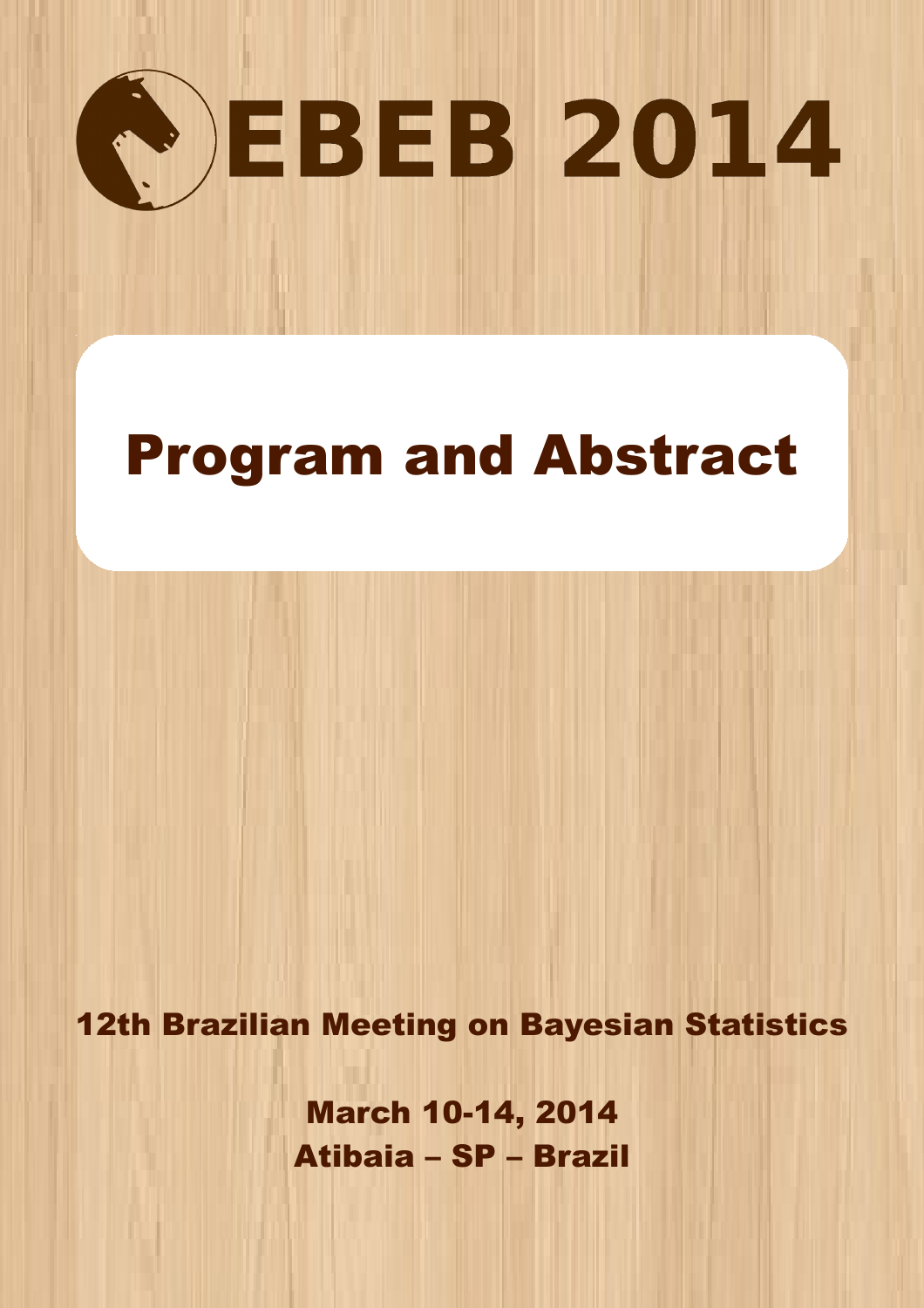# EBEB 2014

# Program and Abstract

## 12th Brazilian Meeting on Bayesian Statistics

**March 10-14, 2014**
**Atibaia – SP – Brazil**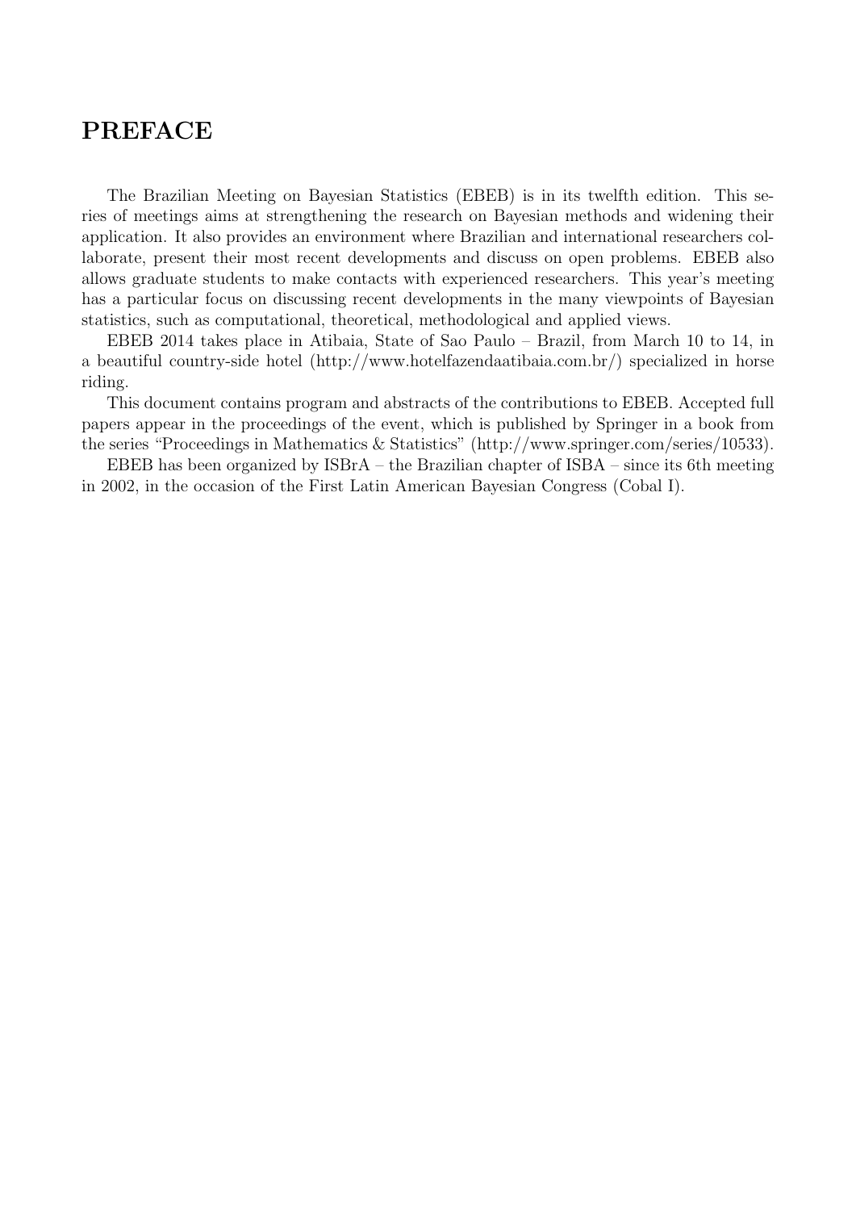# PREFACE

The Brazilian Meeting on Bayesian Statistics (EBEB) is in its twelfth edition. This series of meetings aims at strengthening the research on Bayesian methods and widening their application. It also provides an environment where Brazilian and international researchers collaborate, present their most recent developments and discuss on open problems. EBEB also allows graduate students to make contacts with experienced researchers. This year's meeting has a particular focus on discussing recent developments in the many viewpoints of Bayesian statistics, such as computational, theoretical, methodological and applied views.

EBEB 2014 takes place in Atibaia, State of Sao Paulo – Brazil, from March 10 to 14, in a beautiful country-side hotel (http://www.hotelfazendaatibaia.com.br/) specialized in horse riding.

This document contains program and abstracts of the contributions to EBEB. Accepted full papers appear in the proceedings of the event, which is published by Springer in a book from the series "Proceedings in Mathematics & Statistics" (http://www.springer.com/series/10533).

EBEB has been organized by ISBrA – the Brazilian chapter of ISBA – since its 6th meeting in 2002, in the occasion of the First Latin American Bayesian Congress (Cobal I).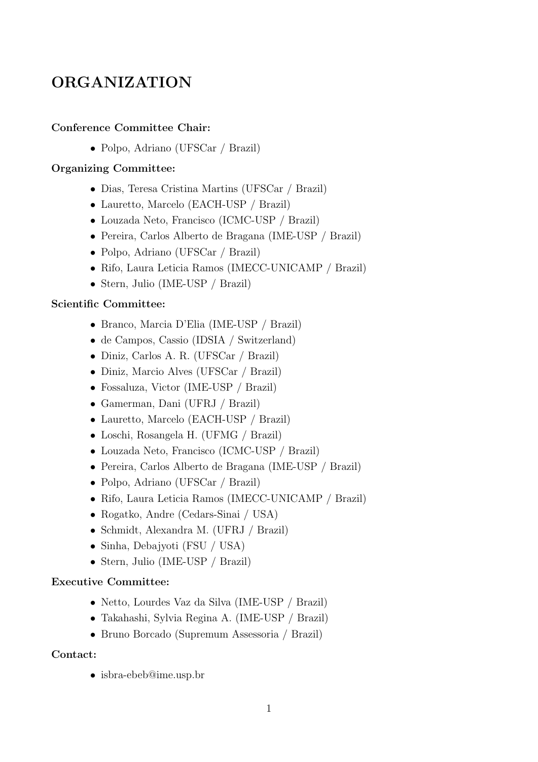# ORGANIZATION

**Conference Committee Chair:**

- Polpo, Adriano (UFSCar / Brazil)

**Organizing Committee:**

- Dias, Teresa Cristina Martins (UFSCar / Brazil)
- Lauretto, Marcelo (EACH-USP / Brazil)
- Louzada Neto, Francisco (ICMC-USP / Brazil)
- Pereira, Carlos Alberto de Bragana (IME-USP / Brazil)
- Polpo, Adriano (UFSCar / Brazil)
- Rifo, Laura Leticia Ramos (IMECC-UNICAMP / Brazil)
- Stern, Julio (IME-USP / Brazil)

**Scientific Committee:**

- Branco, Marcia D'Elia (IME-USP / Brazil)
- de Campos, Cassio (IDSIA / Switzerland)
- Diniz, Carlos A. R. (UFSCar / Brazil)
- Diniz, Marcio Alves (UFSCar / Brazil)
- Fossaluza, Victor (IME-USP / Brazil)
- Gamerman, Dani (UFRJ / Brazil)
- Lauretto, Marcelo (EACH-USP / Brazil)
- Loschi, Rosangela H. (UFMG / Brazil)
- Louzada Neto, Francisco (ICMC-USP / Brazil)
- Pereira, Carlos Alberto de Bragana (IME-USP / Brazil)
- Polpo, Adriano (UFSCar / Brazil)
- Rifo, Laura Leticia Ramos (IMECC-UNICAMP / Brazil)
- Rogatko, Andre (Cedars-Sinai / USA)
- Schmidt, Alexandra M. (UFRJ / Brazil)
- Sinha, Debajyoti (FSU / USA)
- Stern, Julio (IME-USP / Brazil)

**Executive Committee:**

- Netto, Lourdes Vaz da Silva (IME-USP / Brazil)
- Takahashi, Sylvia Regina A. (IME-USP / Brazil)
- Bruno Borcado (Supremum Assessoria / Brazil)

**Contact:**

- isbra-ebeb@ime.usp.br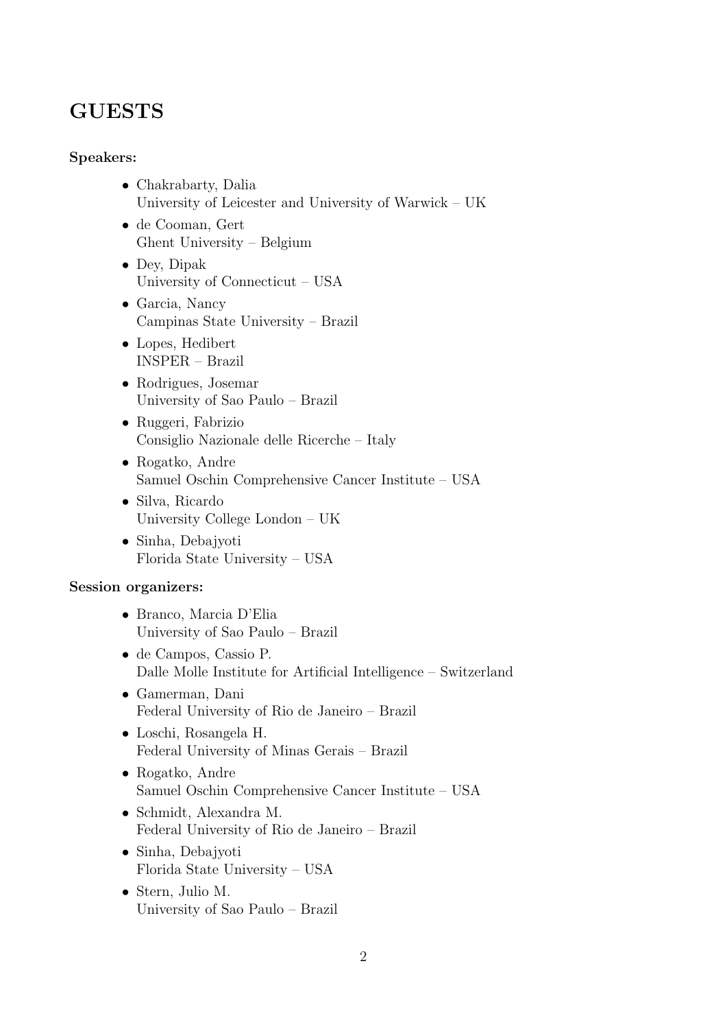# GUESTS

**Speakers:**

- Chakrabarty, Dalia
  University of Leicester and University of Warwick – UK
- de Cooman, Gert
  Ghent University – Belgium
- Dey, Dipak
  University of Connecticut – USA
- Garcia, Nancy
  Campinas State University – Brazil
- Lopes, Hedibert
  INSPER – Brazil
- Rodrigues, Josemar
  University of Sao Paulo – Brazil
- Ruggeri, Fabrizio
  Consiglio Nazionale delle Ricerche – Italy
- Rogatko, Andre
  Samuel Oschin Comprehensive Cancer Institute – USA
- Silva, Ricardo
  University College London – UK
- Sinha, Debajyoti
  Florida State University – USA

**Session organizers:**

- Branco, Marcia D'Elia
  University of Sao Paulo – Brazil
- de Campos, Cassio P.
  Dalle Molle Institute for Artificial Intelligence – Switzerland
- Gamerman, Dani
  Federal University of Rio de Janeiro – Brazil
- Loschi, Rosangela H.
  Federal University of Minas Gerais – Brazil
- Rogatko, Andre
  Samuel Oschin Comprehensive Cancer Institute – USA
- Schmidt, Alexandra M.
  Federal University of Rio de Janeiro – Brazil
- Sinha, Debajyoti
  Florida State University – USA
- Stern, Julio M.
  University of Sao Paulo – Brazil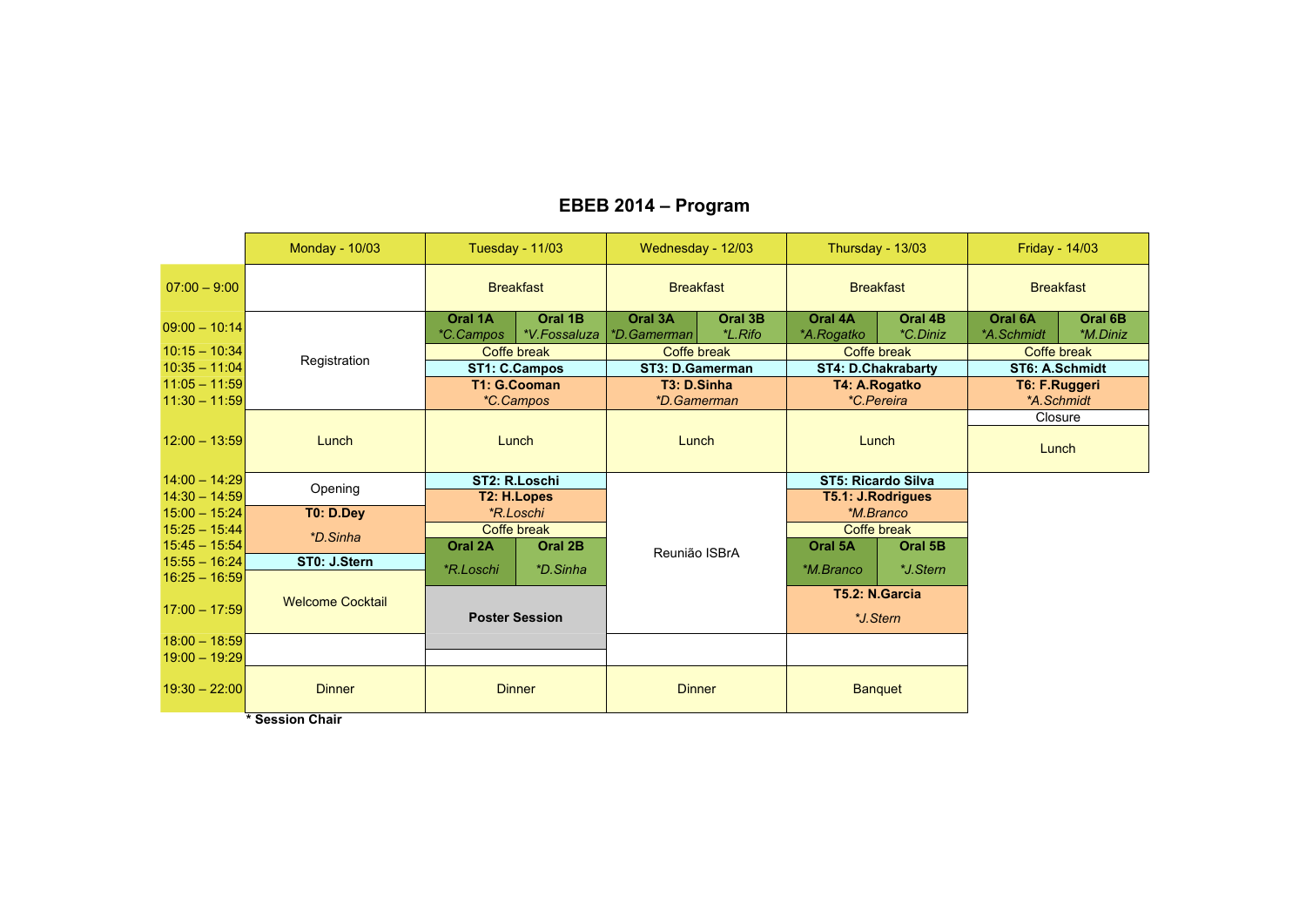# EBEB 2014 – Program

| | Monday - 10/03 | Tuesday - 11/03 | | Wednesday - 12/03 | | Thursday - 13/03 | | Friday - 14/03 | |
|---|---|---|---|---|---|---|---|---|---|
| 07:00 – 9:00 | | Breakfast | | Breakfast | | Breakfast | | Breakfast | |
| 09:00 – 10:14 | Registration | **Oral 1A** *C.Campos | **Oral 1B** *V.Fossaluza | **Oral 3A** *D.Gamerman | **Oral 3B** *L.Rifo | **Oral 4A** *A.Rogatko | **Oral 4B** *C.Diniz | **Oral 6A** *A.Schmidt | **Oral 6B** *M.Diniz |
| 10:15 – 10:34 | | Coffe break | | Coffe break | | Coffe break | | Coffe break | |
| 10:35 – 11:04 | | **ST1: C.Campos** | | **ST3: D.Gamerman** | | **ST4: D.Chakrabarty** | | **ST6: A.Schmidt** | |
| 11:05 – 11:59 | | **T1: G.Cooman** | | **T3: D.Sinha** | | **T4: A.Rogatko** | | **T6: F.Ruggeri** | |
| 11:30 – 11:59 | | *C.Campos | | *D.Gamerman | | *C.Pereira | | *A.Schmidt | |
| 12:00 – 13:59 | Lunch | Lunch | | Lunch | | Lunch | | Closure / Lunch | |
| 14:00 – 14:29 | Opening | **ST2: R.Loschi** | | Reunião ISBrA | | **ST5: Ricardo Silva** | | | |
| 14:30 – 14:59 | | **T2: H.Lopes** | | | | **T5.1: J.Rodrigues** | | | |
| 15:00 – 15:24 | **T0: D.Dey** | *R.Loschi | | | | *M.Branco | | | |
| 15:25 – 15:44 | *D.Sinha | Coffe break | | | | Coffe break | | | |
| 15:45 – 15:54 | | **Oral 2A** | **Oral 2B** | | | **Oral 5A** | **Oral 5B** | | |
| 15:55 – 16:24 | **ST0: J.Stern** | *R.Loschi | *D.Sinha | | | *M.Branco | *J.Stern | | |
| 16:25 – 16:59 | Welcome Cocktail | | | | | | | | |
| 17:00 – 17:59 | | **Poster Session** | | | | **T5.2: N.Garcia** *J.Stern | | | |
| 18:00 – 18:59 | | | | | | | | | |
| 19:00 – 19:29 | | | | | | | | | |
| 19:30 – 22:00 | Dinner | Dinner | | Dinner | | Banquet | | | |

**\* Session Chair**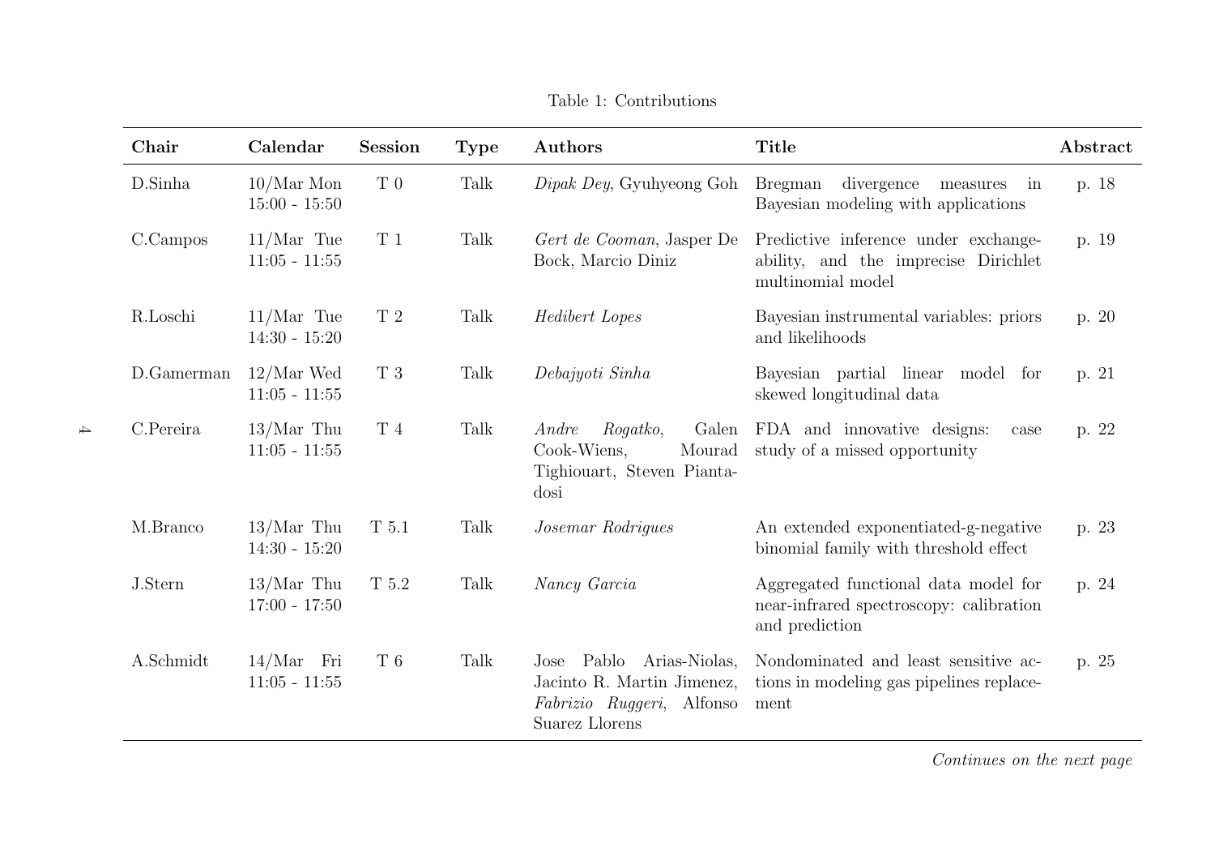Table 1: Contributions

| **Chair** | **Calendar** | **Session** | **Type** | **Authors** | **Title** | **Abstract** |
|---|---|---|---|---|---|---|
| D.Sinha | 10/Mar Mon 15:00 - 15:50 | T 0 | Talk | *Dipak Dey*, Gyuhyeong Goh | Bregman divergence measures in Bayesian modeling with applications | p. 18 |
| C.Campos | 11/Mar Tue 11:05 - 11:55 | T 1 | Talk | *Gert de Cooman*, Jasper De Bock, Marcio Diniz | Predictive inference under exchangeability, and the imprecise Dirichlet multinomial model | p. 19 |
| R.Loschi | 11/Mar Tue 14:30 - 15:20 | T 2 | Talk | *Hedibert Lopes* | Bayesian instrumental variables: priors and likelihoods | p. 20 |
| D.Gamerman | 12/Mar Wed 11:05 - 11:55 | T 3 | Talk | *Debajyoti Sinha* | Bayesian partial linear model for skewed longitudinal data | p. 21 |
| C.Pereira | 13/Mar Thu 11:05 - 11:55 | T 4 | Talk | *Andre Rogatko*, Galen Cook-Wiens, Mourad Tighiouart, Steven Piantadosi | FDA and innovative designs: case study of a missed opportunity | p. 22 |
| M.Branco | 13/Mar Thu 14:30 - 15:20 | T 5.1 | Talk | *Josemar Rodrigues* | An extended exponentiated-g-negative binomial family with threshold effect | p. 23 |
| J.Stern | 13/Mar Thu 17:00 - 17:50 | T 5.2 | Talk | *Nancy Garcia* | Aggregated functional data model for near-infrared spectroscopy: calibration and prediction | p. 24 |
| A.Schmidt | 14/Mar Fri 11:05 - 11:55 | T 6 | Talk | Jose Pablo Arias-Niolas, Jacinto R. Martin Jimenez, *Fabrizio Ruggeri*, Alfonso Suarez Llorens | Nondominated and least sensitive actions in modeling gas pipelines replacement | p. 25 |

*Continues on the next page*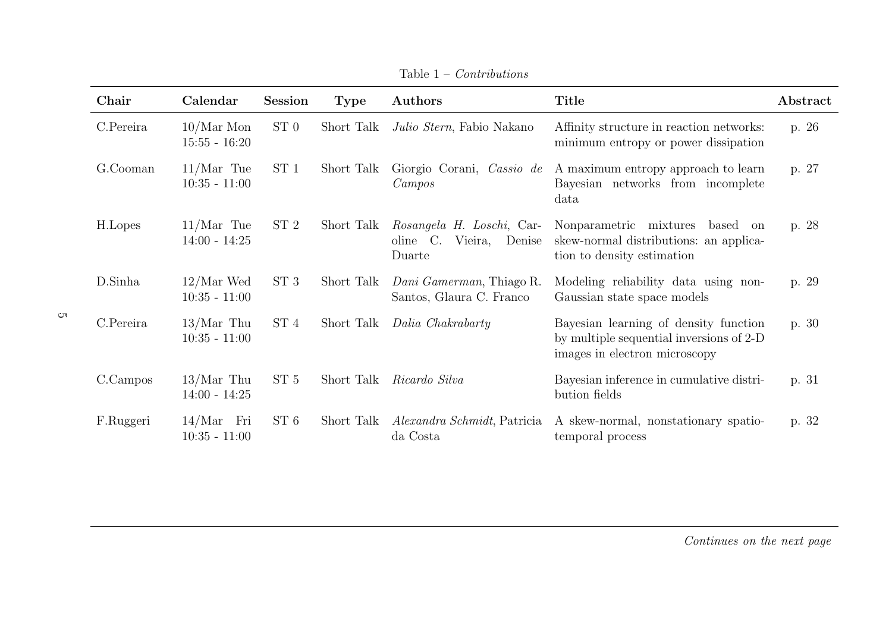Table 1 – *Contributions*

| Chair | Calendar | Session | Type | Authors | Title | Abstract |
|---|---|---|---|---|---|---|
| C.Pereira | 10/Mar Mon 15:55 - 16:20 | ST 0 | Short Talk | *Julio Stern*, Fabio Nakano | Affinity structure in reaction networks: minimum entropy or power dissipation | p. 26 |
| G.Cooman | 11/Mar Tue 10:35 - 11:00 | ST 1 | Short Talk | Giorgio Corani, *Cassio de Campos* | A maximum entropy approach to learn Bayesian networks from incomplete data | p. 27 |
| H.Lopes | 11/Mar Tue 14:00 - 14:25 | ST 2 | Short Talk | *Rosangela H. Loschi*, Caroline C. Vieira, Denise Duarte | Nonparametric mixtures based on skew-normal distributions: an application to density estimation | p. 28 |
| D.Sinha | 12/Mar Wed 10:35 - 11:00 | ST 3 | Short Talk | *Dani Gamerman*, Thiago R. Santos, Glaura C. Franco | Modeling reliability data using non-Gaussian state space models | p. 29 |
| C.Pereira | 13/Mar Thu 10:35 - 11:00 | ST 4 | Short Talk | *Dalia Chakrabarty* | Bayesian learning of density function by multiple sequential inversions of 2-D images in electron microscopy | p. 30 |
| C.Campos | 13/Mar Thu 14:00 - 14:25 | ST 5 | Short Talk | *Ricardo Silva* | Bayesian inference in cumulative distribution fields | p. 31 |
| F.Ruggeri | 14/Mar Fri 10:35 - 11:00 | ST 6 | Short Talk | *Alexandra Schmidt*, Patricia da Costa | A skew-normal, nonstationary spatio-temporal process | p. 32 |

*Continues on the next page*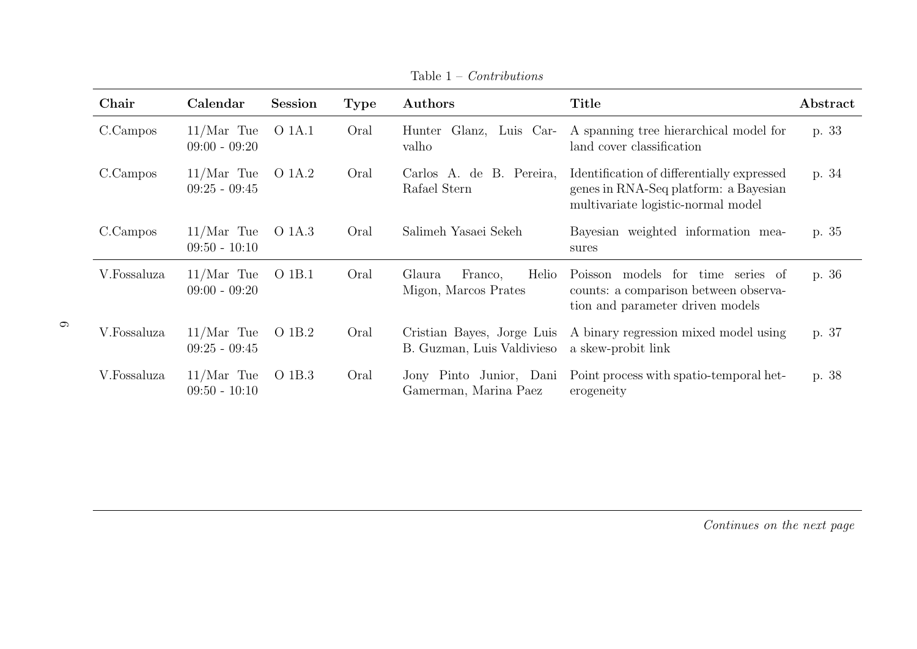Table 1 – *Contributions*

| **Chair** | **Calendar** | **Session** | **Type** | **Authors** | **Title** | **Abstract** |
|---|---|---|---|---|---|---|
| C.Campos | 11/Mar Tue 09:00 - 09:20 | O 1A.1 | Oral | Hunter Glanz, Luis Carvalho | A spanning tree hierarchical model for land cover classification | p. 33 |
| C.Campos | 11/Mar Tue 09:25 - 09:45 | O 1A.2 | Oral | Carlos A. de B. Pereira, Rafael Stern | Identification of differentially expressed genes in RNA-Seq platform: a Bayesian multivariate logistic-normal model | p. 34 |
| C.Campos | 11/Mar Tue 09:50 - 10:10 | O 1A.3 | Oral | Salimeh Yasaei Sekeh | Bayesian weighted information measures | p. 35 |
| V.Fossaluza | 11/Mar Tue 09:00 - 09:20 | O 1B.1 | Oral | Glaura Franco, Helio Migon, Marcos Prates | Poisson models for time series of counts: a comparison between observation and parameter driven models | p. 36 |
| V.Fossaluza | 11/Mar Tue 09:25 - 09:45 | O 1B.2 | Oral | Cristian Bayes, Jorge Luis B. Guzman, Luis Valdivieso | A binary regression mixed model using a skew-probit link | p. 37 |
| V.Fossaluza | 11/Mar Tue 09:50 - 10:10 | O 1B.3 | Oral | Jony Pinto Junior, Dani Gamerman, Marina Paez | Point process with spatio-temporal heterogeneity | p. 38 |

*Continues on the next page*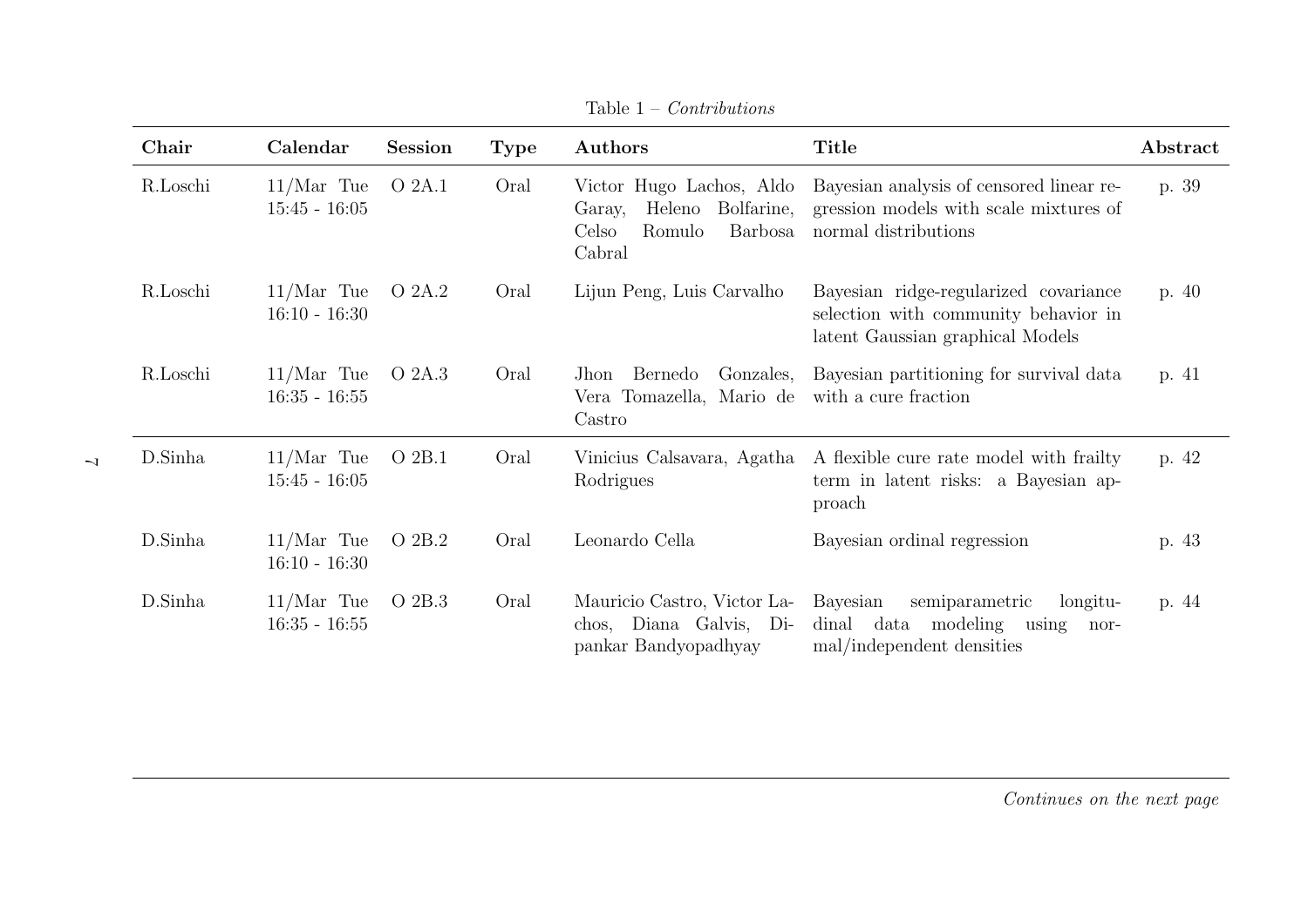Table 1 – *Contributions*

| Chair | Calendar | Session | Type | Authors | Title | Abstract |
|---|---|---|---|---|---|---|
| R.Loschi | 11/Mar Tue 15:45 - 16:05 | O 2A.1 | Oral | Victor Hugo Lachos, Aldo Garay, Heleno Bolfarine, Celso Romulo Barbosa Cabral | Bayesian analysis of censored linear regression models with scale mixtures of normal distributions | p. 39 |
| R.Loschi | 11/Mar Tue 16:10 - 16:30 | O 2A.2 | Oral | Lijun Peng, Luis Carvalho | Bayesian ridge-regularized covariance selection with community behavior in latent Gaussian graphical Models | p. 40 |
| R.Loschi | 11/Mar Tue 16:35 - 16:55 | O 2A.3 | Oral | Jhon Bernedo Gonzales, Vera Tomazella, Mario de Castro | Bayesian partitioning for survival data with a cure fraction | p. 41 |
| D.Sinha | 11/Mar Tue 15:45 - 16:05 | O 2B.1 | Oral | Vinicius Calsavara, Agatha Rodrigues | A flexible cure rate model with frailty term in latent risks: a Bayesian approach | p. 42 |
| D.Sinha | 11/Mar Tue 16:10 - 16:30 | O 2B.2 | Oral | Leonardo Cella | Bayesian ordinal regression | p. 43 |
| D.Sinha | 11/Mar Tue 16:35 - 16:55 | O 2B.3 | Oral | Mauricio Castro, Victor Lachos, Diana Galvis, Dipankar Bandyopadhyay | Bayesian semiparametric longitudinal data modeling using normal/independent densities | p. 44 |

*Continues on the next page*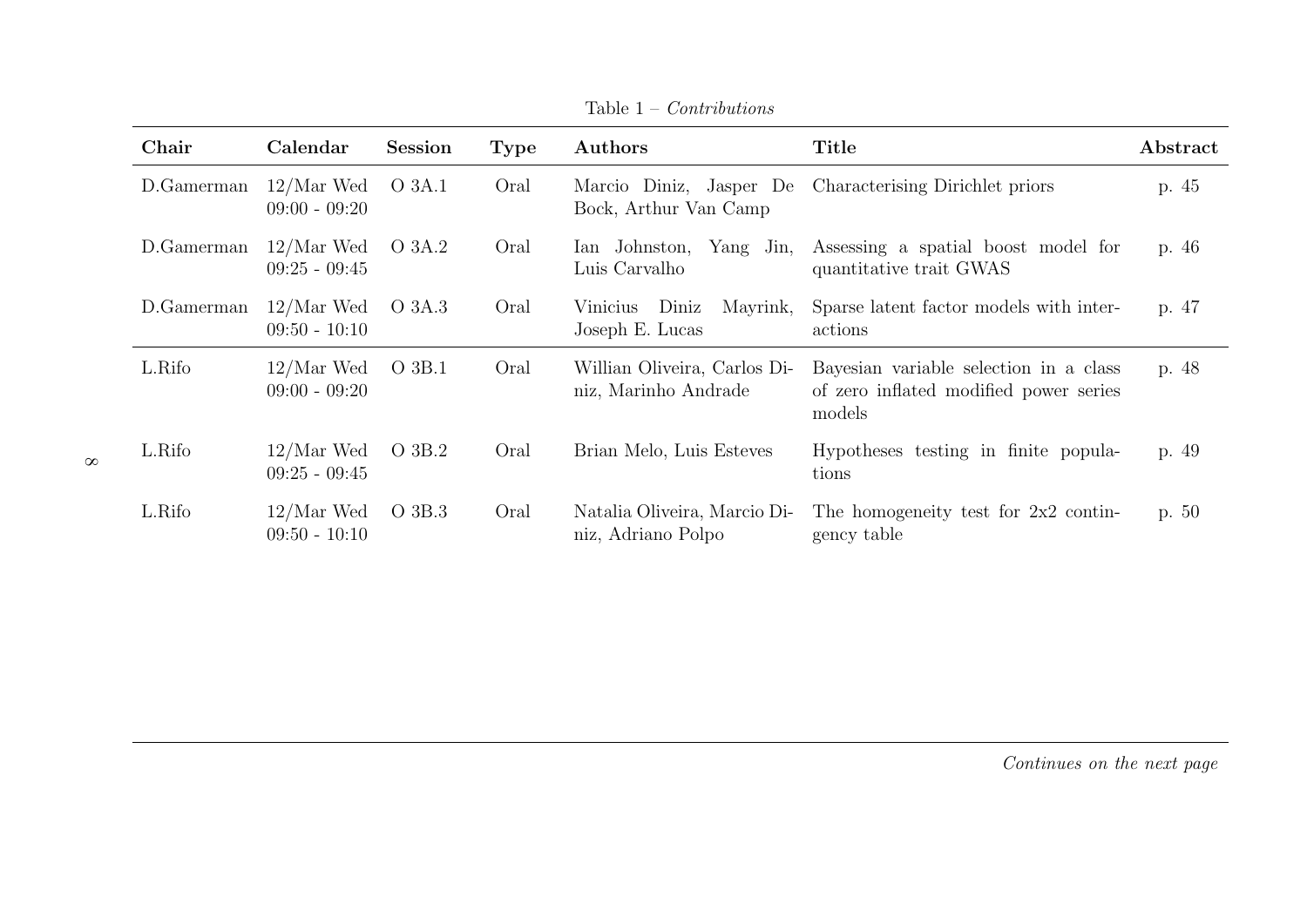Table 1 – *Contributions*

| **Chair** | **Calendar** | **Session** | **Type** | **Authors** | **Title** | **Abstract** |
|---|---|---|---|---|---|---|
| D.Gamerman | 12/Mar Wed 09:00 - 09:20 | O 3A.1 | Oral | Marcio Diniz, Jasper De Bock, Arthur Van Camp | Characterising Dirichlet priors | p. 45 |
| D.Gamerman | 12/Mar Wed 09:25 - 09:45 | O 3A.2 | Oral | Ian Johnston, Yang Jin, Luis Carvalho | Assessing a spatial boost model for quantitative trait GWAS | p. 46 |
| D.Gamerman | 12/Mar Wed 09:50 - 10:10 | O 3A.3 | Oral | Vinicius Diniz Mayrink, Joseph E. Lucas | Sparse latent factor models with interactions | p. 47 |
| L.Rifo | 12/Mar Wed 09:00 - 09:20 | O 3B.1 | Oral | Willian Oliveira, Carlos Diniz, Marinho Andrade | Bayesian variable selection in a class of zero inflated modified power series models | p. 48 |
| L.Rifo | 12/Mar Wed 09:25 - 09:45 | O 3B.2 | Oral | Brian Melo, Luis Esteves | Hypotheses testing in finite populations | p. 49 |
| L.Rifo | 12/Mar Wed 09:50 - 10:10 | O 3B.3 | Oral | Natalia Oliveira, Marcio Diniz, Adriano Polpo | The homogeneity test for 2x2 contingency table | p. 50 |

*Continues on the next page*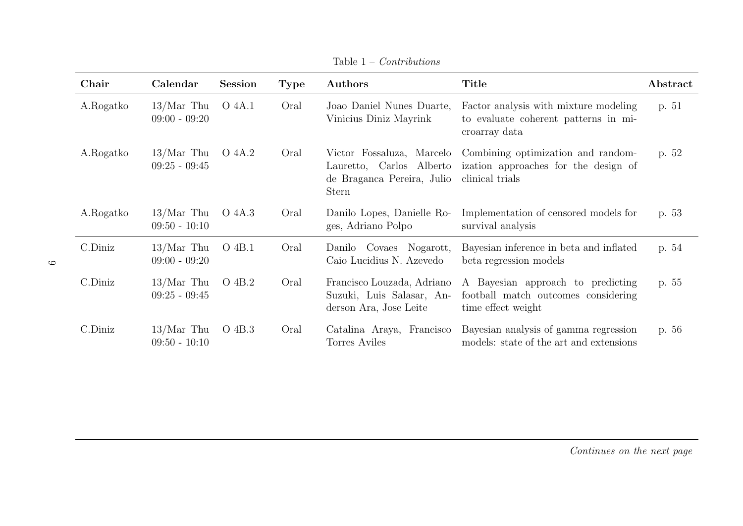Table 1 – *Contributions*

| Chair | Calendar | Session | Type | Authors | Title | Abstract |
|---|---|---|---|---|---|---|
| A.Rogatko | 13/Mar Thu 09:00 - 09:20 | O 4A.1 | Oral | Joao Daniel Nunes Duarte, Vinicius Diniz Mayrink | Factor analysis with mixture modeling to evaluate coherent patterns in microarray data | p. 51 |
| A.Rogatko | 13/Mar Thu 09:25 - 09:45 | O 4A.2 | Oral | Victor Fossaluza, Marcelo Lauretto, Carlos Alberto de Braganca Pereira, Julio Stern | Combining optimization and randomization approaches for the design of clinical trials | p. 52 |
| A.Rogatko | 13/Mar Thu 09:50 - 10:10 | O 4A.3 | Oral | Danilo Lopes, Danielle Roges, Adriano Polpo | Implementation of censored models for survival analysis | p. 53 |
| C.Diniz | 13/Mar Thu 09:00 - 09:20 | O 4B.1 | Oral | Danilo Covaes Nogarott, Caio Lucidius N. Azevedo | Bayesian inference in beta and inflated beta regression models | p. 54 |
| C.Diniz | 13/Mar Thu 09:25 - 09:45 | O 4B.2 | Oral | Francisco Louzada, Adriano Suzuki, Luis Salasar, Anderson Ara, Jose Leite | A Bayesian approach to predicting football match outcomes considering time effect weight | p. 55 |
| C.Diniz | 13/Mar Thu 09:50 - 10:10 | O 4B.3 | Oral | Catalina Araya, Francisco Torres Aviles | Bayesian analysis of gamma regression models: state of the art and extensions | p. 56 |

*Continues on the next page*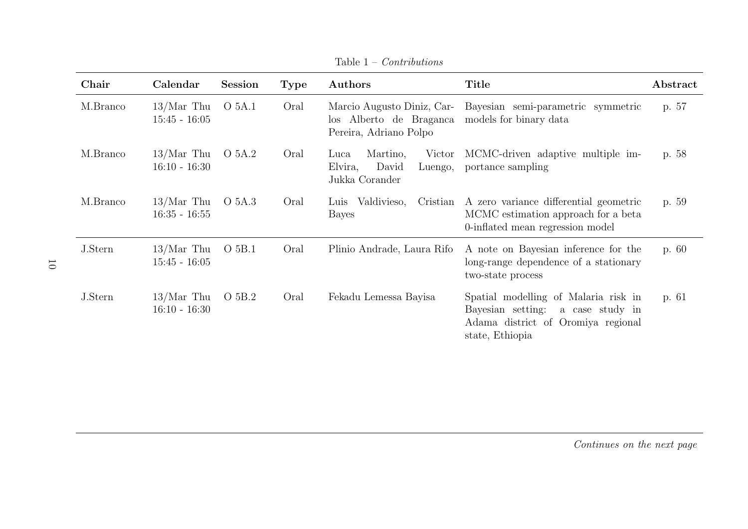Table 1 – *Contributions*

| Chair | Calendar | Session | Type | Authors | Title | Abstract |
|---|---|---|---|---|---|---|
| M.Branco | 13/Mar Thu 15:45 - 16:05 | O 5A.1 | Oral | Marcio Augusto Diniz, Carlos Alberto de Braganca Pereira, Adriano Polpo | Bayesian semi-parametric symmetric models for binary data | p. 57 |
| M.Branco | 13/Mar Thu 16:10 - 16:30 | O 5A.2 | Oral | Luca Martino, Victor Elvira, David Luengo, Jukka Corander | MCMC-driven adaptive multiple importance sampling | p. 58 |
| M.Branco | 13/Mar Thu 16:35 - 16:55 | O 5A.3 | Oral | Luis Valdivieso, Cristian Bayes | A zero variance differential geometric MCMC estimation approach for a beta 0-inflated mean regression model | p. 59 |
| J.Stern | 13/Mar Thu 15:45 - 16:05 | O 5B.1 | Oral | Plinio Andrade, Laura Rifo | A note on Bayesian inference for the long-range dependence of a stationary two-state process | p. 60 |
| J.Stern | 13/Mar Thu 16:10 - 16:30 | O 5B.2 | Oral | Fekadu Lemessa Bayisa | Spatial modelling of Malaria risk in Bayesian setting: a case study in Adama district of Oromiya regional state, Ethiopia | p. 61 |

*Continues on the next page*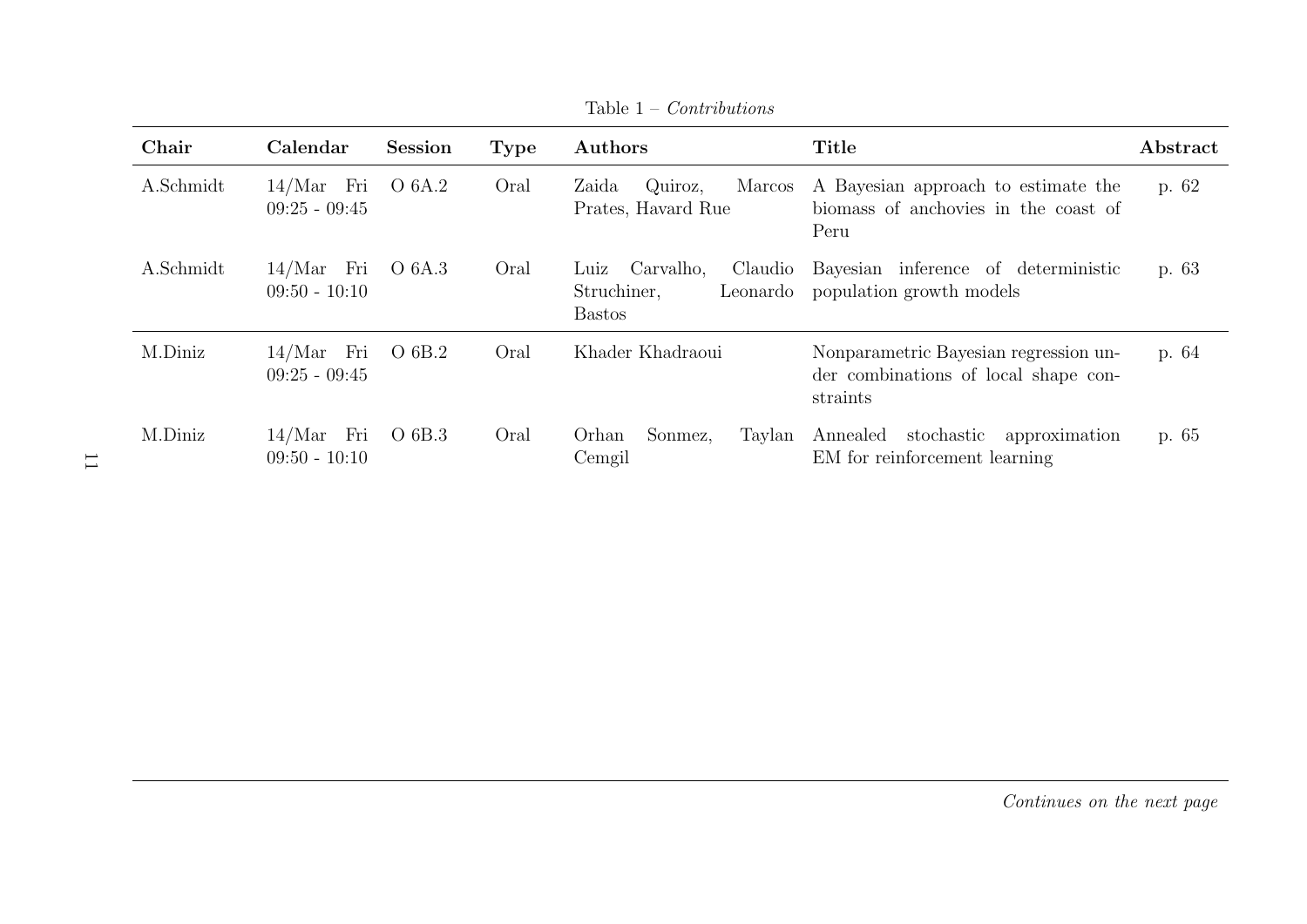Table 1 – *Contributions*

| Chair | Calendar | Session | Type | Authors | Title | Abstract |
|---|---|---|---|---|---|---|
| A.Schmidt | 14/Mar Fri 09:25 - 09:45 | O 6A.2 | Oral | Zaida Quiroz, Marcos Prates, Havard Rue | A Bayesian approach to estimate the biomass of anchovies in the coast of Peru | p. 62 |
| A.Schmidt | 14/Mar Fri 09:50 - 10:10 | O 6A.3 | Oral | Luiz Carvalho, Claudio Struchiner, Leonardo Bastos | Bayesian inference of deterministic population growth models | p. 63 |
| M.Diniz | 14/Mar Fri 09:25 - 09:45 | O 6B.2 | Oral | Khader Khadraoui | Nonparametric Bayesian regression under combinations of local shape constraints | p. 64 |
| M.Diniz | 14/Mar Fri 09:50 - 10:10 | O 6B.3 | Oral | Orhan Sonmez, Taylan Cemgil | Annealed stochastic approximation EM for reinforcement learning | p. 65 |

*Continues on the next page*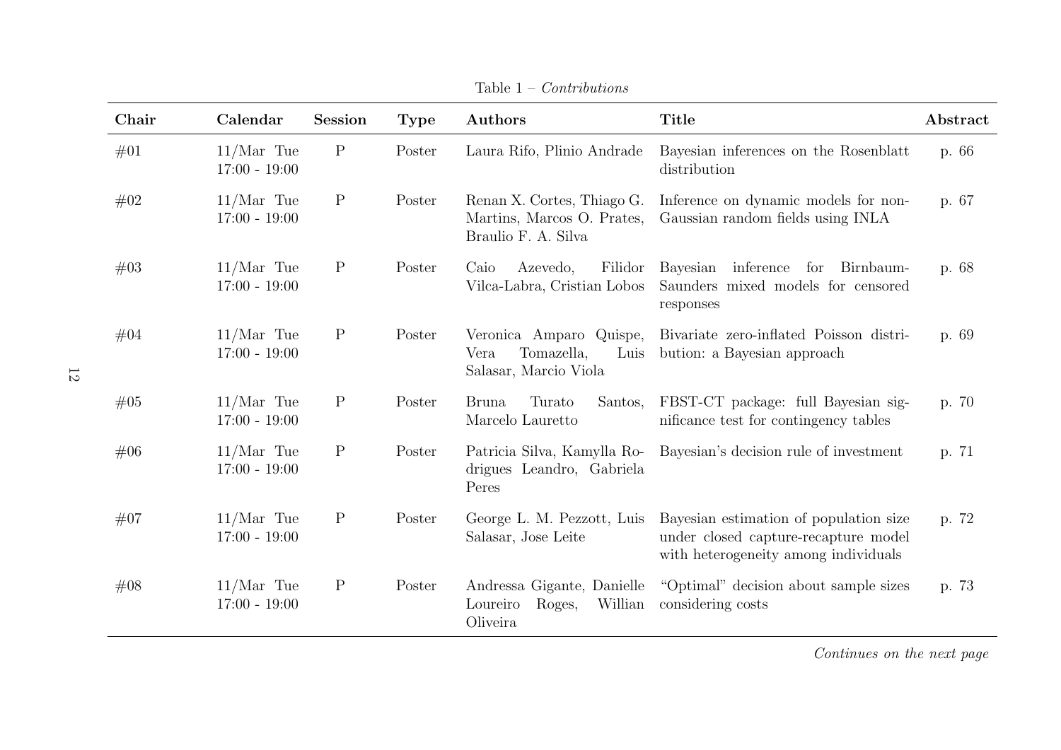Table 1 – *Contributions*

| Chair | Calendar | Session | Type | Authors | Title | Abstract |
|---|---|---|---|---|---|---|
| #01 | 11/Mar Tue 17:00 - 19:00 | P | Poster | Laura Rifo, Plinio Andrade | Bayesian inferences on the Rosenblatt distribution | p. 66 |
| #02 | 11/Mar Tue 17:00 - 19:00 | P | Poster | Renan X. Cortes, Thiago G. Martins, Marcos O. Prates, Braulio F. A. Silva | Inference on dynamic models for non-Gaussian random fields using INLA | p. 67 |
| #03 | 11/Mar Tue 17:00 - 19:00 | P | Poster | Caio Azevedo, Filidor Vilca-Labra, Cristian Lobos | Bayesian inference for Birnbaum-Saunders mixed models for censored responses | p. 68 |
| #04 | 11/Mar Tue 17:00 - 19:00 | P | Poster | Veronica Amparo Quispe, Vera Tomazella, Luis Salasar, Marcio Viola | Bivariate zero-inflated Poisson distribution: a Bayesian approach | p. 69 |
| #05 | 11/Mar Tue 17:00 - 19:00 | P | Poster | Bruna Turato Santos, Marcelo Lauretto | FBST-CT package: full Bayesian significance test for contingency tables | p. 70 |
| #06 | 11/Mar Tue 17:00 - 19:00 | P | Poster | Patricia Silva, Kamylla Rodrigues Leandro, Gabriela Peres | Bayesian's decision rule of investment | p. 71 |
| #07 | 11/Mar Tue 17:00 - 19:00 | P | Poster | George L. M. Pezzott, Luis Salasar, Jose Leite | Bayesian estimation of population size under closed capture-recapture model with heterogeneity among individuals | p. 72 |
| #08 | 11/Mar Tue 17:00 - 19:00 | P | Poster | Andressa Gigante, Danielle Loureiro Roges, Willian Oliveira | "Optimal" decision about sample sizes considering costs | p. 73 |

*Continues on the next page*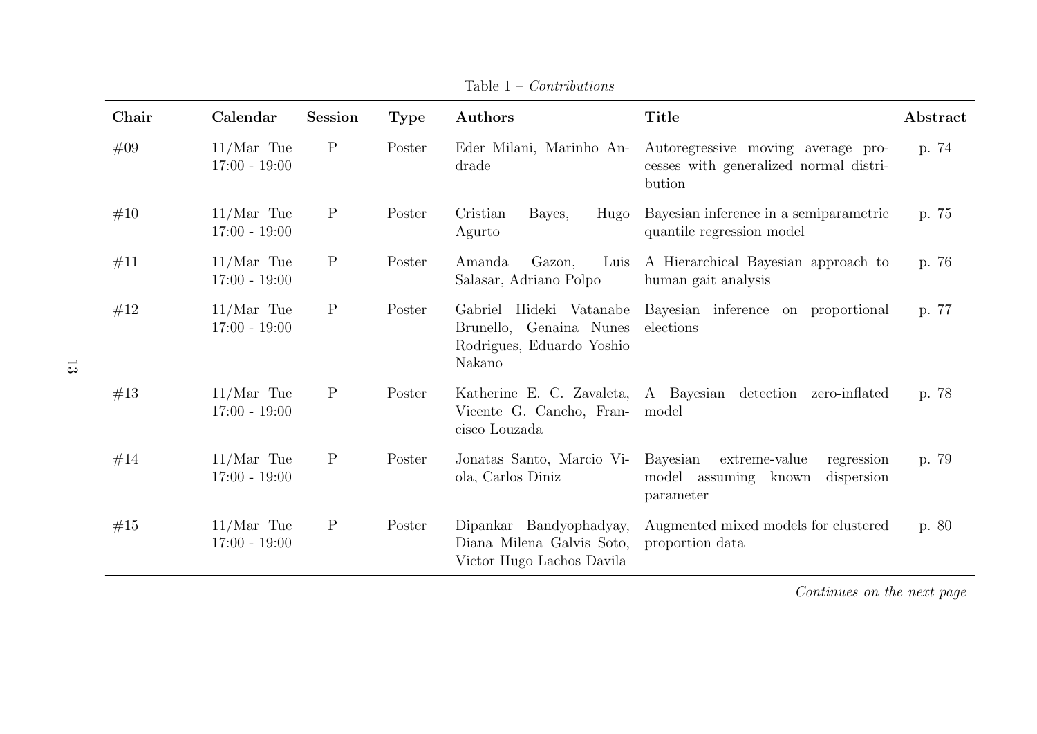Table 1 – *Contributions*

| **Chair** | **Calendar** | **Session** | **Type** | **Authors** | **Title** | **Abstract** |
|---|---|---|---|---|---|---|
| #09 | 11/Mar Tue 17:00 - 19:00 | P | Poster | Eder Milani, Marinho Andrade | Autoregressive moving average processes with generalized normal distribution | p. 74 |
| #10 | 11/Mar Tue 17:00 - 19:00 | P | Poster | Cristian Bayes, Hugo Agurto | Bayesian inference in a semiparametric quantile regression model | p. 75 |
| #11 | 11/Mar Tue 17:00 - 19:00 | P | Poster | Amanda Gazon, Luis Salasar, Adriano Polpo | A Hierarchical Bayesian approach to human gait analysis | p. 76 |
| #12 | 11/Mar Tue 17:00 - 19:00 | P | Poster | Gabriel Hideki Vatanabe Brunello, Genaina Nunes Rodrigues, Eduardo Yoshio Nakano | Bayesian inference on proportional elections | p. 77 |
| #13 | 11/Mar Tue 17:00 - 19:00 | P | Poster | Katherine E. C. Zavaleta, Vicente G. Cancho, Francisco Louzada | A Bayesian detection zero-inflated model | p. 78 |
| #14 | 11/Mar Tue 17:00 - 19:00 | P | Poster | Jonatas Santo, Marcio Viola, Carlos Diniz | Bayesian extreme-value regression model assuming known dispersion parameter | p. 79 |
| #15 | 11/Mar Tue 17:00 - 19:00 | P | Poster | Dipankar Bandyophadyay, Diana Milena Galvis Soto, Victor Hugo Lachos Davila | Augmented mixed models for clustered proportion data | p. 80 |

*Continues on the next page*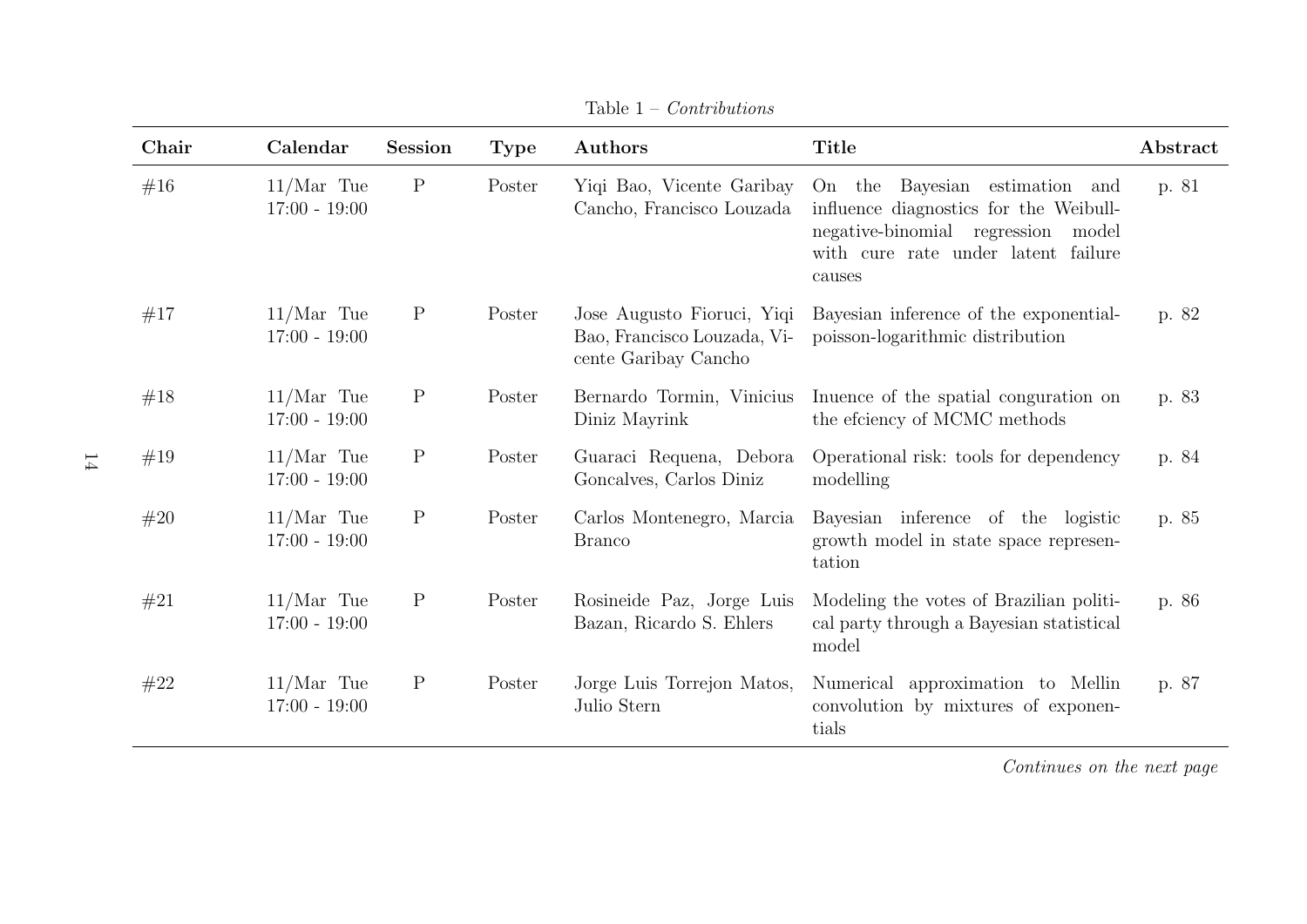Table 1 – *Contributions*

| Chair | Calendar | Session | Type | Authors | Title | Abstract |
|---|---|---|---|---|---|---|
| #16 | 11/Mar Tue 17:00 - 19:00 | P | Poster | Yiqi Bao, Vicente Garibay Cancho, Francisco Louzada | On the Bayesian estimation and influence diagnostics for the Weibull-negative-binomial regression model with cure rate under latent failure causes | p. 81 |
| #17 | 11/Mar Tue 17:00 - 19:00 | P | Poster | Jose Augusto Fioruci, Yiqi Bao, Francisco Louzada, Vicente Garibay Cancho | Bayesian inference of the exponential-poisson-logarithmic distribution | p. 82 |
| #18 | 11/Mar Tue 17:00 - 19:00 | P | Poster | Bernardo Tormin, Vinicius Diniz Mayrink | Inuence of the spatial conguration on the efciency of MCMC methods | p. 83 |
| #19 | 11/Mar Tue 17:00 - 19:00 | P | Poster | Guaraci Requena, Debora Goncalves, Carlos Diniz | Operational risk: tools for dependency modelling | p. 84 |
| #20 | 11/Mar Tue 17:00 - 19:00 | P | Poster | Carlos Montenegro, Marcia Branco | Bayesian inference of the logistic growth model in state space representation | p. 85 |
| #21 | 11/Mar Tue 17:00 - 19:00 | P | Poster | Rosineide Paz, Jorge Luis Bazan, Ricardo S. Ehlers | Modeling the votes of Brazilian political party through a Bayesian statistical model | p. 86 |
| #22 | 11/Mar Tue 17:00 - 19:00 | P | Poster | Jorge Luis Torrejon Matos, Julio Stern | Numerical approximation to Mellin convolution by mixtures of exponentials | p. 87 |

*Continues on the next page*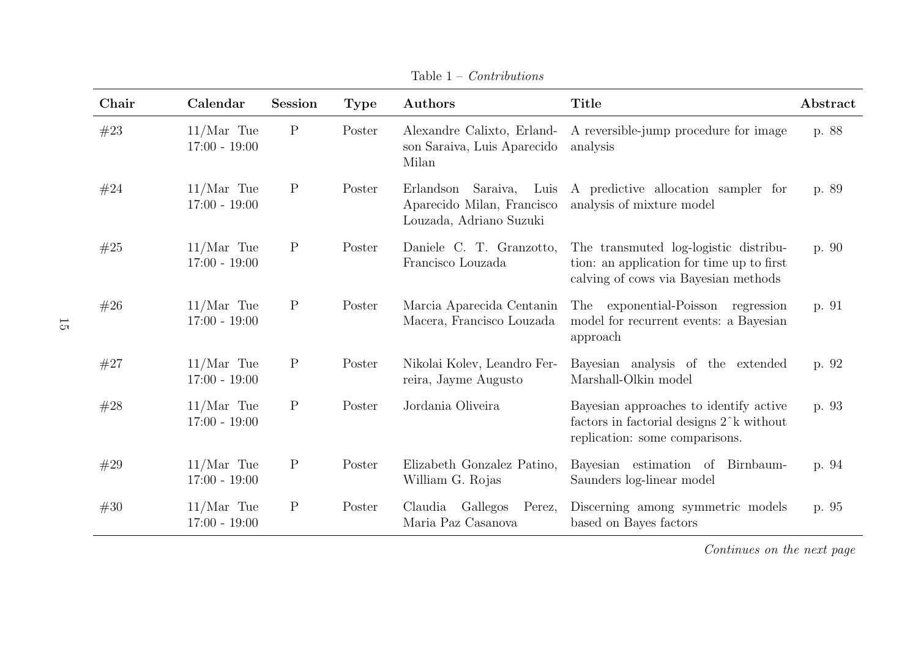Table 1 – *Contributions*

| Chair | Calendar | Session | Type | Authors | Title | Abstract |
|---|---|---|---|---|---|---|
| #23 | 11/Mar Tue 17:00 - 19:00 | P | Poster | Alexandre Calixto, Erlandson Saraiva, Luis Aparecido Milan | A reversible-jump procedure for image analysis | p. 88 |
| #24 | 11/Mar Tue 17:00 - 19:00 | P | Poster | Erlandson Saraiva, Luis Aparecido Milan, Francisco Louzada, Adriano Suzuki | A predictive allocation sampler for analysis of mixture model | p. 89 |
| #25 | 11/Mar Tue 17:00 - 19:00 | P | Poster | Daniele C. T. Granzotto, Francisco Louzada | The transmuted log-logistic distribution: an application for time up to first calving of cows via Bayesian methods | p. 90 |
| #26 | 11/Mar Tue 17:00 - 19:00 | P | Poster | Marcia Aparecida Centanin Macera, Francisco Louzada | The exponential-Poisson regression model for recurrent events: a Bayesian approach | p. 91 |
| #27 | 11/Mar Tue 17:00 - 19:00 | P | Poster | Nikolai Kolev, Leandro Ferreira, Jayme Augusto | Bayesian analysis of the extended Marshall-Olkin model | p. 92 |
| #28 | 11/Mar Tue 17:00 - 19:00 | P | Poster | Jordania Oliveira | Bayesian approaches to identify active factors in factorial designs 2ˆk without replication: some comparisons. | p. 93 |
| #29 | 11/Mar Tue 17:00 - 19:00 | P | Poster | Elizabeth Gonzalez Patino, William G. Rojas | Bayesian estimation of Birnbaum-Saunders log-linear model | p. 94 |
| #30 | 11/Mar Tue 17:00 - 19:00 | P | Poster | Claudia Gallegos Perez, Maria Paz Casanova | Discerning among symmetric models based on Bayes factors | p. 95 |

*Continues on the next page*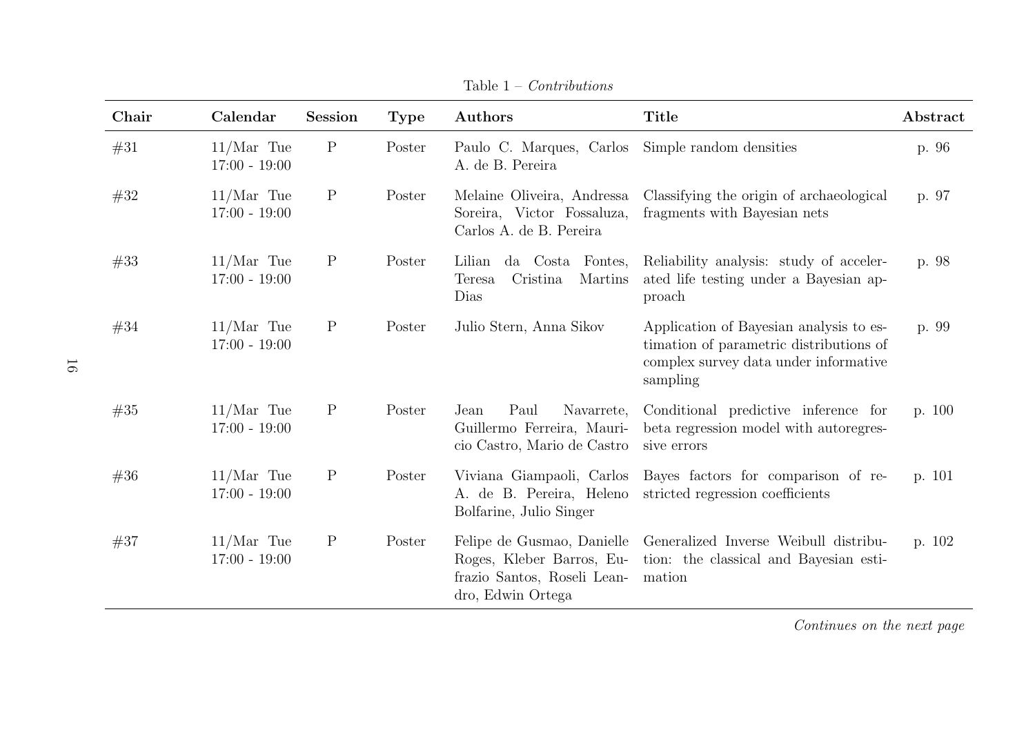Table 1 – *Contributions*

| Chair | Calendar | Session | Type | Authors | Title | Abstract |
|---|---|---|---|---|---|---|
| #31 | 11/Mar Tue 17:00 - 19:00 | P | Poster | Paulo C. Marques, Carlos A. de B. Pereira | Simple random densities | p. 96 |
| #32 | 11/Mar Tue 17:00 - 19:00 | P | Poster | Melaine Oliveira, Andressa Soreira, Victor Fossaluza, Carlos A. de B. Pereira | Classifying the origin of archaeological fragments with Bayesian nets | p. 97 |
| #33 | 11/Mar Tue 17:00 - 19:00 | P | Poster | Lilian da Costa Fontes, Teresa Cristina Martins Dias | Reliability analysis: study of accelerated life testing under a Bayesian approach | p. 98 |
| #34 | 11/Mar Tue 17:00 - 19:00 | P | Poster | Julio Stern, Anna Sikov | Application of Bayesian analysis to estimation of parametric distributions of complex survey data under informative sampling | p. 99 |
| #35 | 11/Mar Tue 17:00 - 19:00 | P | Poster | Jean Paul Navarrete, Guillermo Ferreira, Mauricio Castro, Mario de Castro | Conditional predictive inference for beta regression model with autoregressive errors | p. 100 |
| #36 | 11/Mar Tue 17:00 - 19:00 | P | Poster | Viviana Giampaoli, Carlos A. de B. Pereira, Heleno Bolfarine, Julio Singer | Bayes factors for comparison of restricted regression coefficients | p. 101 |
| #37 | 11/Mar Tue 17:00 - 19:00 | P | Poster | Felipe de Gusmao, Danielle Roges, Kleber Barros, Eufrazio Santos, Roseli Leandro, Edwin Ortega | Generalized Inverse Weibull distribution: the classical and Bayesian estimation | p. 102 |

*Continues on the next page*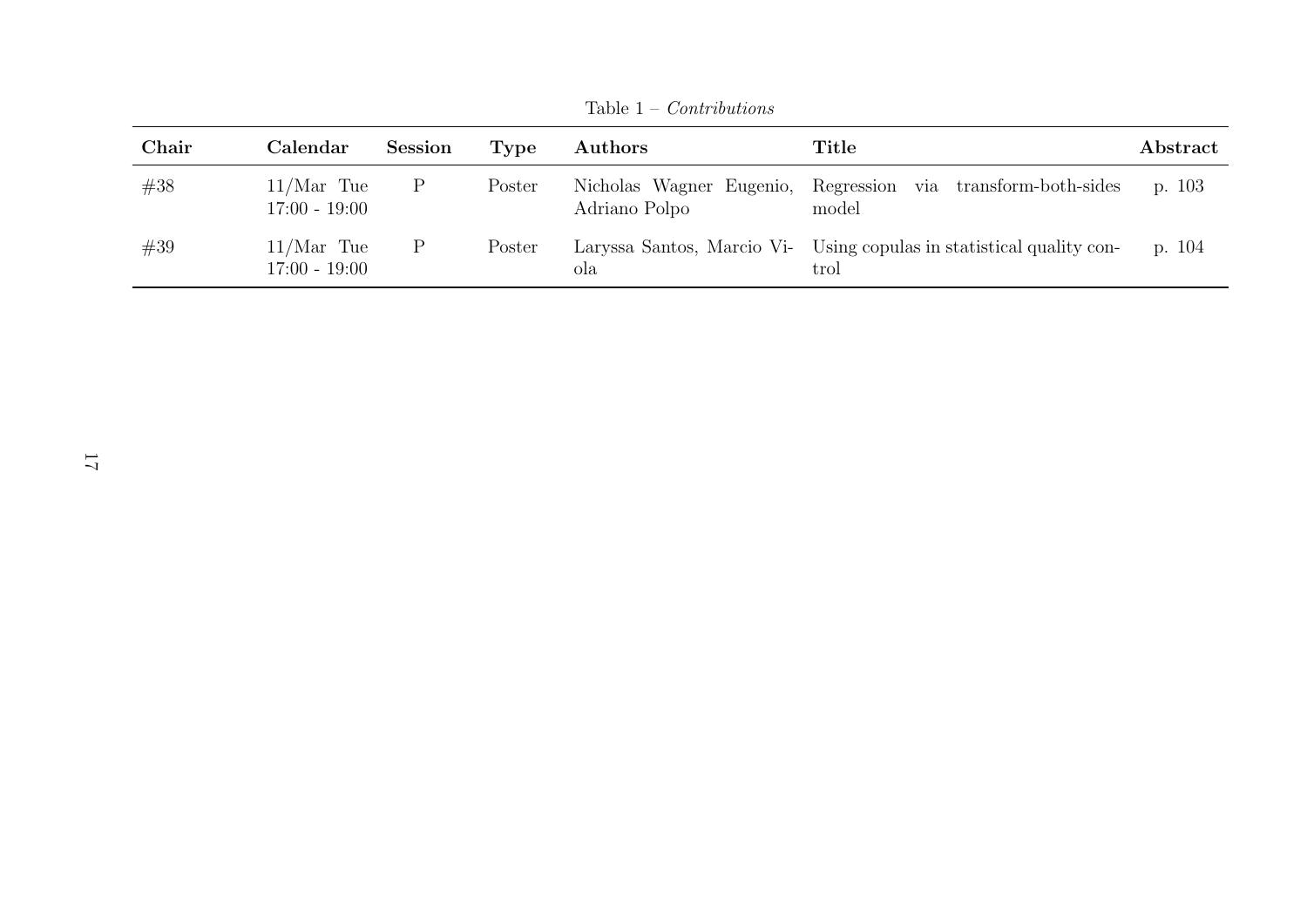Table 1 – *Contributions*

| Chair | Calendar | Session | Type | Authors | Title | Abstract |
|---|---|---|---|---|---|---|
| #38 | 11/Mar Tue 17:00 - 19:00 | P | Poster | Nicholas Wagner Eugenio, Adriano Polpo | Regression via transform-both-sides model | p. 103 |
| #39 | 11/Mar Tue 17:00 - 19:00 | P | Poster | Laryssa Santos, Marcio Viola | Using copulas in statistical quality control | p. 104 |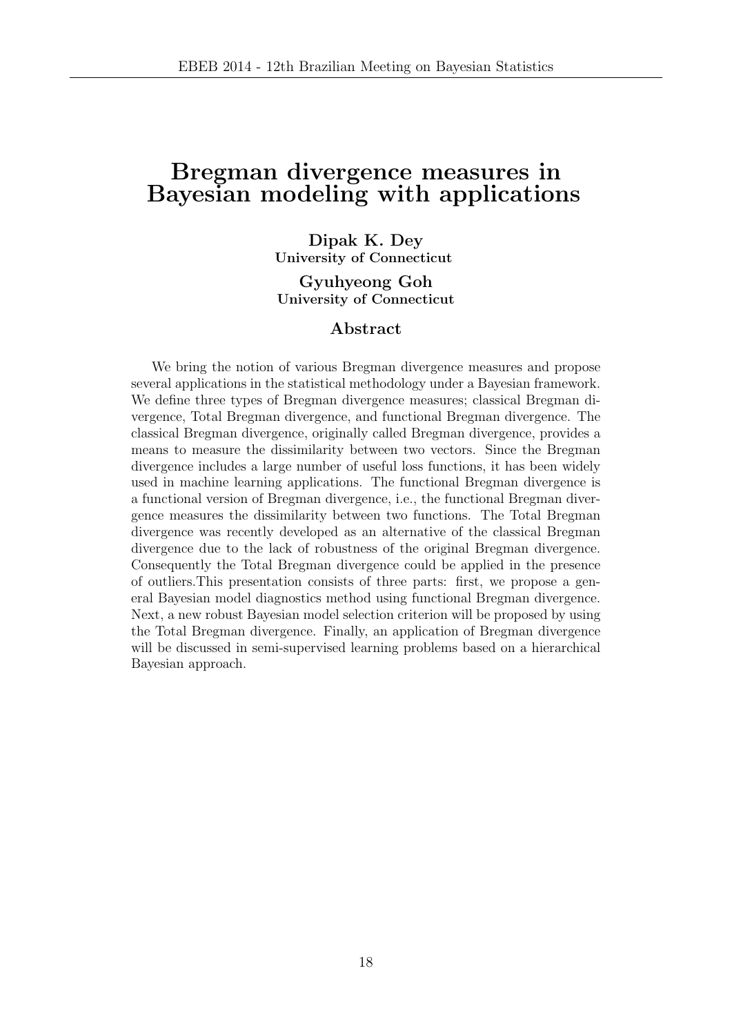# Bregman divergence measures in Bayesian modeling with applications

**Dipak K. Dey**
**University of Connecticut**

**Gyuhyeong Goh**
**University of Connecticut**

## Abstract

We bring the notion of various Bregman divergence measures and propose several applications in the statistical methodology under a Bayesian framework. We define three types of Bregman divergence measures; classical Bregman divergence, Total Bregman divergence, and functional Bregman divergence. The classical Bregman divergence, originally called Bregman divergence, provides a means to measure the dissimilarity between two vectors. Since the Bregman divergence includes a large number of useful loss functions, it has been widely used in machine learning applications. The functional Bregman divergence is a functional version of Bregman divergence, i.e., the functional Bregman divergence measures the dissimilarity between two functions. The Total Bregman divergence was recently developed as an alternative of the classical Bregman divergence due to the lack of robustness of the original Bregman divergence. Consequently the Total Bregman divergence could be applied in the presence of outliers.This presentation consists of three parts: first, we propose a general Bayesian model diagnostics method using functional Bregman divergence. Next, a new robust Bayesian model selection criterion will be proposed by using the Total Bregman divergence. Finally, an application of Bregman divergence will be discussed in semi-supervised learning problems based on a hierarchical Bayesian approach.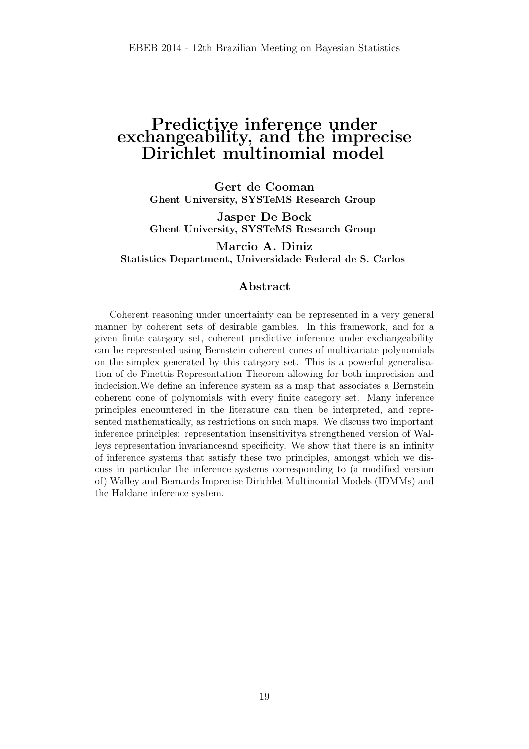# Predictive inference under exchangeability, and the imprecise Dirichlet multinomial model

**Gert de Cooman**
**Ghent University, SYSTeMS Research Group**

**Jasper De Bock**
**Ghent University, SYSTeMS Research Group**

**Marcio A. Diniz**
**Statistics Department, Universidade Federal de S. Carlos**

## Abstract

Coherent reasoning under uncertainty can be represented in a very general manner by coherent sets of desirable gambles. In this framework, and for a given finite category set, coherent predictive inference under exchangeability can be represented using Bernstein coherent cones of multivariate polynomials on the simplex generated by this category set. This is a powerful generalisation of de Finettis Representation Theorem allowing for both imprecision and indecision.We define an inference system as a map that associates a Bernstein coherent cone of polynomials with every finite category set. Many inference principles encountered in the literature can then be interpreted, and represented mathematically, as restrictions on such maps. We discuss two important inference principles: representation insensitivitya strengthened version of Walleys representation invarianceand specificity. We show that there is an infinity of inference systems that satisfy these two principles, amongst which we discuss in particular the inference systems corresponding to (a modified version of) Walley and Bernards Imprecise Dirichlet Multinomial Models (IDMMs) and the Haldane inference system.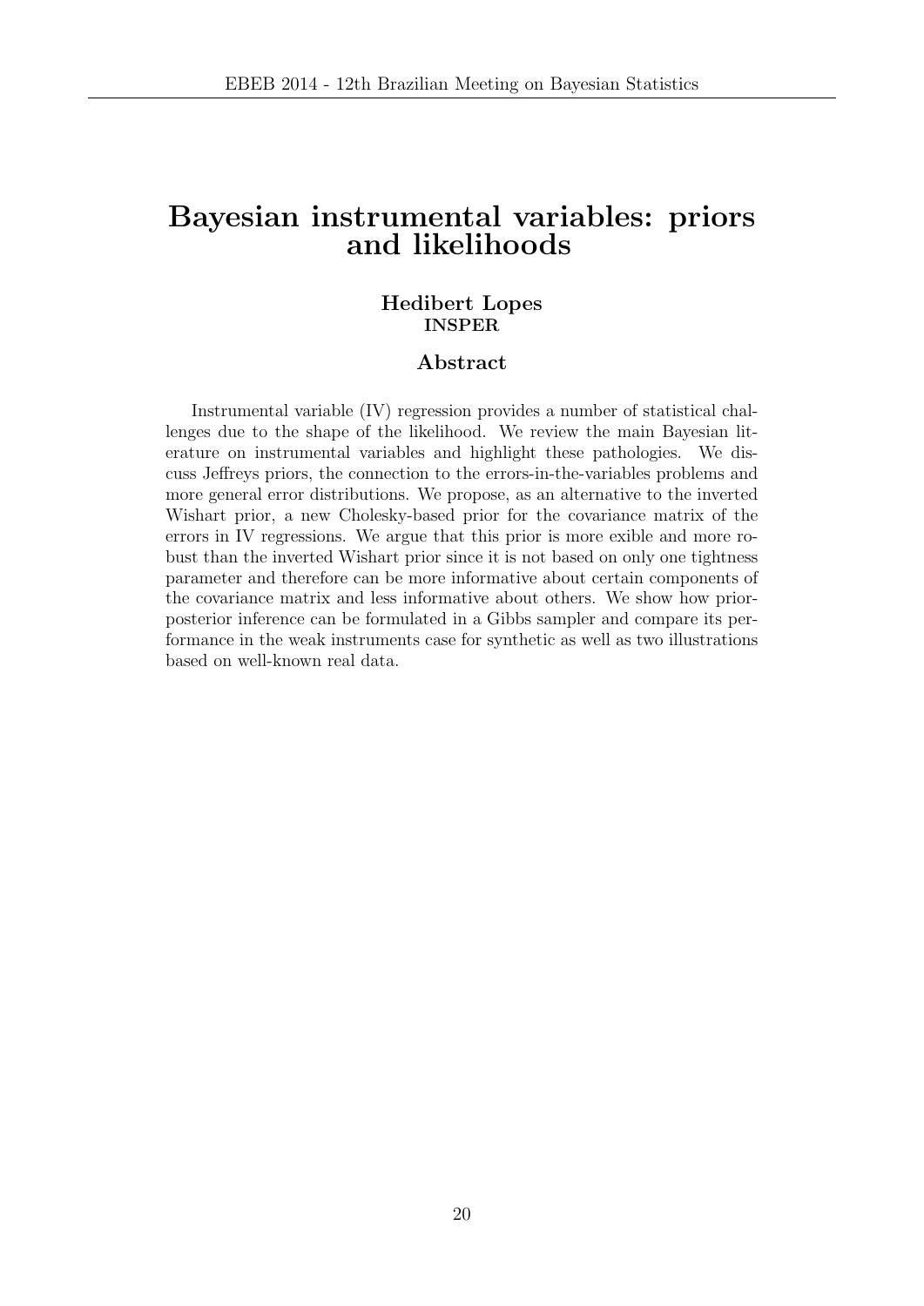# Bayesian instrumental variables: priors and likelihoods

**Hedibert Lopes**
**INSPER**

## Abstract

Instrumental variable (IV) regression provides a number of statistical challenges due to the shape of the likelihood. We review the main Bayesian literature on instrumental variables and highlight these pathologies. We discuss Jeffreys priors, the connection to the errors-in-the-variables problems and more general error distributions. We propose, as an alternative to the inverted Wishart prior, a new Cholesky-based prior for the covariance matrix of the errors in IV regressions. We argue that this prior is more exible and more robust than the inverted Wishart prior since it is not based on only one tightness parameter and therefore can be more informative about certain components of the covariance matrix and less informative about others. We show how prior-posterior inference can be formulated in a Gibbs sampler and compare its performance in the weak instruments case for synthetic as well as two illustrations based on well-known real data.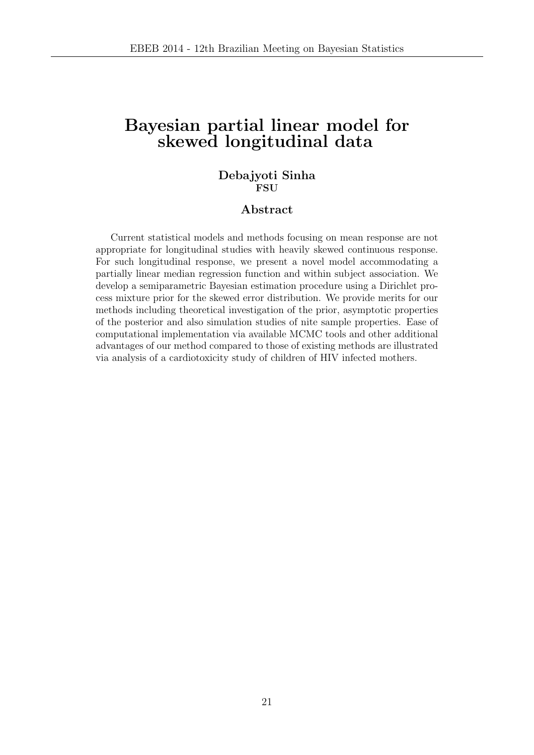# Bayesian partial linear model for skewed longitudinal data

**Debajyoti Sinha**
**FSU**

## Abstract

Current statistical models and methods focusing on mean response are not appropriate for longitudinal studies with heavily skewed continuous response. For such longitudinal response, we present a novel model accommodating a partially linear median regression function and within subject association. We develop a semiparametric Bayesian estimation procedure using a Dirichlet process mixture prior for the skewed error distribution. We provide merits for our methods including theoretical investigation of the prior, asymptotic properties of the posterior and also simulation studies of nite sample properties. Ease of computational implementation via available MCMC tools and other additional advantages of our method compared to those of existing methods are illustrated via analysis of a cardiotoxicity study of children of HIV infected mothers.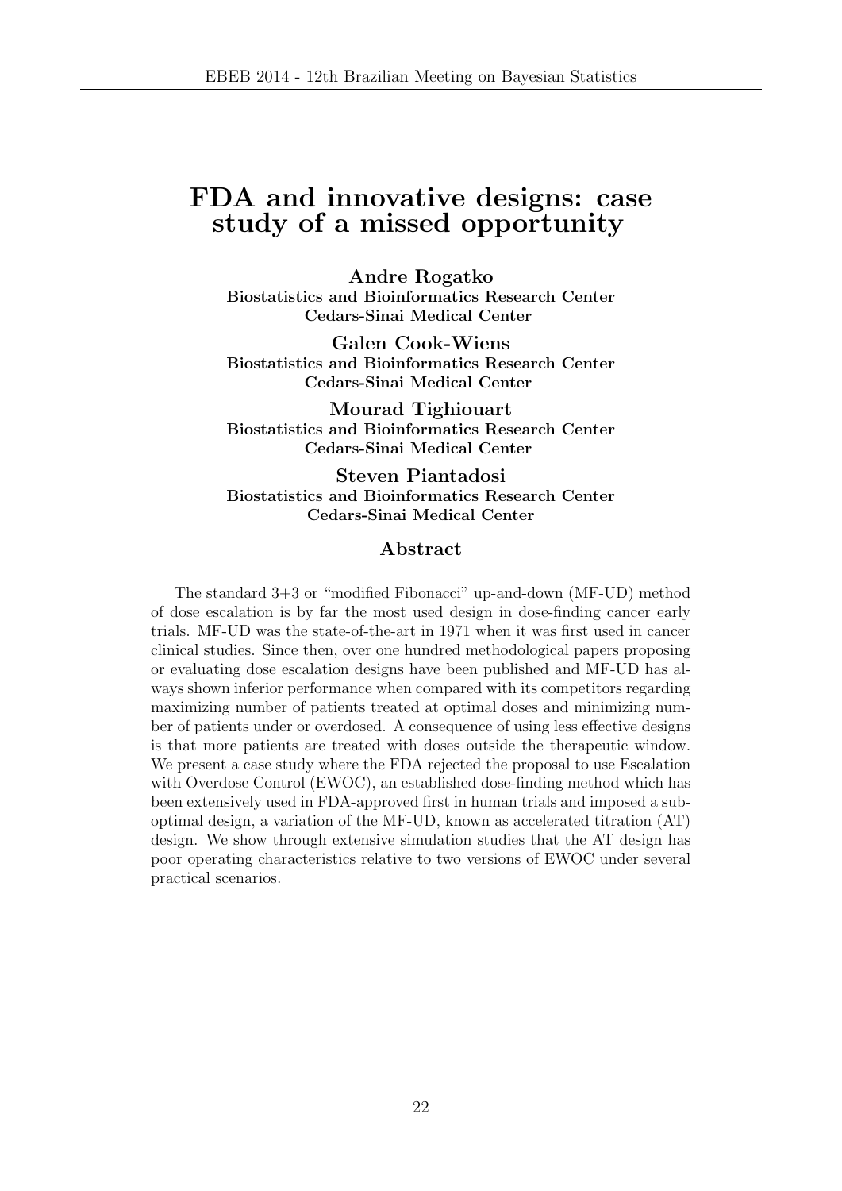# FDA and innovative designs: case study of a missed opportunity

**Andre Rogatko**
**Biostatistics and Bioinformatics Research Center**
**Cedars-Sinai Medical Center**

**Galen Cook-Wiens**
**Biostatistics and Bioinformatics Research Center**
**Cedars-Sinai Medical Center**

**Mourad Tighiouart**
**Biostatistics and Bioinformatics Research Center**
**Cedars-Sinai Medical Center**

**Steven Piantadosi**
**Biostatistics and Bioinformatics Research Center**
**Cedars-Sinai Medical Center**

## Abstract

The standard 3+3 or "modified Fibonacci" up-and-down (MF-UD) method of dose escalation is by far the most used design in dose-finding cancer early trials. MF-UD was the state-of-the-art in 1971 when it was first used in cancer clinical studies. Since then, over one hundred methodological papers proposing or evaluating dose escalation designs have been published and MF-UD has always shown inferior performance when compared with its competitors regarding maximizing number of patients treated at optimal doses and minimizing number of patients under or overdosed. A consequence of using less effective designs is that more patients are treated with doses outside the therapeutic window. We present a case study where the FDA rejected the proposal to use Escalation with Overdose Control (EWOC), an established dose-finding method which has been extensively used in FDA-approved first in human trials and imposed a sub-optimal design, a variation of the MF-UD, known as accelerated titration (AT) design. We show through extensive simulation studies that the AT design has poor operating characteristics relative to two versions of EWOC under several practical scenarios.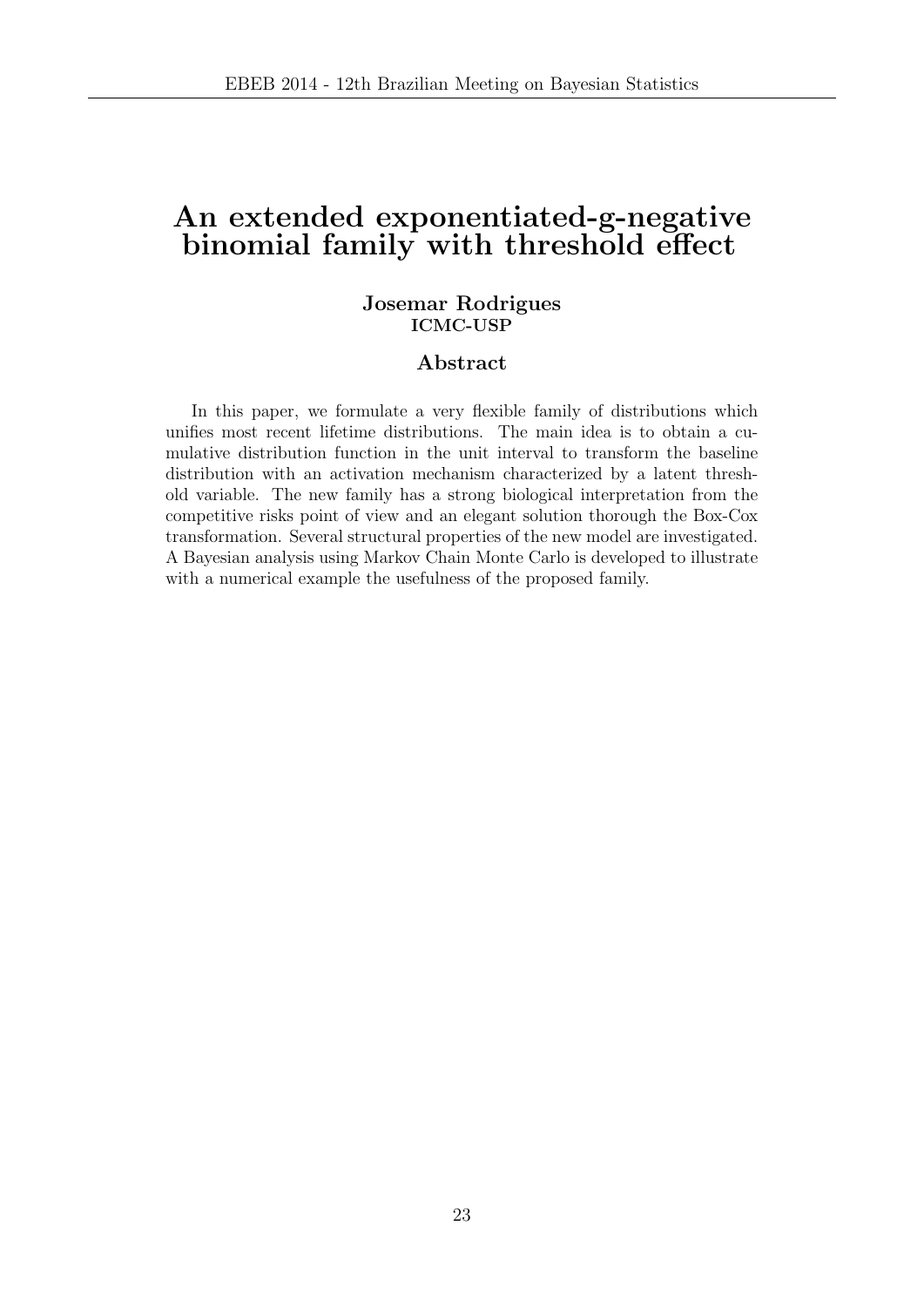# An extended exponentiated-g-negative binomial family with threshold effect

**Josemar Rodrigues**
**ICMC-USP**

## Abstract

In this paper, we formulate a very flexible family of distributions which unifies most recent lifetime distributions. The main idea is to obtain a cumulative distribution function in the unit interval to transform the baseline distribution with an activation mechanism characterized by a latent threshold variable. The new family has a strong biological interpretation from the competitive risks point of view and an elegant solution thorough the Box-Cox transformation. Several structural properties of the new model are investigated. A Bayesian analysis using Markov Chain Monte Carlo is developed to illustrate with a numerical example the usefulness of the proposed family.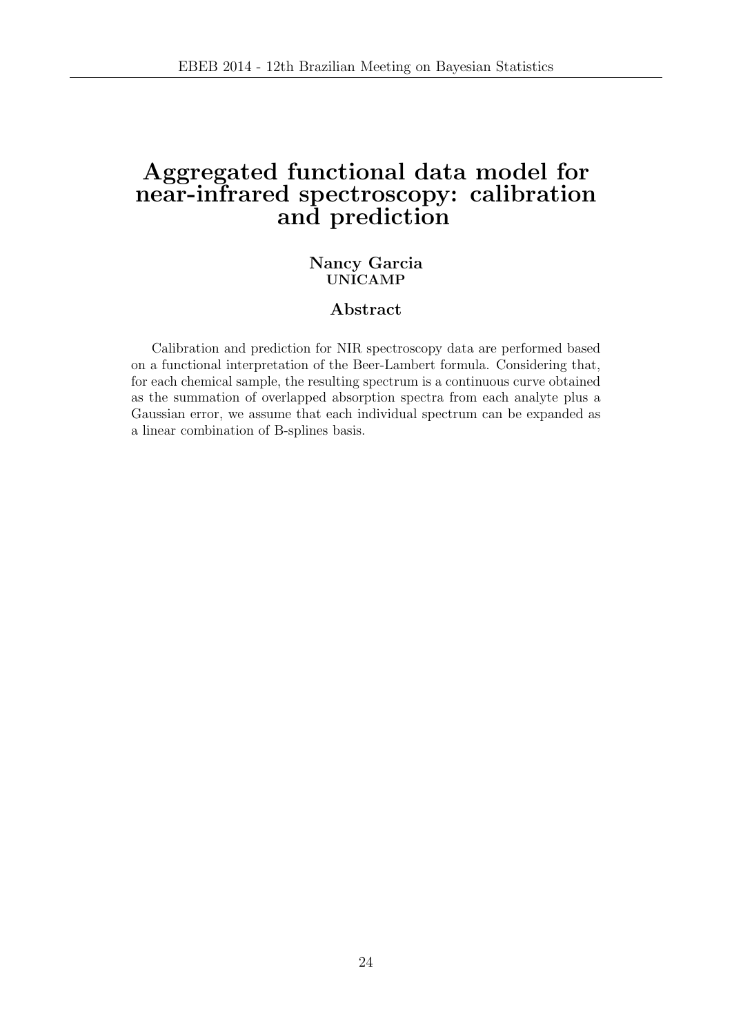# Aggregated functional data model for near-infrared spectroscopy: calibration and prediction

**Nancy Garcia**
**UNICAMP**

## Abstract

Calibration and prediction for NIR spectroscopy data are performed based on a functional interpretation of the Beer-Lambert formula. Considering that, for each chemical sample, the resulting spectrum is a continuous curve obtained as the summation of overlapped absorption spectra from each analyte plus a Gaussian error, we assume that each individual spectrum can be expanded as a linear combination of B-splines basis.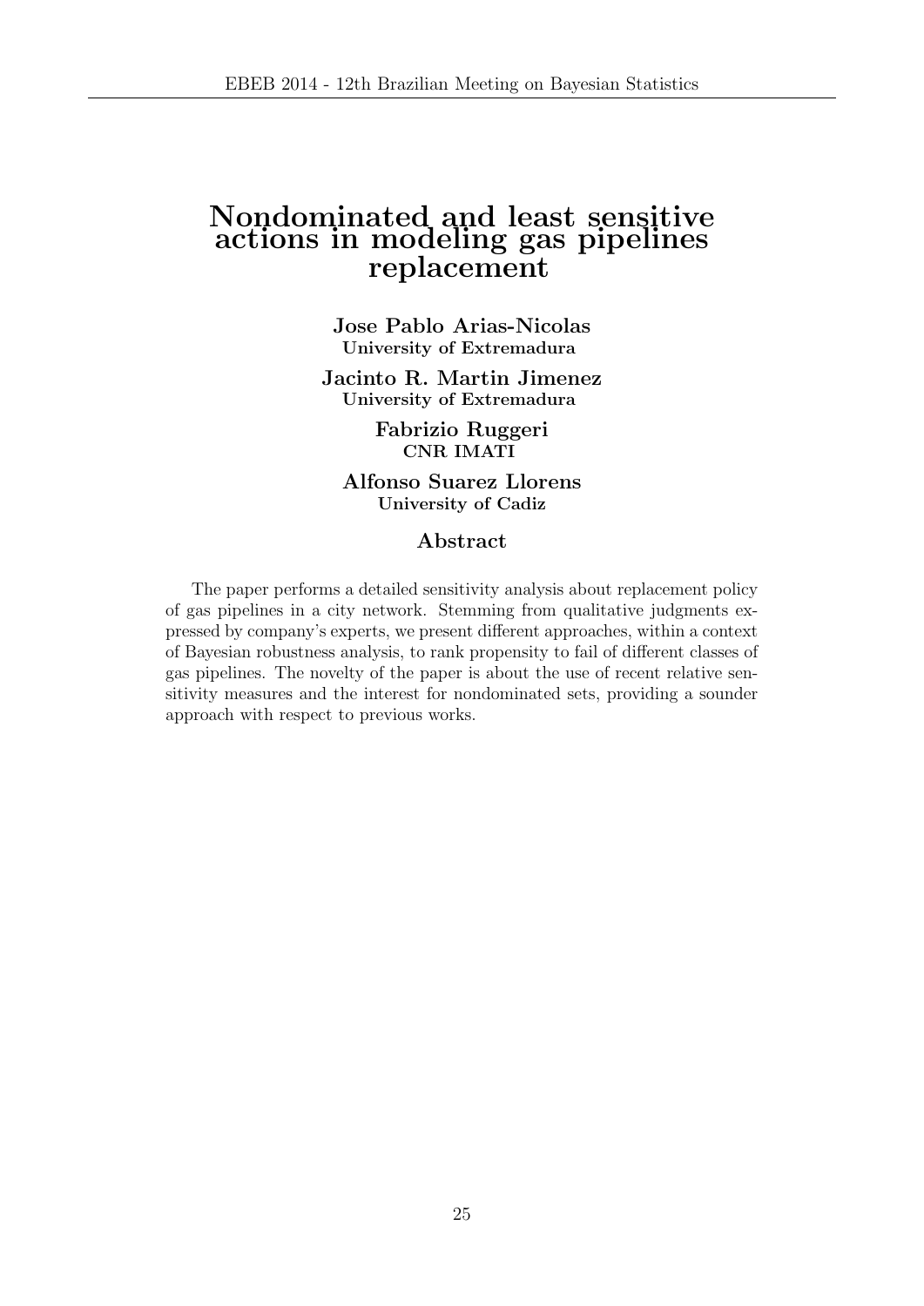# Nondominated and least sensitive actions in modeling gas pipelines replacement

**Jose Pablo Arias-Nicolas**
**University of Extremadura**

**Jacinto R. Martin Jimenez**
**University of Extremadura**

**Fabrizio Ruggeri**
**CNR IMATI**

**Alfonso Suarez Llorens**
**University of Cadiz**

## Abstract

The paper performs a detailed sensitivity analysis about replacement policy of gas pipelines in a city network. Stemming from qualitative judgments expressed by company's experts, we present different approaches, within a context of Bayesian robustness analysis, to rank propensity to fail of different classes of gas pipelines. The novelty of the paper is about the use of recent relative sensitivity measures and the interest for nondominated sets, providing a sounder approach with respect to previous works.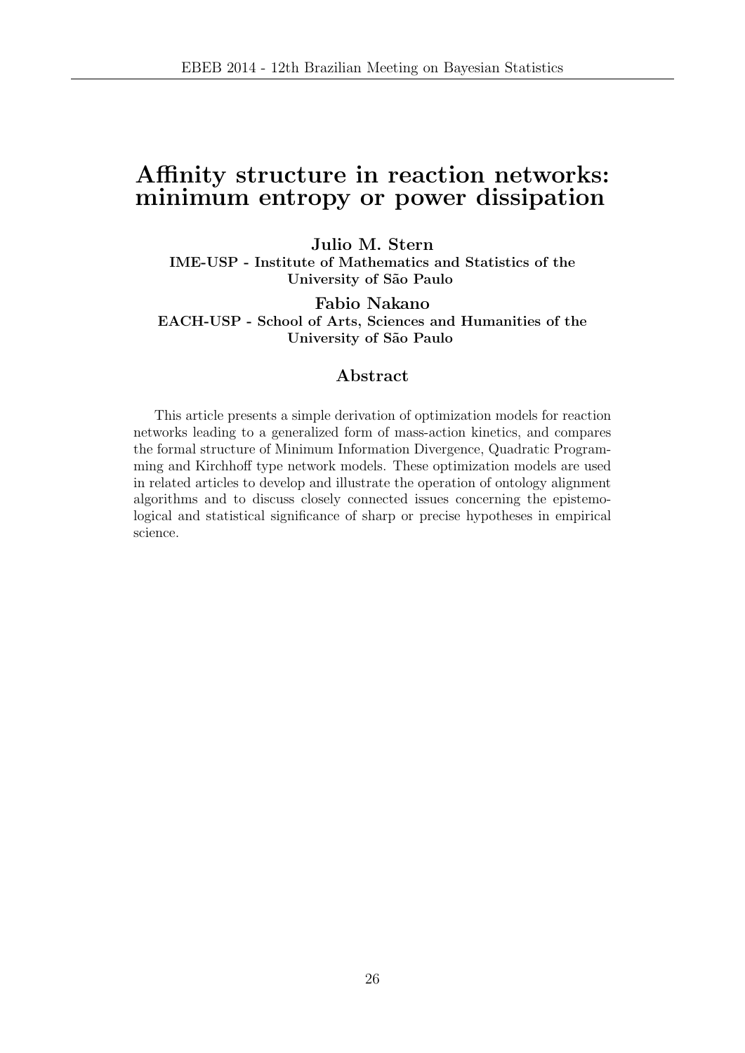# Affinity structure in reaction networks: minimum entropy or power dissipation

**Julio M. Stern**
**IME-USP - Institute of Mathematics and Statistics of the University of São Paulo**

**Fabio Nakano**
**EACH-USP - School of Arts, Sciences and Humanities of the University of São Paulo**

## Abstract

This article presents a simple derivation of optimization models for reaction networks leading to a generalized form of mass-action kinetics, and compares the formal structure of Minimum Information Divergence, Quadratic Programming and Kirchhoff type network models. These optimization models are used in related articles to develop and illustrate the operation of ontology alignment algorithms and to discuss closely connected issues concerning the epistemological and statistical significance of sharp or precise hypotheses in empirical science.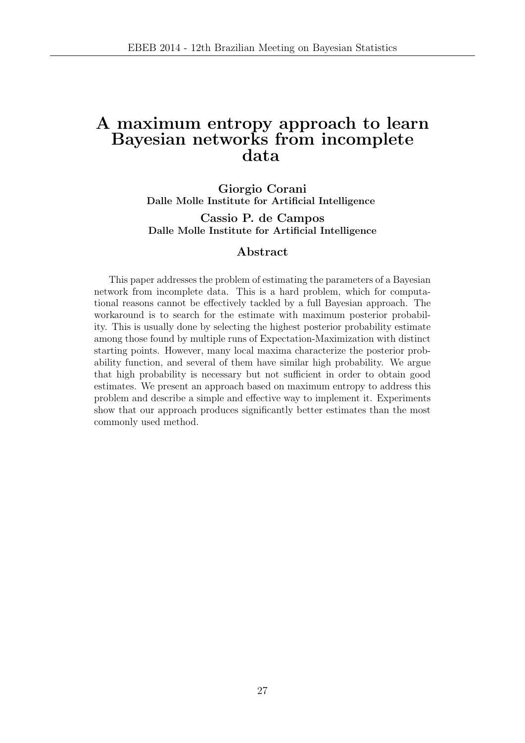# A maximum entropy approach to learn Bayesian networks from incomplete data

**Giorgio Corani**
**Dalle Molle Institute for Artificial Intelligence**

**Cassio P. de Campos**
**Dalle Molle Institute for Artificial Intelligence**

## Abstract

This paper addresses the problem of estimating the parameters of a Bayesian network from incomplete data. This is a hard problem, which for computational reasons cannot be effectively tackled by a full Bayesian approach. The workaround is to search for the estimate with maximum posterior probability. This is usually done by selecting the highest posterior probability estimate among those found by multiple runs of Expectation-Maximization with distinct starting points. However, many local maxima characterize the posterior probability function, and several of them have similar high probability. We argue that high probability is necessary but not sufficient in order to obtain good estimates. We present an approach based on maximum entropy to address this problem and describe a simple and effective way to implement it. Experiments show that our approach produces significantly better estimates than the most commonly used method.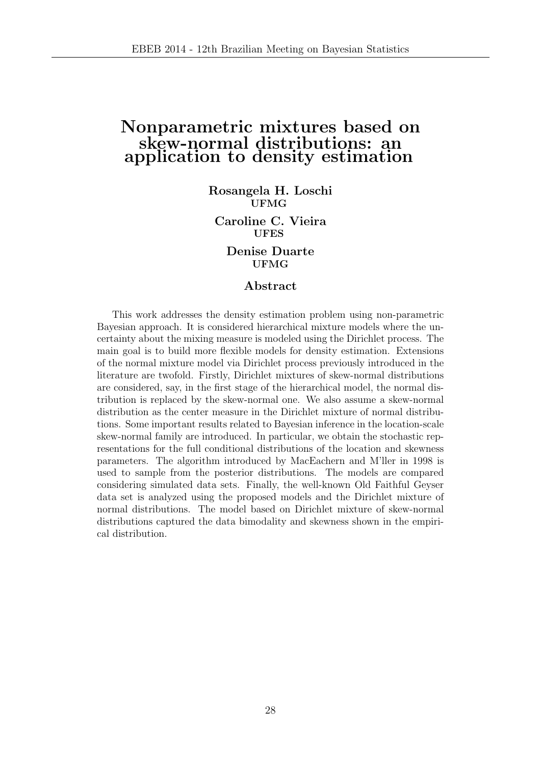# Nonparametric mixtures based on skew-normal distributions: an application to density estimation

**Rosangela H. Loschi**
**UFMG**

**Caroline C. Vieira**
**UFES**

**Denise Duarte**
**UFMG**

## Abstract

This work addresses the density estimation problem using non-parametric Bayesian approach. It is considered hierarchical mixture models where the uncertainty about the mixing measure is modeled using the Dirichlet process. The main goal is to build more flexible models for density estimation. Extensions of the normal mixture model via Dirichlet process previously introduced in the literature are twofold. Firstly, Dirichlet mixtures of skew-normal distributions are considered, say, in the first stage of the hierarchical model, the normal distribution is replaced by the skew-normal one. We also assume a skew-normal distribution as the center measure in the Dirichlet mixture of normal distributions. Some important results related to Bayesian inference in the location-scale skew-normal family are introduced. In particular, we obtain the stochastic representations for the full conditional distributions of the location and skewness parameters. The algorithm introduced by MacEachern and M'ller in 1998 is used to sample from the posterior distributions. The models are compared considering simulated data sets. Finally, the well-known Old Faithful Geyser data set is analyzed using the proposed models and the Dirichlet mixture of normal distributions. The model based on Dirichlet mixture of skew-normal distributions captured the data bimodality and skewness shown in the empirical distribution.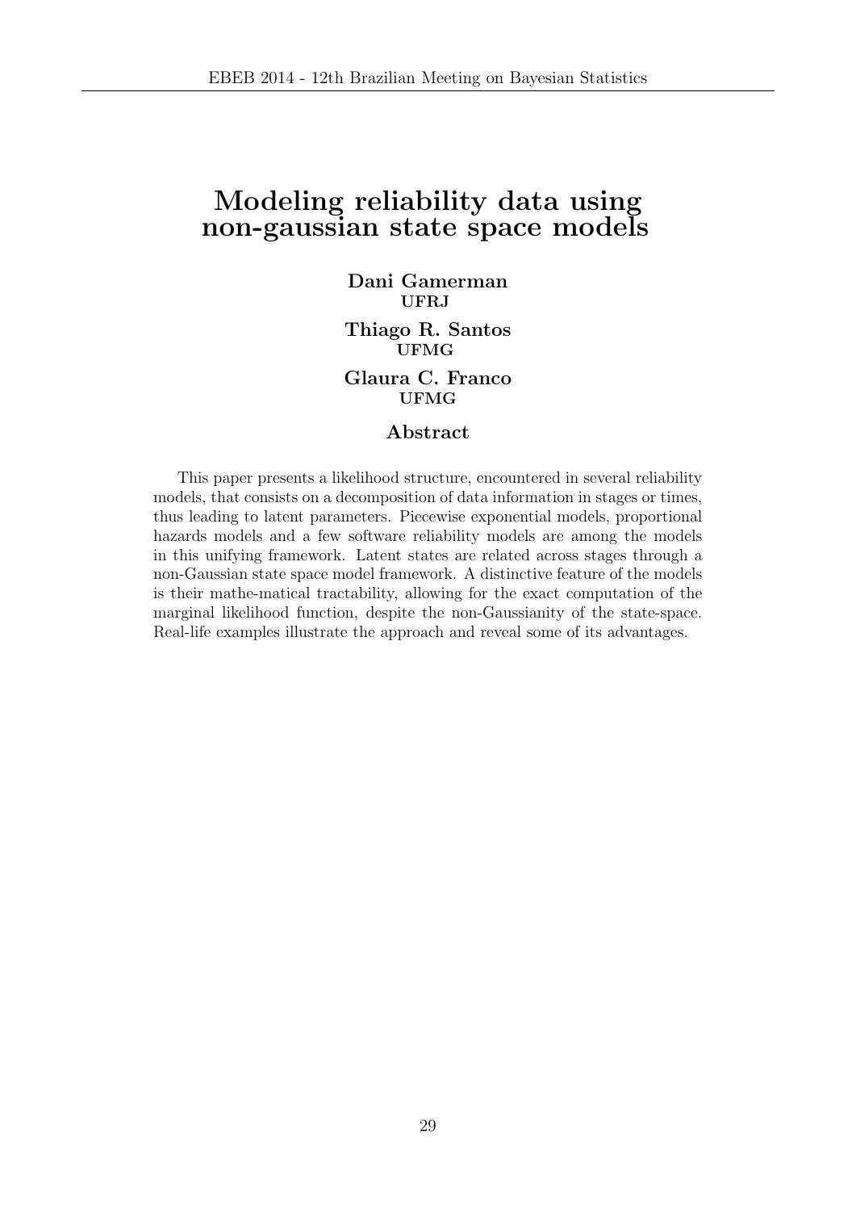# Modeling reliability data using non-gaussian state space models

**Dani Gamerman**
**UFRJ**

**Thiago R. Santos**
**UFMG**

**Glaura C. Franco**
**UFMG**

## Abstract

This paper presents a likelihood structure, encountered in several reliability models, that consists on a decomposition of data information in stages or times, thus leading to latent parameters. Piecewise exponential models, proportional hazards models and a few software reliability models are among the models in this unifying framework. Latent states are related across stages through a non-Gaussian state space model framework. A distinctive feature of the models is their mathe-matical tractability, allowing for the exact computation of the marginal likelihood function, despite the non-Gaussianity of the state-space. Real-life examples illustrate the approach and reveal some of its advantages.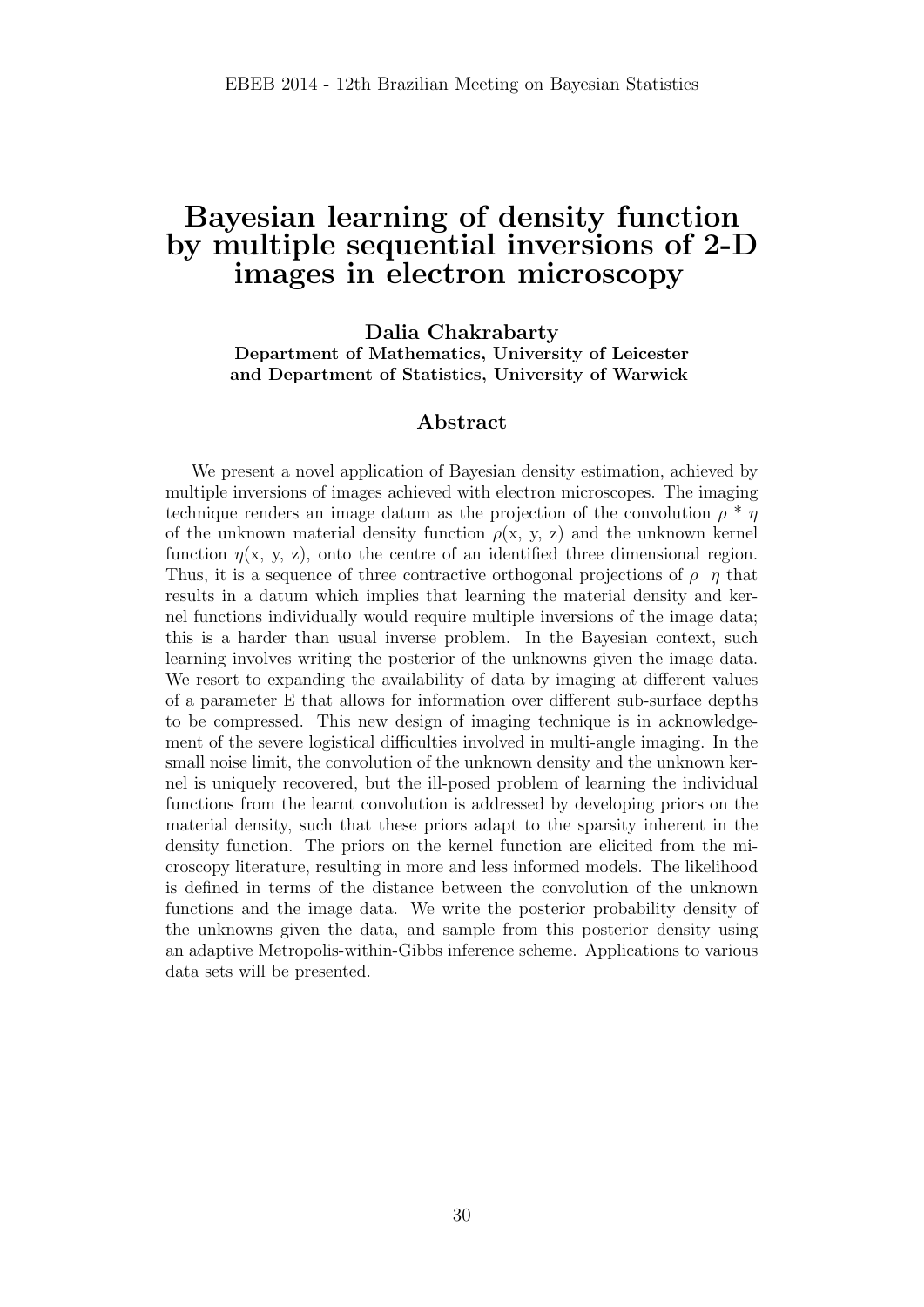# Bayesian learning of density function by multiple sequential inversions of 2-D images in electron microscopy

**Dalia Chakrabarty**
**Department of Mathematics, University of Leicester and Department of Statistics, University of Warwick**

## Abstract

We present a novel application of Bayesian density estimation, achieved by multiple inversions of images achieved with electron microscopes. The imaging technique renders an image datum as the projection of the convolution $\rho * \eta$ of the unknown material density function $\rho$(x, y, z) and the unknown kernel function $\eta$(x, y, z), onto the centre of an identified three dimensional region. Thus, it is a sequence of three contractive orthogonal projections of $\rho \ \eta$ that results in a datum which implies that learning the material density and kernel functions individually would require multiple inversions of the image data; this is a harder than usual inverse problem. In the Bayesian context, such learning involves writing the posterior of the unknowns given the image data. We resort to expanding the availability of data by imaging at different values of a parameter E that allows for information over different sub-surface depths to be compressed. This new design of imaging technique is in acknowledgement of the severe logistical difficulties involved in multi-angle imaging. In the small noise limit, the convolution of the unknown density and the unknown kernel is uniquely recovered, but the ill-posed problem of learning the individual functions from the learnt convolution is addressed by developing priors on the material density, such that these priors adapt to the sparsity inherent in the density function. The priors on the kernel function are elicited from the microscopy literature, resulting in more and less informed models. The likelihood is defined in terms of the distance between the convolution of the unknown functions and the image data. We write the posterior probability density of the unknowns given the data, and sample from this posterior density using an adaptive Metropolis-within-Gibbs inference scheme. Applications to various data sets will be presented.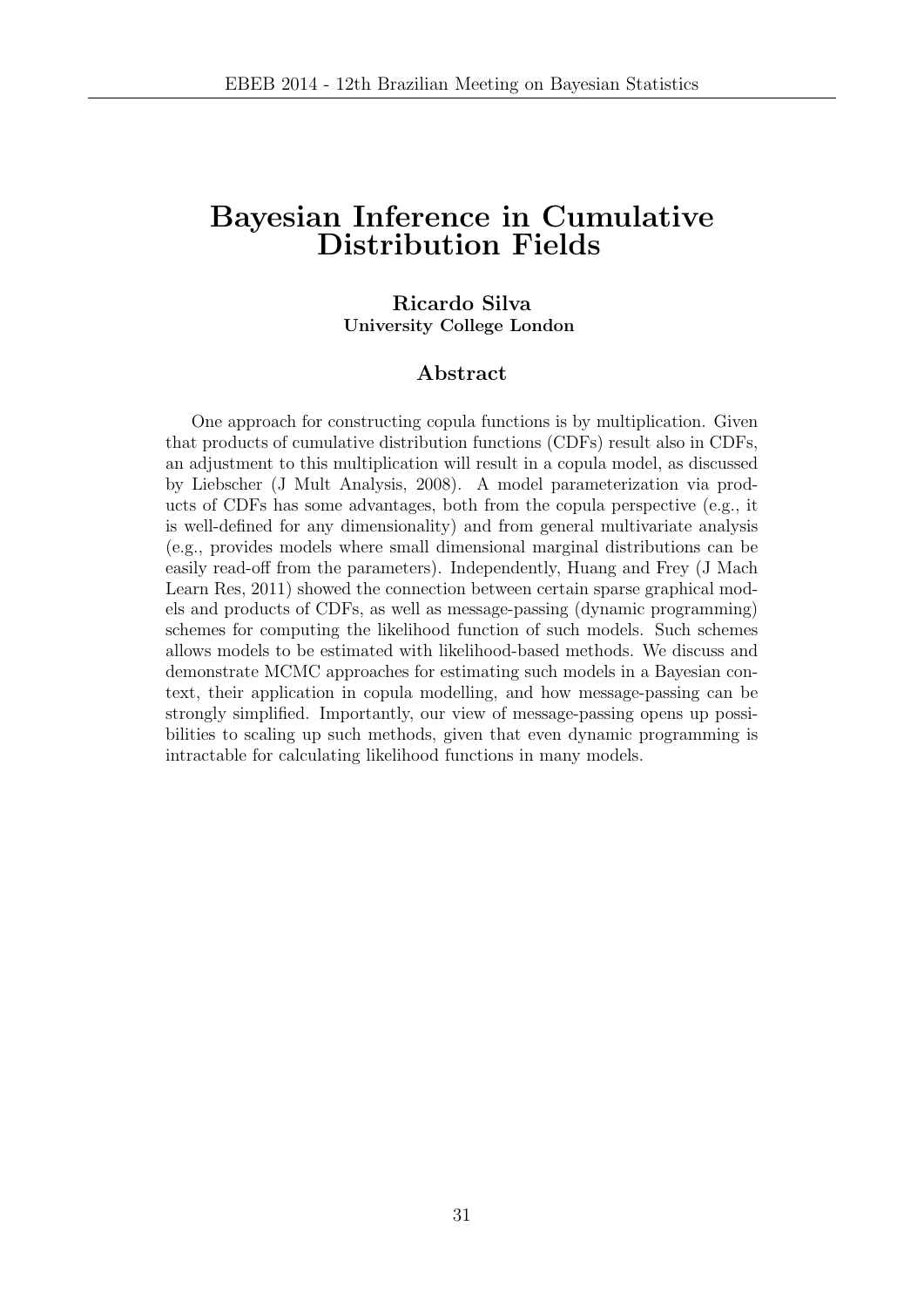# Bayesian Inference in Cumulative Distribution Fields

**Ricardo Silva**
**University College London**

## Abstract

One approach for constructing copula functions is by multiplication. Given that products of cumulative distribution functions (CDFs) result also in CDFs, an adjustment to this multiplication will result in a copula model, as discussed by Liebscher (J Mult Analysis, 2008). A model parameterization via products of CDFs has some advantages, both from the copula perspective (e.g., it is well-defined for any dimensionality) and from general multivariate analysis (e.g., provides models where small dimensional marginal distributions can be easily read-off from the parameters). Independently, Huang and Frey (J Mach Learn Res, 2011) showed the connection between certain sparse graphical models and products of CDFs, as well as message-passing (dynamic programming) schemes for computing the likelihood function of such models. Such schemes allows models to be estimated with likelihood-based methods. We discuss and demonstrate MCMC approaches for estimating such models in a Bayesian context, their application in copula modelling, and how message-passing can be strongly simplified. Importantly, our view of message-passing opens up possibilities to scaling up such methods, given that even dynamic programming is intractable for calculating likelihood functions in many models.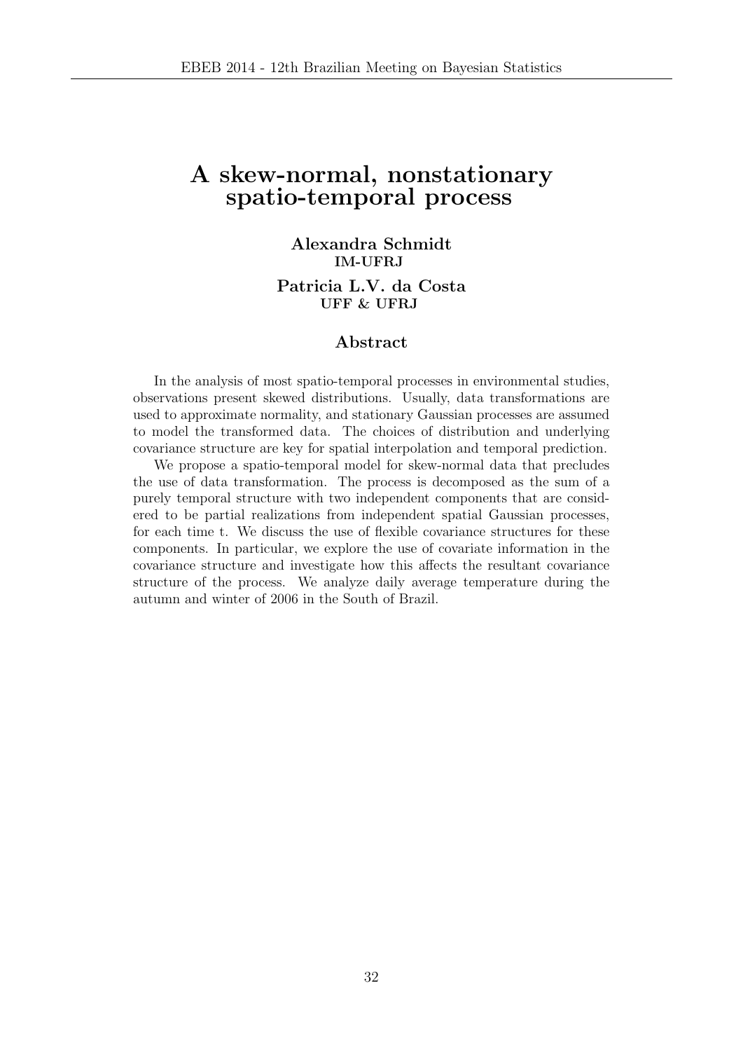# A skew-normal, nonstationary spatio-temporal process

**Alexandra Schmidt**
**IM-UFRJ**

**Patricia L.V. da Costa**
**UFF & UFRJ**

## Abstract

In the analysis of most spatio-temporal processes in environmental studies, observations present skewed distributions. Usually, data transformations are used to approximate normality, and stationary Gaussian processes are assumed to model the transformed data. The choices of distribution and underlying covariance structure are key for spatial interpolation and temporal prediction.

We propose a spatio-temporal model for skew-normal data that precludes the use of data transformation. The process is decomposed as the sum of a purely temporal structure with two independent components that are considered to be partial realizations from independent spatial Gaussian processes, for each time t. We discuss the use of flexible covariance structures for these components. In particular, we explore the use of covariate information in the covariance structure and investigate how this affects the resultant covariance structure of the process. We analyze daily average temperature during the autumn and winter of 2006 in the South of Brazil.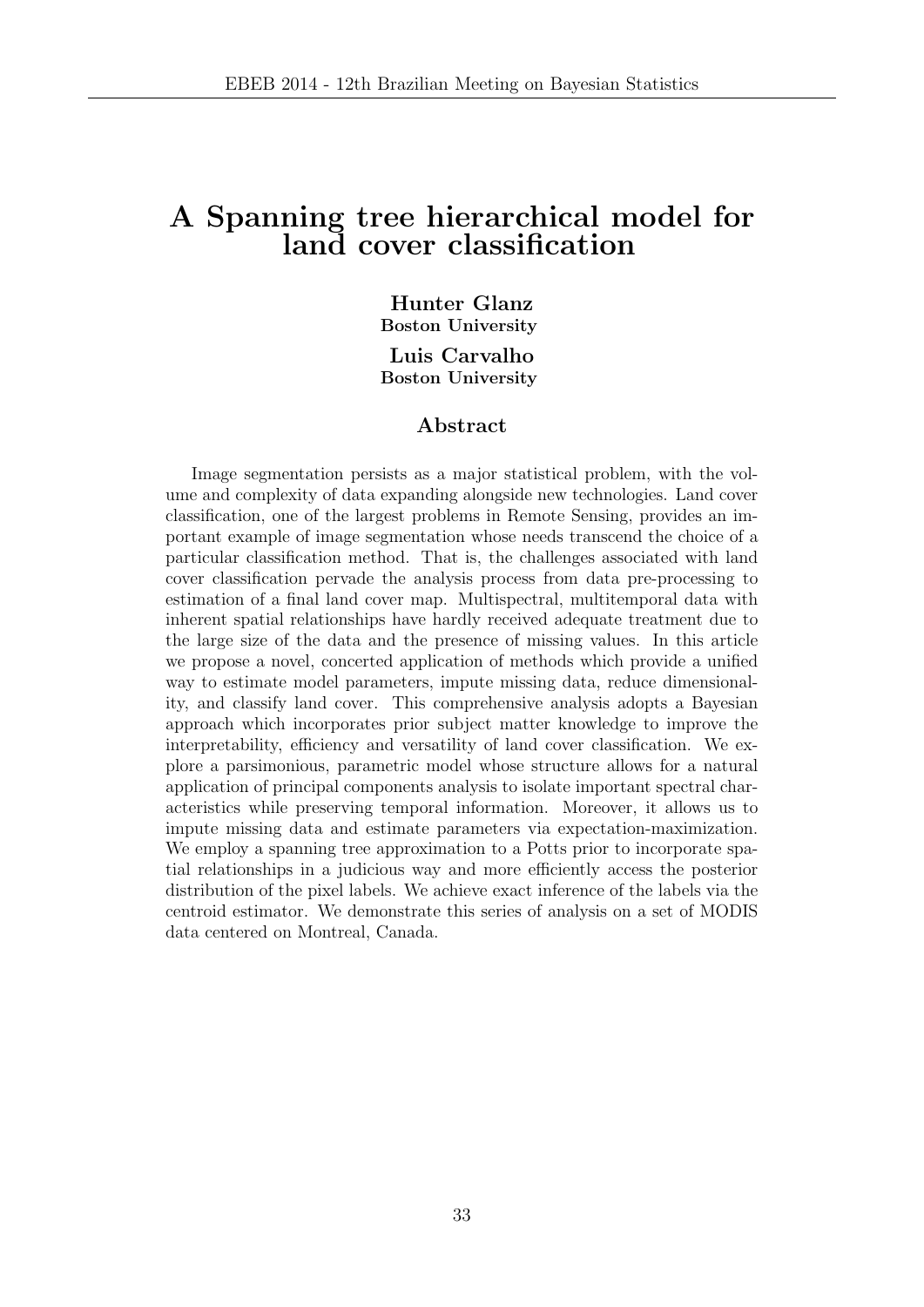# A Spanning tree hierarchical model for land cover classification

**Hunter Glanz**
**Boston University**

**Luis Carvalho**
**Boston University**

## Abstract

Image segmentation persists as a major statistical problem, with the volume and complexity of data expanding alongside new technologies. Land cover classification, one of the largest problems in Remote Sensing, provides an important example of image segmentation whose needs transcend the choice of a particular classification method. That is, the challenges associated with land cover classification pervade the analysis process from data pre-processing to estimation of a final land cover map. Multispectral, multitemporal data with inherent spatial relationships have hardly received adequate treatment due to the large size of the data and the presence of missing values. In this article we propose a novel, concerted application of methods which provide a unified way to estimate model parameters, impute missing data, reduce dimensionality, and classify land cover. This comprehensive analysis adopts a Bayesian approach which incorporates prior subject matter knowledge to improve the interpretability, efficiency and versatility of land cover classification. We explore a parsimonious, parametric model whose structure allows for a natural application of principal components analysis to isolate important spectral characteristics while preserving temporal information. Moreover, it allows us to impute missing data and estimate parameters via expectation-maximization. We employ a spanning tree approximation to a Potts prior to incorporate spatial relationships in a judicious way and more efficiently access the posterior distribution of the pixel labels. We achieve exact inference of the labels via the centroid estimator. We demonstrate this series of analysis on a set of MODIS data centered on Montreal, Canada.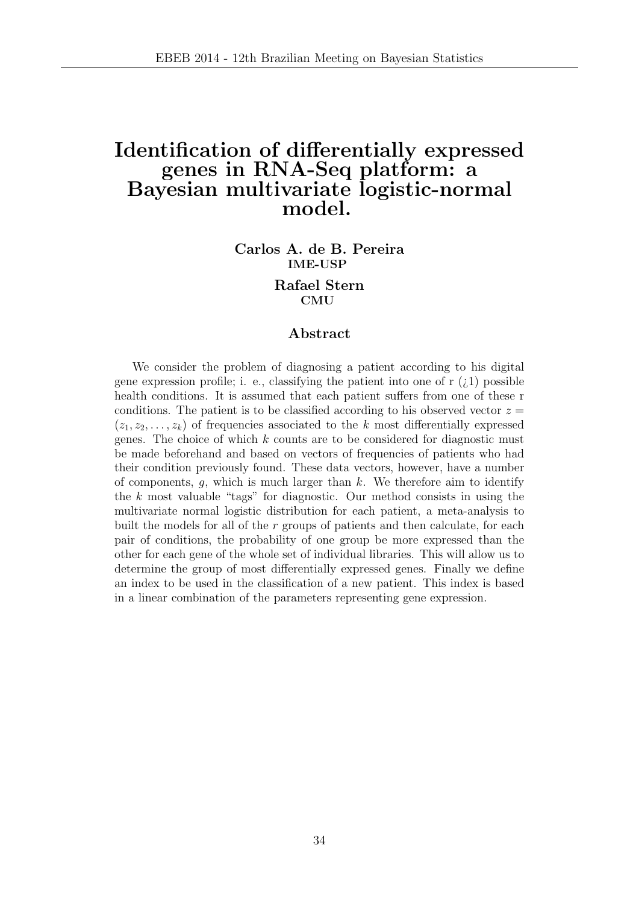# Identification of differentially expressed genes in RNA-Seq platform: a Bayesian multivariate logistic-normal model.

**Carlos A. de B. Pereira**
**IME-USP**

**Rafael Stern**
**CMU**

## Abstract

We consider the problem of diagnosing a patient according to his digital gene expression profile; i. e., classifying the patient into one of r (¿1) possible health conditions. It is assumed that each patient suffers from one of these r conditions. The patient is to be classified according to his observed vector $z = (z_1, z_2, \ldots, z_k)$ of frequencies associated to the $k$ most differentially expressed genes. The choice of which $k$ counts are to be considered for diagnostic must be made beforehand and based on vectors of frequencies of patients who had their condition previously found. These data vectors, however, have a number of components, $g$, which is much larger than $k$. We therefore aim to identify the $k$ most valuable "tags" for diagnostic. Our method consists in using the multivariate normal logistic distribution for each patient, a meta-analysis to built the models for all of the $r$ groups of patients and then calculate, for each pair of conditions, the probability of one group be more expressed than the other for each gene of the whole set of individual libraries. This will allow us to determine the group of most differentially expressed genes. Finally we define an index to be used in the classification of a new patient. This index is based in a linear combination of the parameters representing gene expression.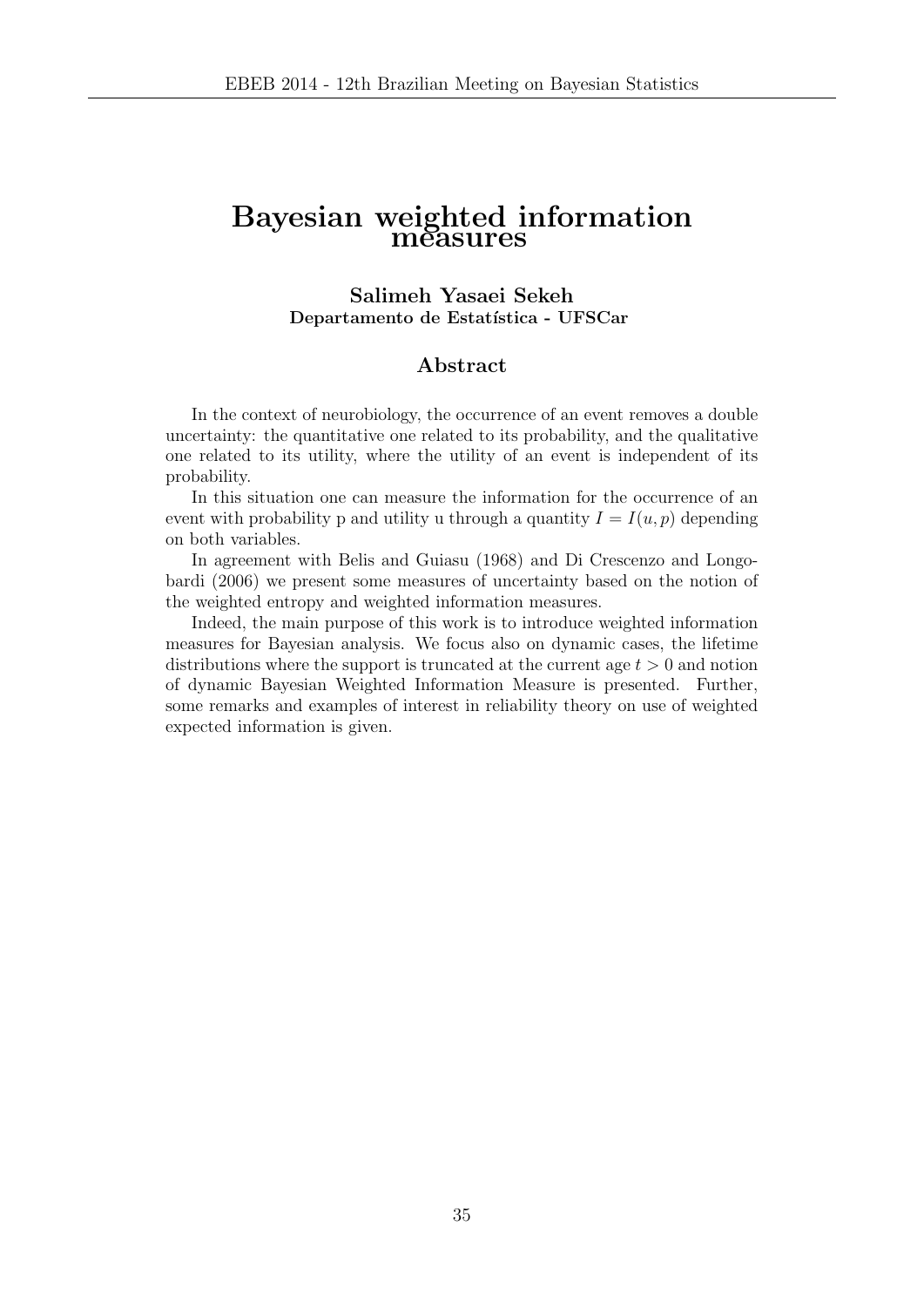# Bayesian weighted information measures

**Salimeh Yasaei Sekeh**
**Departamento de Estatística - UFSCar**

## Abstract

In the context of neurobiology, the occurrence of an event removes a double uncertainty: the quantitative one related to its probability, and the qualitative one related to its utility, where the utility of an event is independent of its probability.

In this situation one can measure the information for the occurrence of an event with probability p and utility u through a quantity $I = I(u, p)$ depending on both variables.

In agreement with Belis and Guiasu (1968) and Di Crescenzo and Longobardi (2006) we present some measures of uncertainty based on the notion of the weighted entropy and weighted information measures.

Indeed, the main purpose of this work is to introduce weighted information measures for Bayesian analysis. We focus also on dynamic cases, the lifetime distributions where the support is truncated at the current age $t > 0$ and notion of dynamic Bayesian Weighted Information Measure is presented. Further, some remarks and examples of interest in reliability theory on use of weighted expected information is given.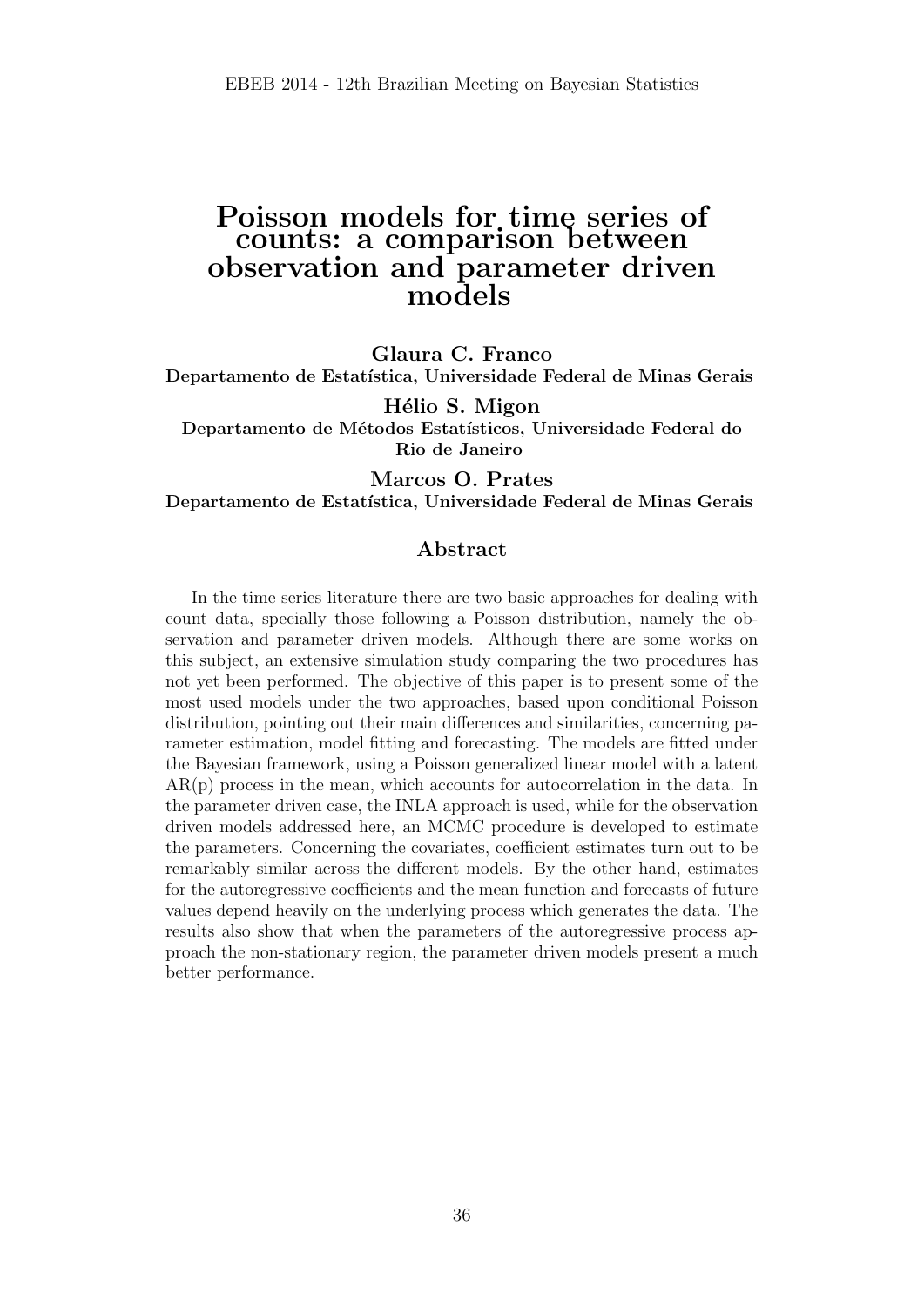# Poisson models for time series of counts: a comparison between observation and parameter driven models

**Glaura C. Franco**
**Departamento de Estatística, Universidade Federal de Minas Gerais**

**Hélio S. Migon**
**Departamento de Métodos Estatísticos, Universidade Federal do Rio de Janeiro**

**Marcos O. Prates**
**Departamento de Estatística, Universidade Federal de Minas Gerais**

## Abstract

In the time series literature there are two basic approaches for dealing with count data, specially those following a Poisson distribution, namely the observation and parameter driven models. Although there are some works on this subject, an extensive simulation study comparing the two procedures has not yet been performed. The objective of this paper is to present some of the most used models under the two approaches, based upon conditional Poisson distribution, pointing out their main differences and similarities, concerning parameter estimation, model fitting and forecasting. The models are fitted under the Bayesian framework, using a Poisson generalized linear model with a latent AR(p) process in the mean, which accounts for autocorrelation in the data. In the parameter driven case, the INLA approach is used, while for the observation driven models addressed here, an MCMC procedure is developed to estimate the parameters. Concerning the covariates, coefficient estimates turn out to be remarkably similar across the different models. By the other hand, estimates for the autoregressive coefficients and the mean function and forecasts of future values depend heavily on the underlying process which generates the data. The results also show that when the parameters of the autoregressive process approach the non-stationary region, the parameter driven models present a much better performance.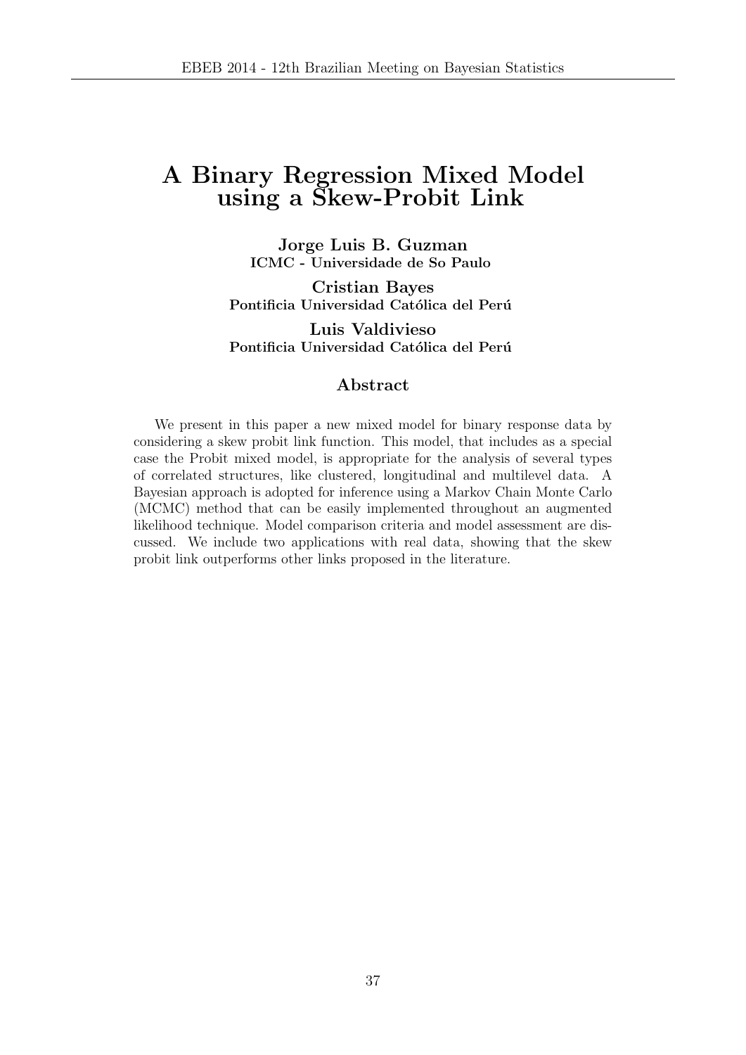# A Binary Regression Mixed Model using a Skew-Probit Link

**Jorge Luis B. Guzman**
**ICMC - Universidade de So Paulo**

**Cristian Bayes**
**Pontificia Universidad Católica del Perú**

**Luis Valdivieso**
**Pontificia Universidad Católica del Perú**

## Abstract

We present in this paper a new mixed model for binary response data by considering a skew probit link function. This model, that includes as a special case the Probit mixed model, is appropriate for the analysis of several types of correlated structures, like clustered, longitudinal and multilevel data. A Bayesian approach is adopted for inference using a Markov Chain Monte Carlo (MCMC) method that can be easily implemented throughout an augmented likelihood technique. Model comparison criteria and model assessment are discussed. We include two applications with real data, showing that the skew probit link outperforms other links proposed in the literature.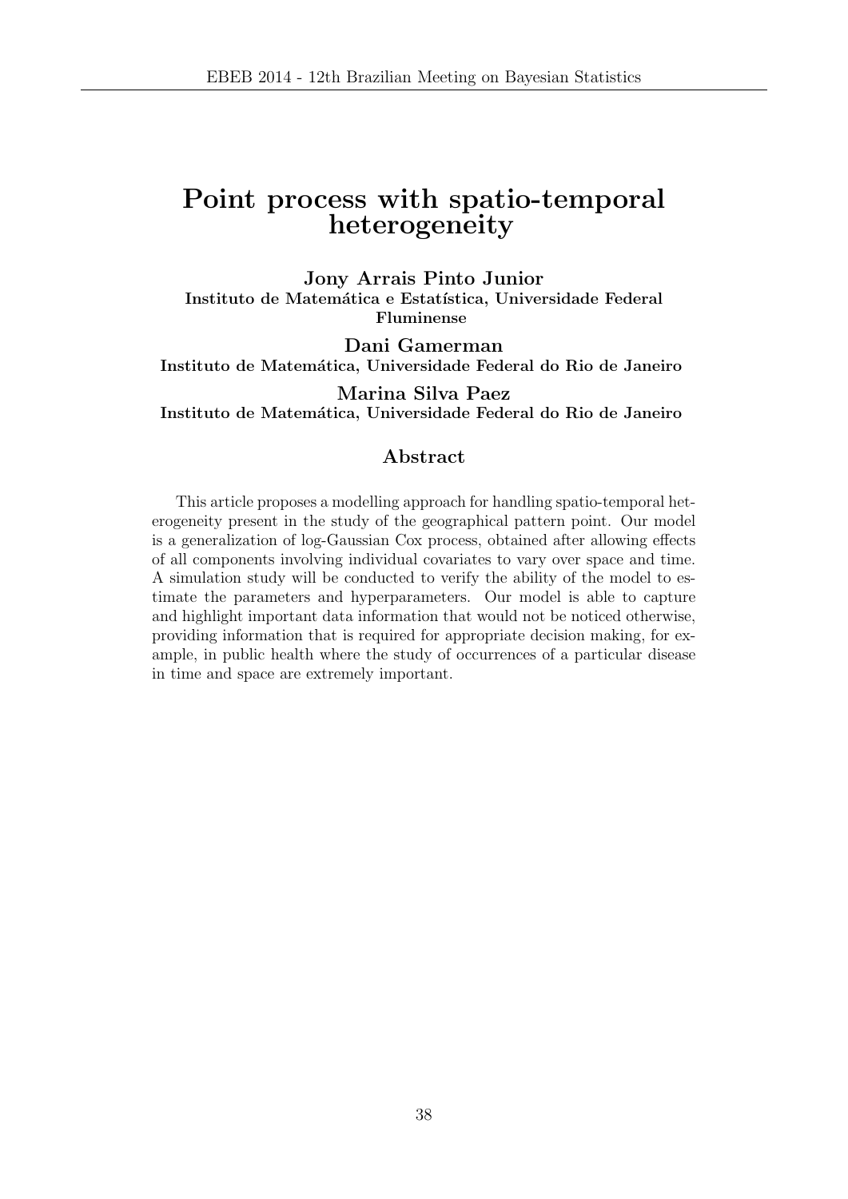# Point process with spatio-temporal heterogeneity

**Jony Arrais Pinto Junior**
**Instituto de Matemática e Estatística, Universidade Federal Fluminense**

**Dani Gamerman**
**Instituto de Matemática, Universidade Federal do Rio de Janeiro**

**Marina Silva Paez**
**Instituto de Matemática, Universidade Federal do Rio de Janeiro**

## Abstract

This article proposes a modelling approach for handling spatio-temporal heterogeneity present in the study of the geographical pattern point. Our model is a generalization of log-Gaussian Cox process, obtained after allowing effects of all components involving individual covariates to vary over space and time. A simulation study will be conducted to verify the ability of the model to estimate the parameters and hyperparameters. Our model is able to capture and highlight important data information that would not be noticed otherwise, providing information that is required for appropriate decision making, for example, in public health where the study of occurrences of a particular disease in time and space are extremely important.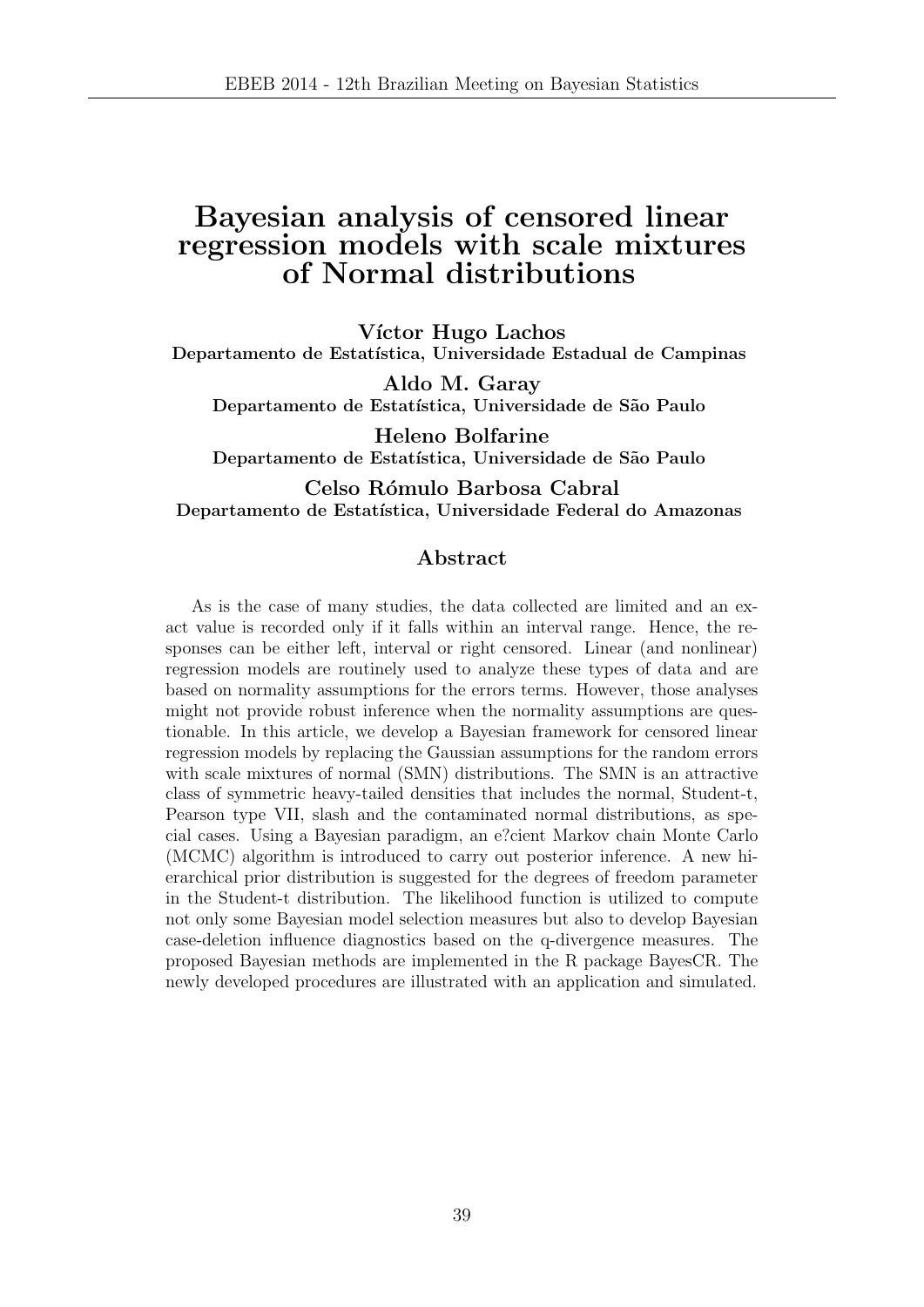# Bayesian analysis of censored linear regression models with scale mixtures of Normal distributions

**Víctor Hugo Lachos**
**Departamento de Estatística, Universidade Estadual de Campinas**

**Aldo M. Garay**
**Departamento de Estatística, Universidade de São Paulo**

**Heleno Bolfarine**
**Departamento de Estatística, Universidade de São Paulo**

**Celso Rómulo Barbosa Cabral**
**Departamento de Estatística, Universidade Federal do Amazonas**

## Abstract

As is the case of many studies, the data collected are limited and an exact value is recorded only if it falls within an interval range. Hence, the responses can be either left, interval or right censored. Linear (and nonlinear) regression models are routinely used to analyze these types of data and are based on normality assumptions for the errors terms. However, those analyses might not provide robust inference when the normality assumptions are questionable. In this article, we develop a Bayesian framework for censored linear regression models by replacing the Gaussian assumptions for the random errors with scale mixtures of normal (SMN) distributions. The SMN is an attractive class of symmetric heavy-tailed densities that includes the normal, Student-t, Pearson type VII, slash and the contaminated normal distributions, as special cases. Using a Bayesian paradigm, an e?cient Markov chain Monte Carlo (MCMC) algorithm is introduced to carry out posterior inference. A new hierarchical prior distribution is suggested for the degrees of freedom parameter in the Student-t distribution. The likelihood function is utilized to compute not only some Bayesian model selection measures but also to develop Bayesian case-deletion influence diagnostics based on the q-divergence measures. The proposed Bayesian methods are implemented in the R package BayesCR. The newly developed procedures are illustrated with an application and simulated.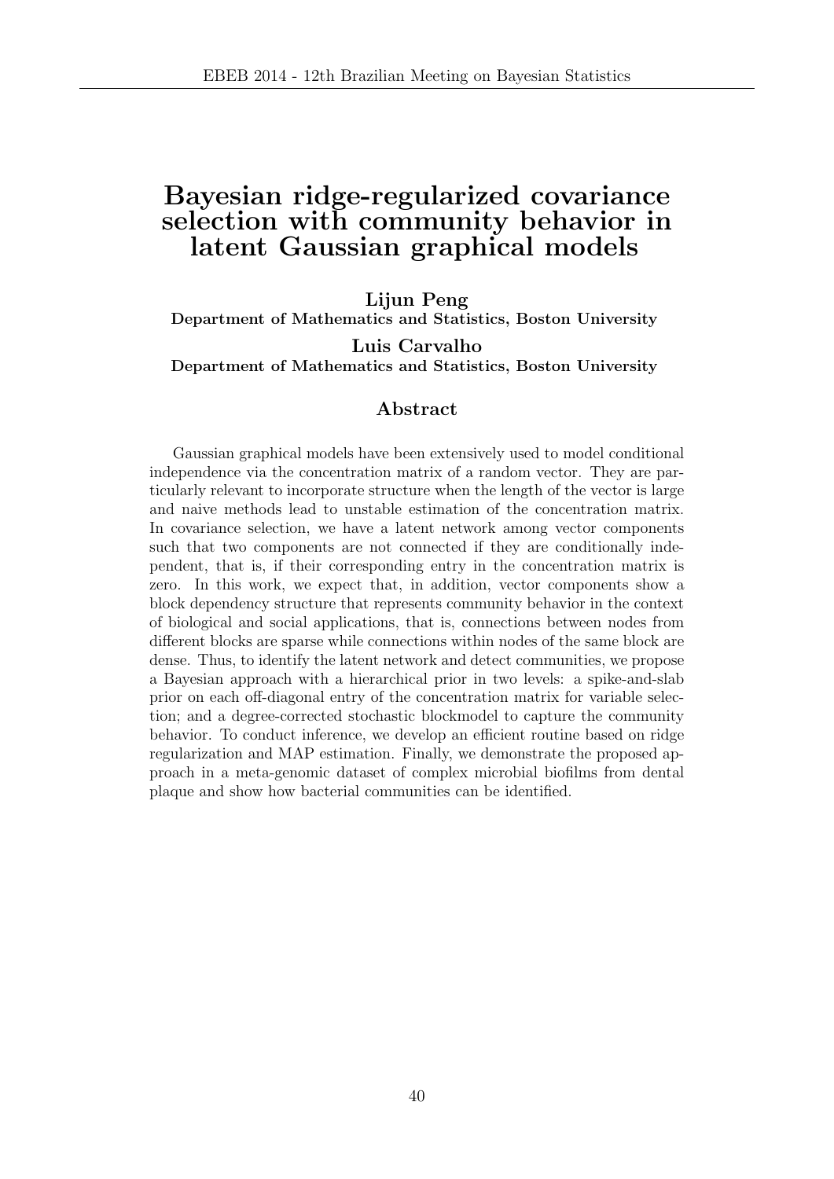# Bayesian ridge-regularized covariance selection with community behavior in latent Gaussian graphical models

**Lijun Peng**
**Department of Mathematics and Statistics, Boston University**

**Luis Carvalho**
**Department of Mathematics and Statistics, Boston University**

## Abstract

Gaussian graphical models have been extensively used to model conditional independence via the concentration matrix of a random vector. They are particularly relevant to incorporate structure when the length of the vector is large and naive methods lead to unstable estimation of the concentration matrix. In covariance selection, we have a latent network among vector components such that two components are not connected if they are conditionally independent, that is, if their corresponding entry in the concentration matrix is zero. In this work, we expect that, in addition, vector components show a block dependency structure that represents community behavior in the context of biological and social applications, that is, connections between nodes from different blocks are sparse while connections within nodes of the same block are dense. Thus, to identify the latent network and detect communities, we propose a Bayesian approach with a hierarchical prior in two levels: a spike-and-slab prior on each off-diagonal entry of the concentration matrix for variable selection; and a degree-corrected stochastic blockmodel to capture the community behavior. To conduct inference, we develop an efficient routine based on ridge regularization and MAP estimation. Finally, we demonstrate the proposed approach in a meta-genomic dataset of complex microbial biofilms from dental plaque and show how bacterial communities can be identified.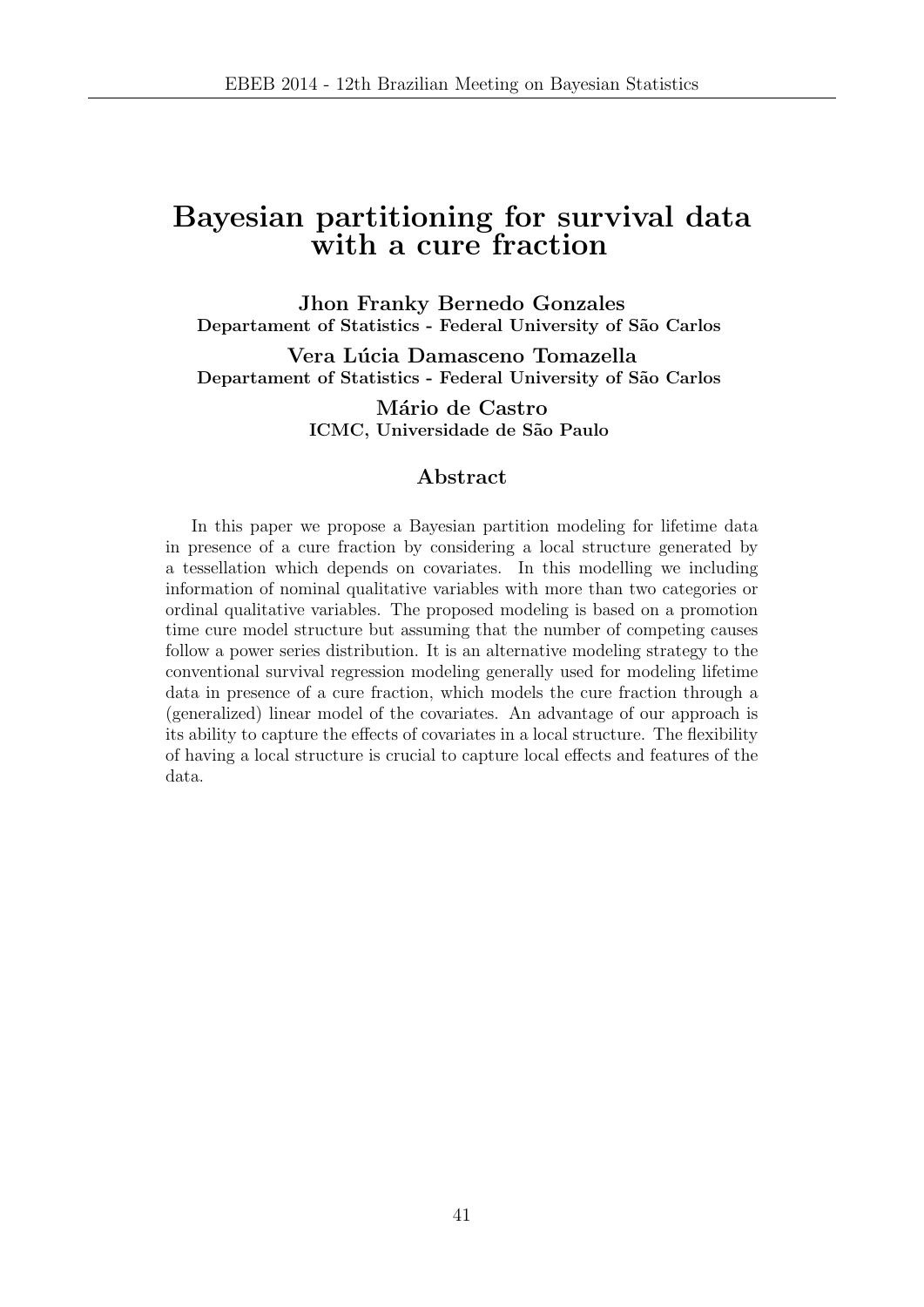# Bayesian partitioning for survival data with a cure fraction

**Jhon Franky Bernedo Gonzales**
**Departament of Statistics - Federal University of São Carlos**

**Vera Lúcia Damasceno Tomazella**
**Departament of Statistics - Federal University of São Carlos**

**Mário de Castro**
**ICMC, Universidade de São Paulo**

## Abstract

In this paper we propose a Bayesian partition modeling for lifetime data in presence of a cure fraction by considering a local structure generated by a tessellation which depends on covariates. In this modelling we including information of nominal qualitative variables with more than two categories or ordinal qualitative variables. The proposed modeling is based on a promotion time cure model structure but assuming that the number of competing causes follow a power series distribution. It is an alternative modeling strategy to the conventional survival regression modeling generally used for modeling lifetime data in presence of a cure fraction, which models the cure fraction through a (generalized) linear model of the covariates. An advantage of our approach is its ability to capture the effects of covariates in a local structure. The flexibility of having a local structure is crucial to capture local effects and features of the data.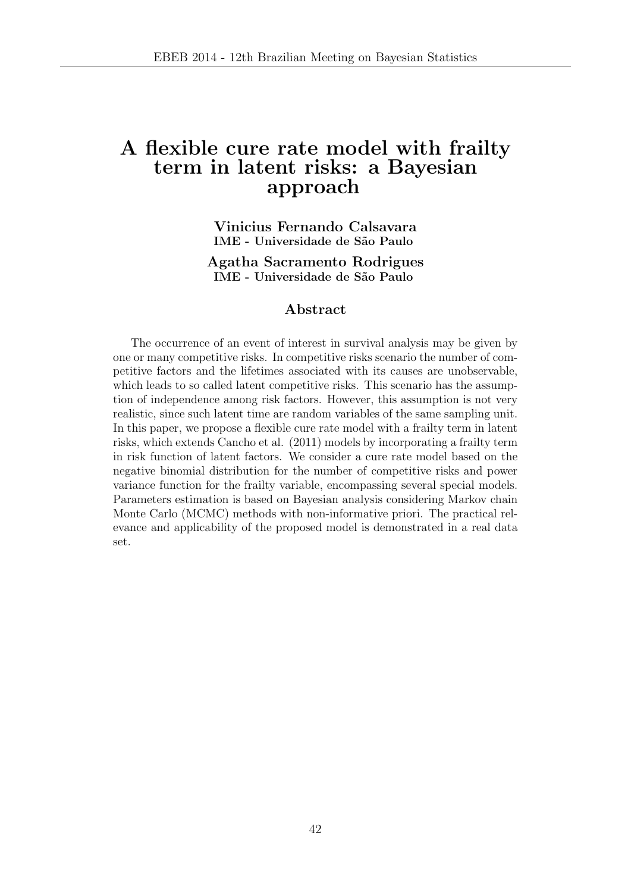# A flexible cure rate model with frailty term in latent risks: a Bayesian approach

**Vinicius Fernando Calsavara**
**IME - Universidade de São Paulo**

**Agatha Sacramento Rodrigues**
**IME - Universidade de São Paulo**

## Abstract

The occurrence of an event of interest in survival analysis may be given by one or many competitive risks. In competitive risks scenario the number of competitive factors and the lifetimes associated with its causes are unobservable, which leads to so called latent competitive risks. This scenario has the assumption of independence among risk factors. However, this assumption is not very realistic, since such latent time are random variables of the same sampling unit. In this paper, we propose a flexible cure rate model with a frailty term in latent risks, which extends Cancho et al. (2011) models by incorporating a frailty term in risk function of latent factors. We consider a cure rate model based on the negative binomial distribution for the number of competitive risks and power variance function for the frailty variable, encompassing several special models. Parameters estimation is based on Bayesian analysis considering Markov chain Monte Carlo (MCMC) methods with non-informative priori. The practical relevance and applicability of the proposed model is demonstrated in a real data set.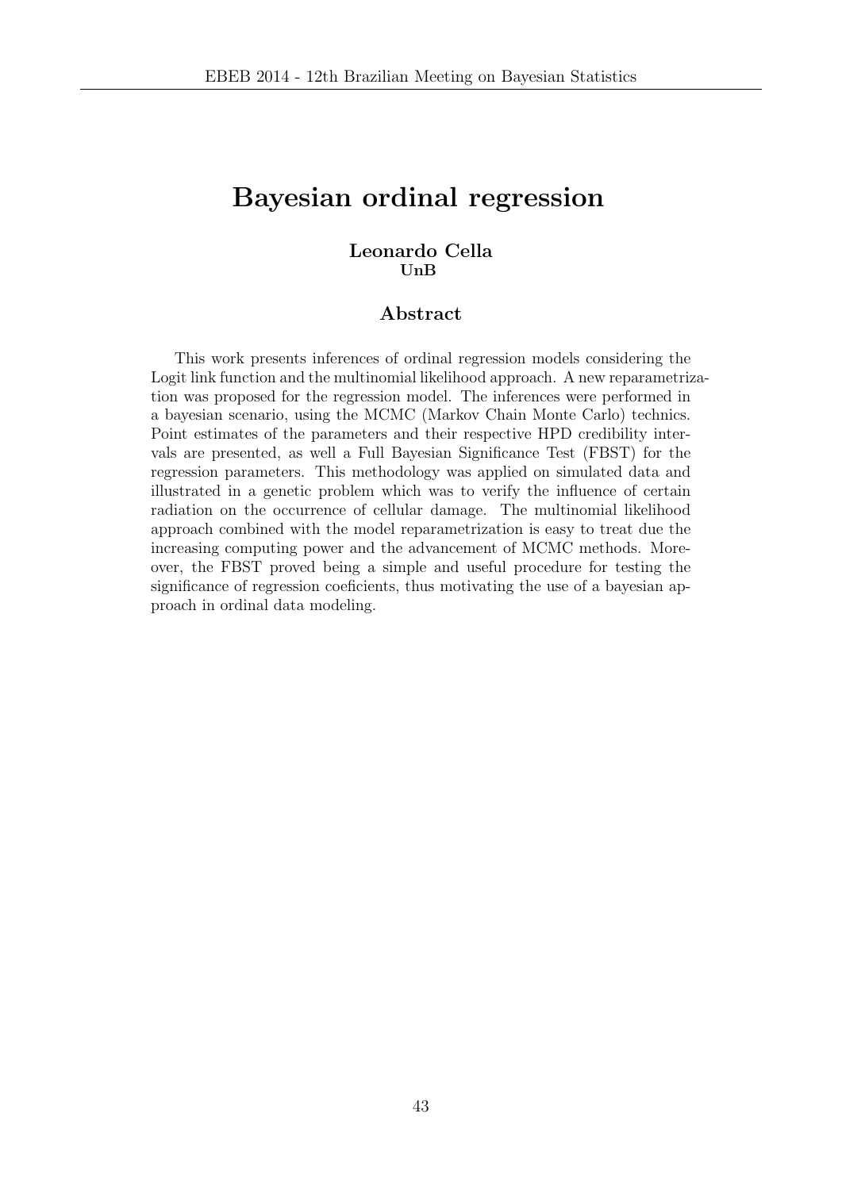# Bayesian ordinal regression

**Leonardo Cella**
**UnB**

## Abstract

This work presents inferences of ordinal regression models considering the Logit link function and the multinomial likelihood approach. A new reparametrization was proposed for the regression model. The inferences were performed in a bayesian scenario, using the MCMC (Markov Chain Monte Carlo) technics. Point estimates of the parameters and their respective HPD credibility intervals are presented, as well a Full Bayesian Significance Test (FBST) for the regression parameters. This methodology was applied on simulated data and illustrated in a genetic problem which was to verify the influence of certain radiation on the occurrence of cellular damage. The multinomial likelihood approach combined with the model reparametrization is easy to treat due the increasing computing power and the advancement of MCMC methods. Moreover, the FBST proved being a simple and useful procedure for testing the significance of regression coeficients, thus motivating the use of a bayesian approach in ordinal data modeling.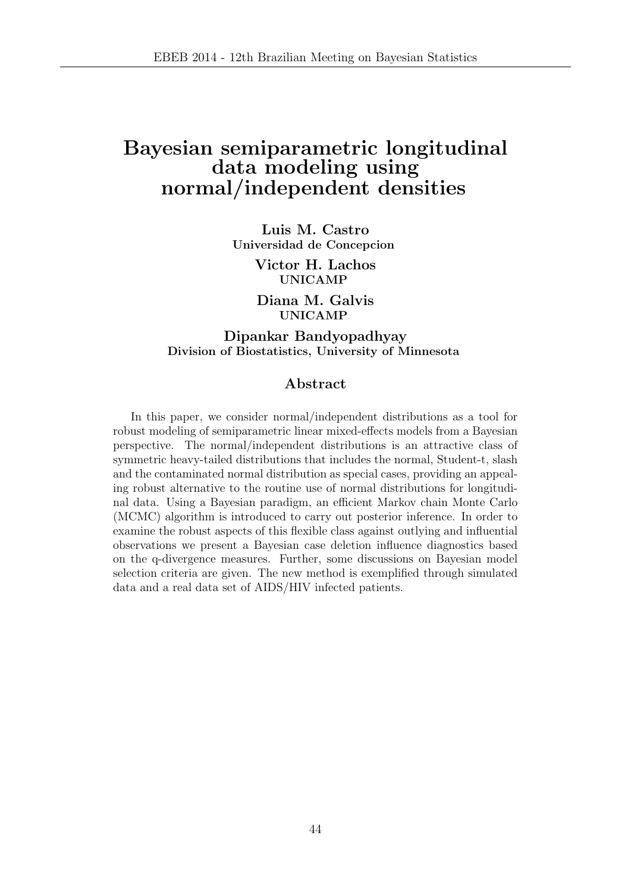# Bayesian semiparametric longitudinal data modeling using normal/independent densities

**Luis M. Castro**
**Universidad de Concepcion**

**Victor H. Lachos**
**UNICAMP**

**Diana M. Galvis**
**UNICAMP**

**Dipankar Bandyopadhyay**
**Division of Biostatistics, University of Minnesota**

## Abstract

In this paper, we consider normal/independent distributions as a tool for robust modeling of semiparametric linear mixed-effects models from a Bayesian perspective. The normal/independent distributions is an attractive class of symmetric heavy-tailed distributions that includes the normal, Student-t, slash and the contaminated normal distribution as special cases, providing an appealing robust alternative to the routine use of normal distributions for longitudinal data. Using a Bayesian paradigm, an efficient Markov chain Monte Carlo (MCMC) algorithm is introduced to carry out posterior inference. In order to examine the robust aspects of this flexible class against outlying and influential observations we present a Bayesian case deletion influence diagnostics based on the q-divergence measures. Further, some discussions on Bayesian model selection criteria are given. The new method is exemplified through simulated data and a real data set of AIDS/HIV infected patients.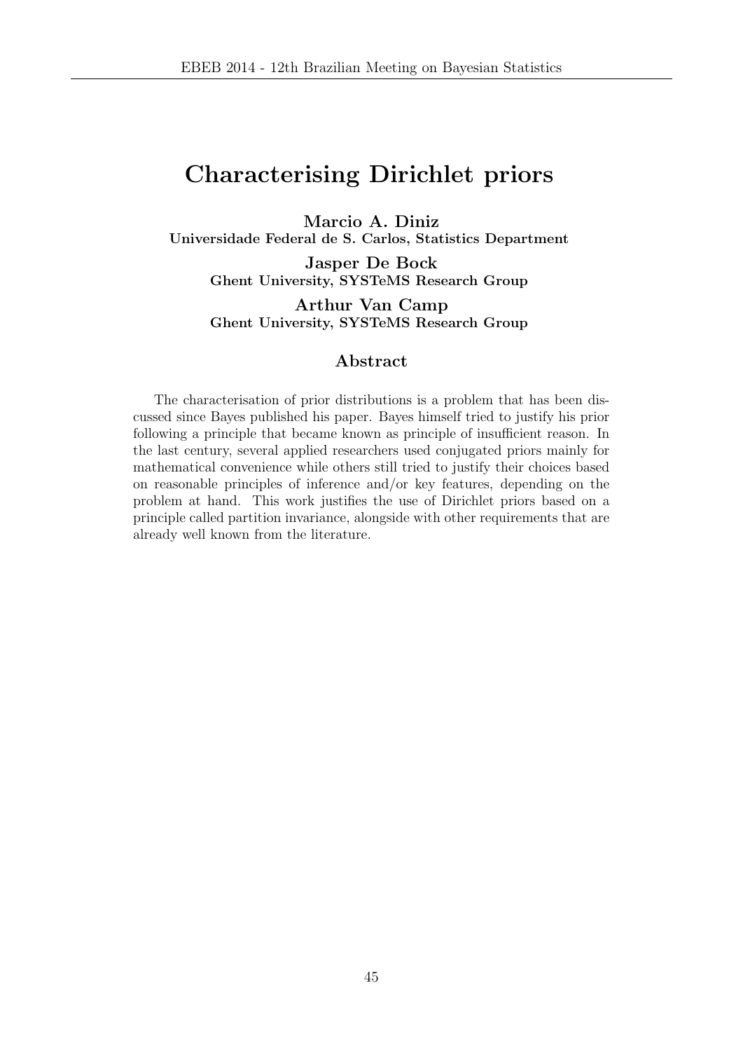# Characterising Dirichlet priors

**Marcio A. Diniz**
**Universidade Federal de S. Carlos, Statistics Department**

**Jasper De Bock**
**Ghent University, SYSTeMS Research Group**

**Arthur Van Camp**
**Ghent University, SYSTeMS Research Group**

## Abstract

The characterisation of prior distributions is a problem that has been discussed since Bayes published his paper. Bayes himself tried to justify his prior following a principle that became known as principle of insufficient reason. In the last century, several applied researchers used conjugated priors mainly for mathematical convenience while others still tried to justify their choices based on reasonable principles of inference and/or key features, depending on the problem at hand. This work justifies the use of Dirichlet priors based on a principle called partition invariance, alongside with other requirements that are already well known from the literature.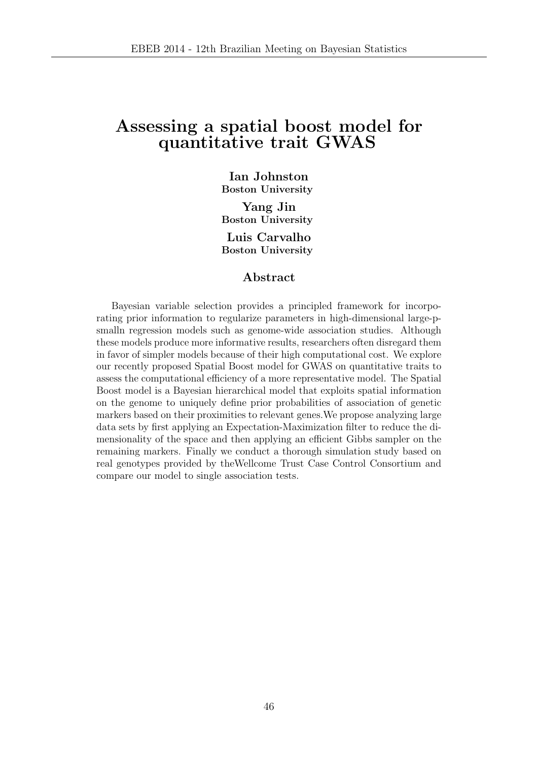# Assessing a spatial boost model for quantitative trait GWAS

**Ian Johnston**
**Boston University**

**Yang Jin**
**Boston University**

**Luis Carvalho**
**Boston University**

## Abstract

Bayesian variable selection provides a principled framework for incorporating prior information to regularize parameters in high-dimensional large-p-smalln regression models such as genome-wide association studies. Although these models produce more informative results, researchers often disregard them in favor of simpler models because of their high computational cost. We explore our recently proposed Spatial Boost model for GWAS on quantitative traits to assess the computational efficiency of a more representative model. The Spatial Boost model is a Bayesian hierarchical model that exploits spatial information on the genome to uniquely define prior probabilities of association of genetic markers based on their proximities to relevant genes.We propose analyzing large data sets by first applying an Expectation-Maximization filter to reduce the dimensionality of the space and then applying an efficient Gibbs sampler on the remaining markers. Finally we conduct a thorough simulation study based on real genotypes provided by theWellcome Trust Case Control Consortium and compare our model to single association tests.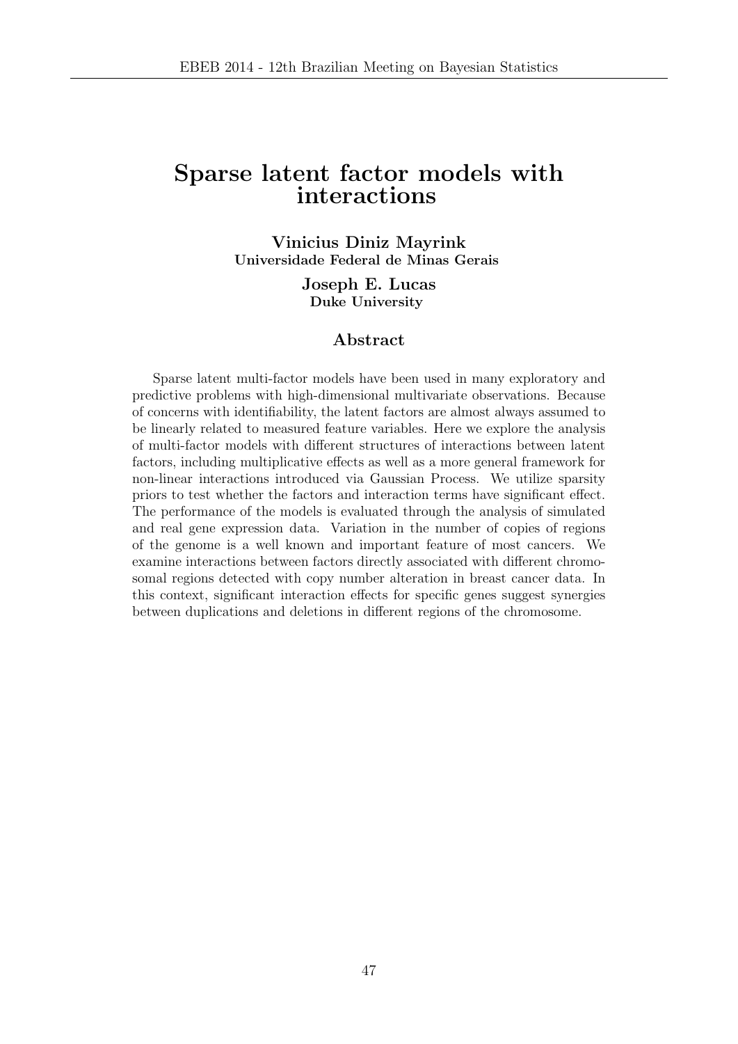# Sparse latent factor models with interactions

**Vinicius Diniz Mayrink**
**Universidade Federal de Minas Gerais**

**Joseph E. Lucas**
**Duke University**

## Abstract

Sparse latent multi-factor models have been used in many exploratory and predictive problems with high-dimensional multivariate observations. Because of concerns with identifiability, the latent factors are almost always assumed to be linearly related to measured feature variables. Here we explore the analysis of multi-factor models with different structures of interactions between latent factors, including multiplicative effects as well as a more general framework for non-linear interactions introduced via Gaussian Process. We utilize sparsity priors to test whether the factors and interaction terms have significant effect. The performance of the models is evaluated through the analysis of simulated and real gene expression data. Variation in the number of copies of regions of the genome is a well known and important feature of most cancers. We examine interactions between factors directly associated with different chromosomal regions detected with copy number alteration in breast cancer data. In this context, significant interaction effects for specific genes suggest synergies between duplications and deletions in different regions of the chromosome.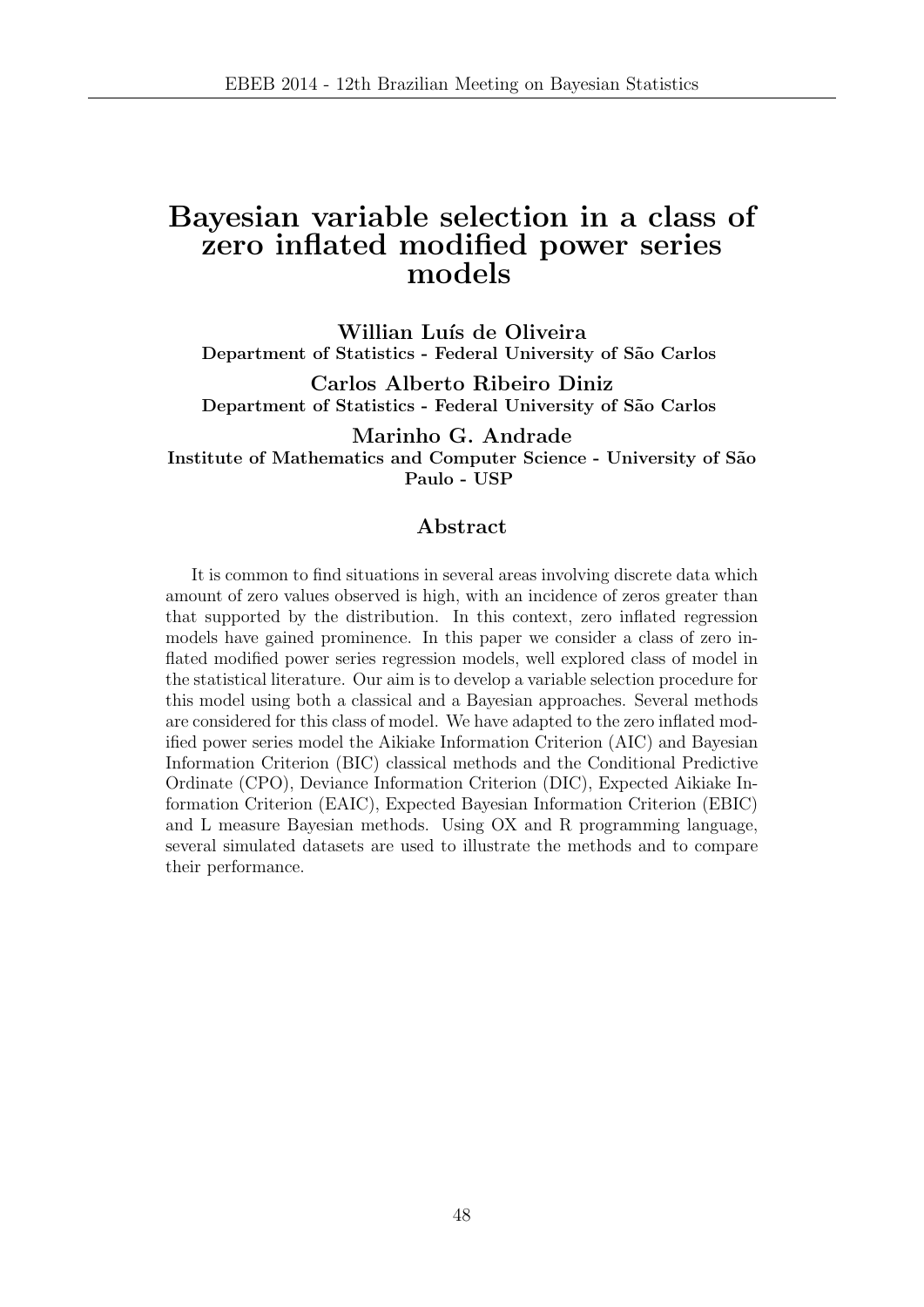# Bayesian variable selection in a class of zero inflated modified power series models

**Willian Luís de Oliveira**
**Department of Statistics - Federal University of São Carlos**

**Carlos Alberto Ribeiro Diniz**
**Department of Statistics - Federal University of São Carlos**

**Marinho G. Andrade**
**Institute of Mathematics and Computer Science - University of São Paulo - USP**

## Abstract

It is common to find situations in several areas involving discrete data which amount of zero values observed is high, with an incidence of zeros greater than that supported by the distribution. In this context, zero inflated regression models have gained prominence. In this paper we consider a class of zero inflated modified power series regression models, well explored class of model in the statistical literature. Our aim is to develop a variable selection procedure for this model using both a classical and a Bayesian approaches. Several methods are considered for this class of model. We have adapted to the zero inflated modified power series model the Aikiake Information Criterion (AIC) and Bayesian Information Criterion (BIC) classical methods and the Conditional Predictive Ordinate (CPO), Deviance Information Criterion (DIC), Expected Aikiake Information Criterion (EAIC), Expected Bayesian Information Criterion (EBIC) and L measure Bayesian methods. Using OX and R programming language, several simulated datasets are used to illustrate the methods and to compare their performance.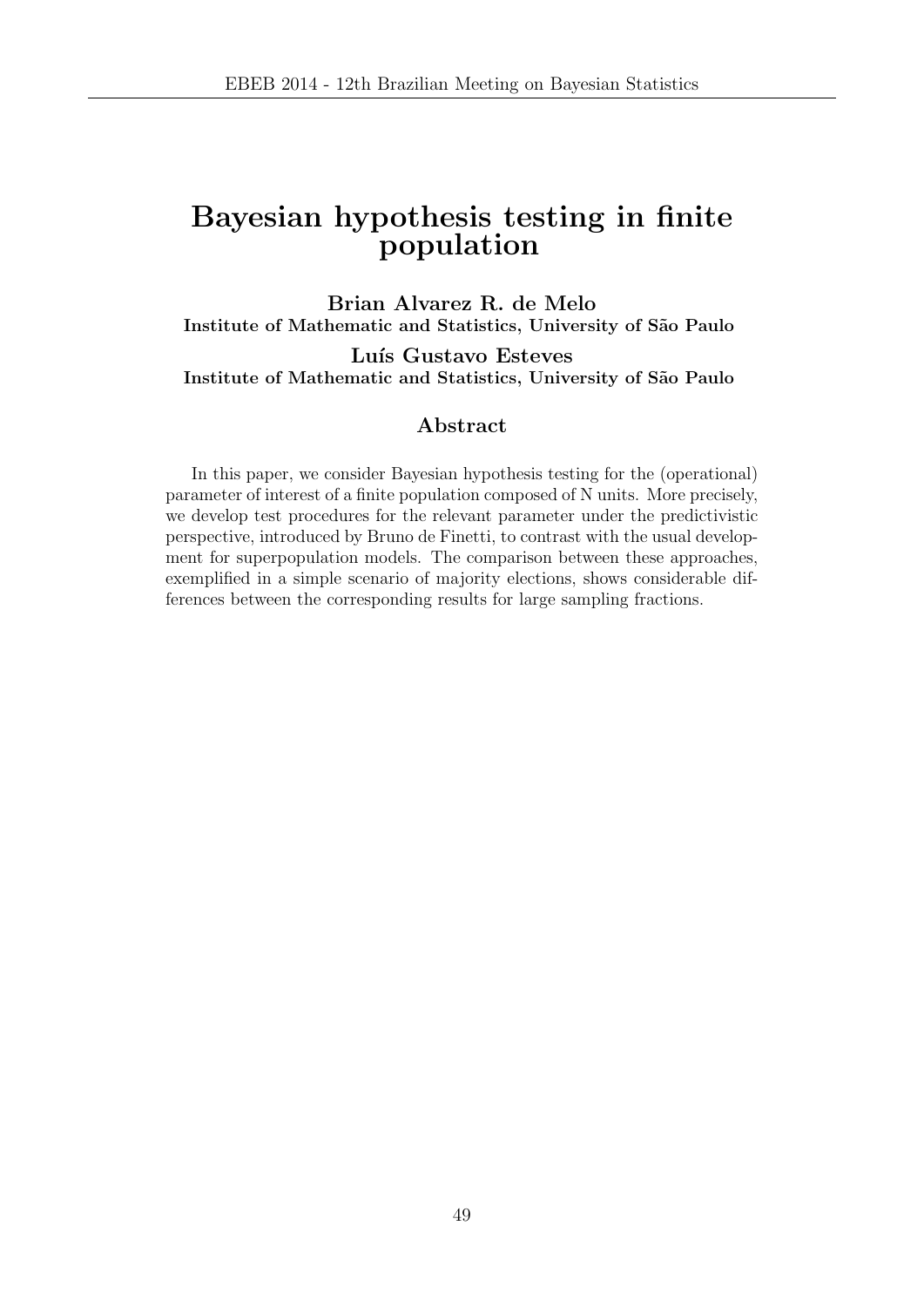# Bayesian hypothesis testing in finite population

**Brian Alvarez R. de Melo**
**Institute of Mathematic and Statistics, University of São Paulo**

**Luís Gustavo Esteves**
**Institute of Mathematic and Statistics, University of São Paulo**

## Abstract

In this paper, we consider Bayesian hypothesis testing for the (operational) parameter of interest of a finite population composed of N units. More precisely, we develop test procedures for the relevant parameter under the predictivistic perspective, introduced by Bruno de Finetti, to contrast with the usual development for superpopulation models. The comparison between these approaches, exemplified in a simple scenario of majority elections, shows considerable differences between the corresponding results for large sampling fractions.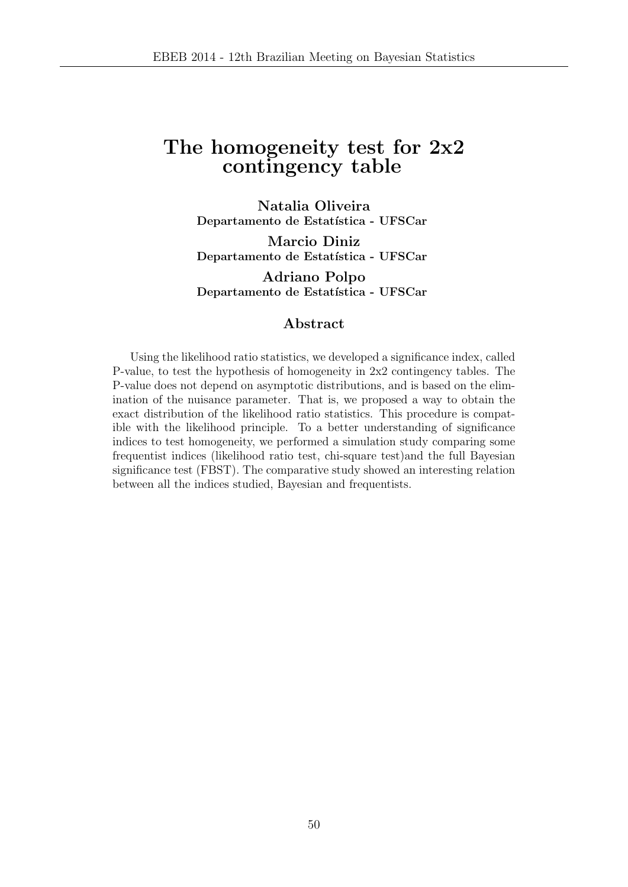# The homogeneity test for 2x2 contingency table

**Natalia Oliveira**
**Departamento de Estatística - UFSCar**

**Marcio Diniz**
**Departamento de Estatística - UFSCar**

**Adriano Polpo**
**Departamento de Estatística - UFSCar**

## Abstract

Using the likelihood ratio statistics, we developed a significance index, called P-value, to test the hypothesis of homogeneity in 2x2 contingency tables. The P-value does not depend on asymptotic distributions, and is based on the elimination of the nuisance parameter. That is, we proposed a way to obtain the exact distribution of the likelihood ratio statistics. This procedure is compatible with the likelihood principle. To a better understanding of significance indices to test homogeneity, we performed a simulation study comparing some frequentist indices (likelihood ratio test, chi-square test)and the full Bayesian significance test (FBST). The comparative study showed an interesting relation between all the indices studied, Bayesian and frequentists.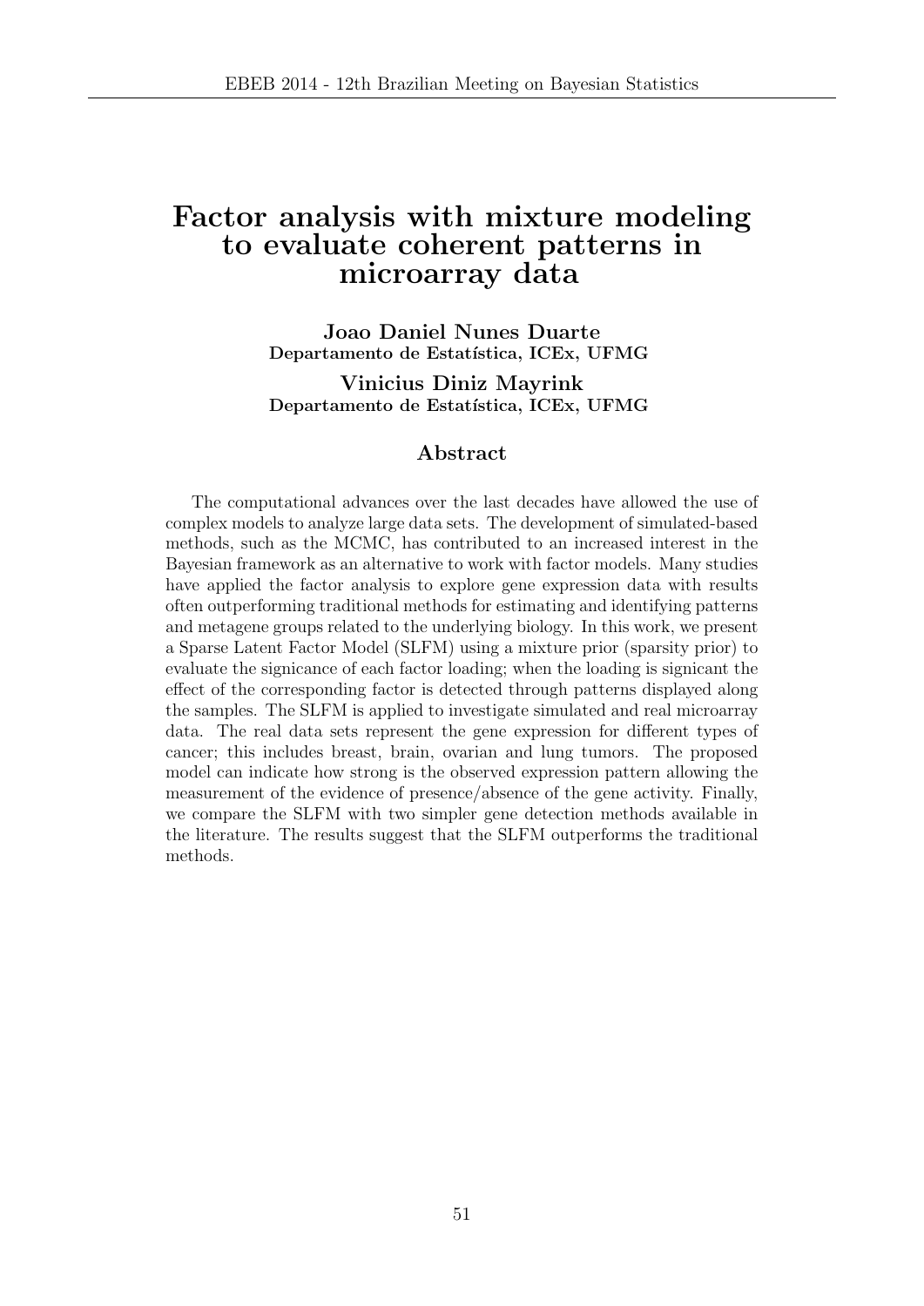# Factor analysis with mixture modeling to evaluate coherent patterns in microarray data

**Joao Daniel Nunes Duarte**
**Departamento de Estatística, ICEx, UFMG**

**Vinicius Diniz Mayrink**
**Departamento de Estatística, ICEx, UFMG**

## Abstract

The computational advances over the last decades have allowed the use of complex models to analyze large data sets. The development of simulated-based methods, such as the MCMC, has contributed to an increased interest in the Bayesian framework as an alternative to work with factor models. Many studies have applied the factor analysis to explore gene expression data with results often outperforming traditional methods for estimating and identifying patterns and metagene groups related to the underlying biology. In this work, we present a Sparse Latent Factor Model (SLFM) using a mixture prior (sparsity prior) to evaluate the signicance of each factor loading; when the loading is signicant the effect of the corresponding factor is detected through patterns displayed along the samples. The SLFM is applied to investigate simulated and real microarray data. The real data sets represent the gene expression for different types of cancer; this includes breast, brain, ovarian and lung tumors. The proposed model can indicate how strong is the observed expression pattern allowing the measurement of the evidence of presence/absence of the gene activity. Finally, we compare the SLFM with two simpler gene detection methods available in the literature. The results suggest that the SLFM outperforms the traditional methods.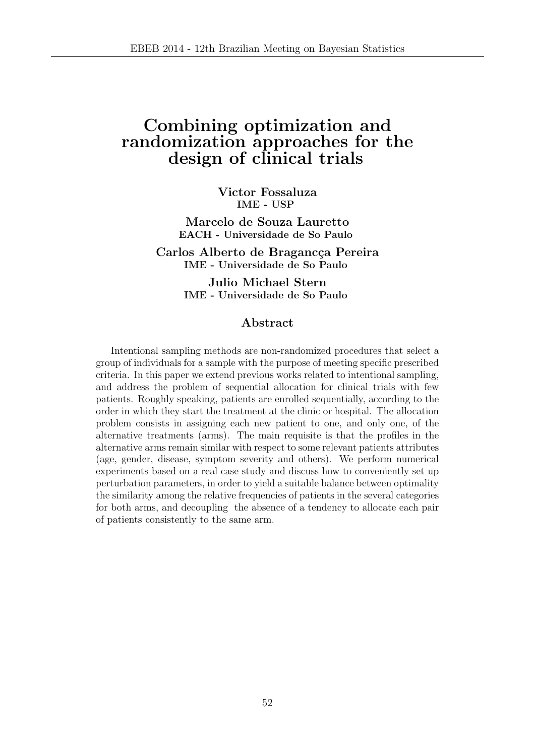# Combining optimization and randomization approaches for the design of clinical trials

**Victor Fossaluza**
**IME - USP**

**Marcelo de Souza Lauretto**
**EACH - Universidade de So Paulo**

**Carlos Alberto de Bragancça Pereira**
**IME - Universidade de So Paulo**

**Julio Michael Stern**
**IME - Universidade de So Paulo**

## Abstract

Intentional sampling methods are non-randomized procedures that select a group of individuals for a sample with the purpose of meeting specific prescribed criteria. In this paper we extend previous works related to intentional sampling, and address the problem of sequential allocation for clinical trials with few patients. Roughly speaking, patients are enrolled sequentially, according to the order in which they start the treatment at the clinic or hospital. The allocation problem consists in assigning each new patient to one, and only one, of the alternative treatments (arms). The main requisite is that the profiles in the alternative arms remain similar with respect to some relevant patients attributes (age, gender, disease, symptom severity and others). We perform numerical experiments based on a real case study and discuss how to conveniently set up perturbation parameters, in order to yield a suitable balance between optimality the similarity among the relative frequencies of patients in the several categories for both arms, and decoupling the absence of a tendency to allocate each pair of patients consistently to the same arm.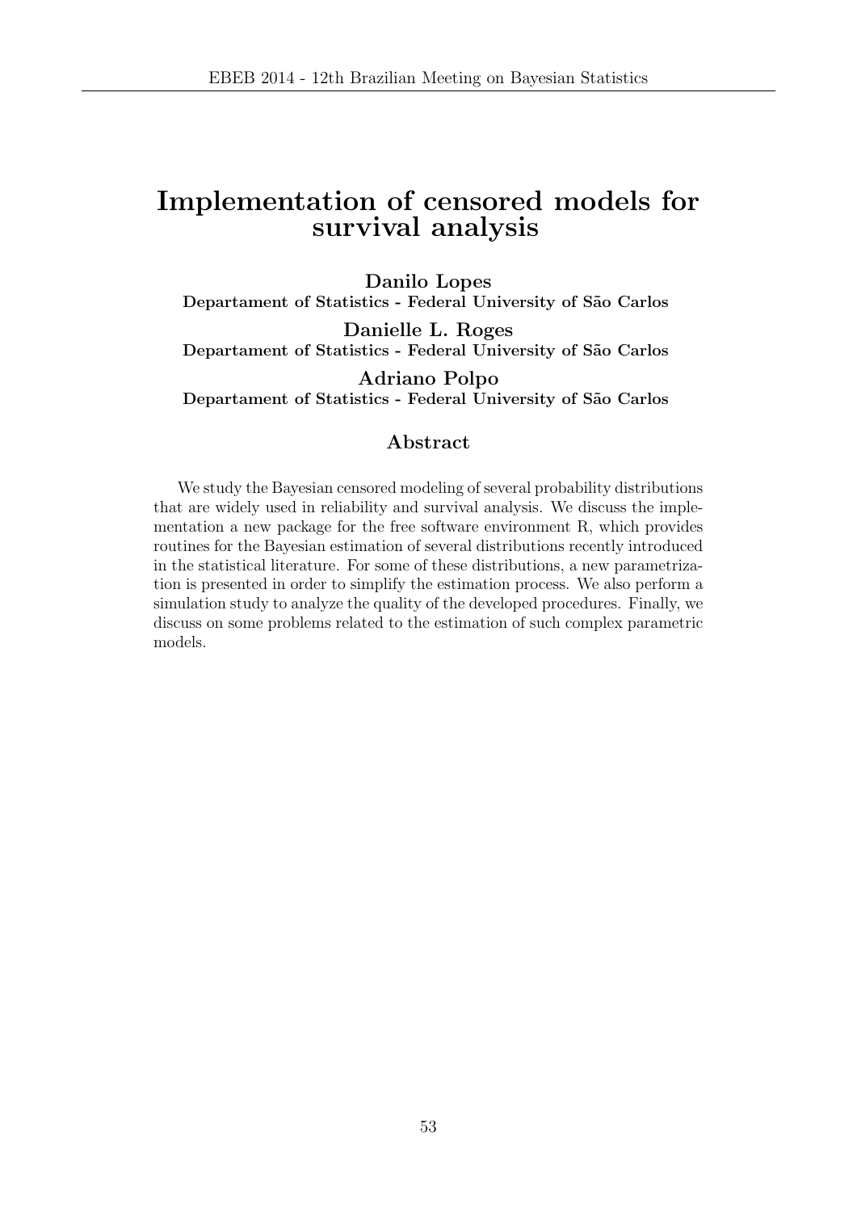# Implementation of censored models for survival analysis

**Danilo Lopes**
**Departament of Statistics - Federal University of São Carlos**

**Danielle L. Roges**
**Departament of Statistics - Federal University of São Carlos**

**Adriano Polpo**
**Departament of Statistics - Federal University of São Carlos**

## Abstract

We study the Bayesian censored modeling of several probability distributions that are widely used in reliability and survival analysis. We discuss the implementation a new package for the free software environment R, which provides routines for the Bayesian estimation of several distributions recently introduced in the statistical literature. For some of these distributions, a new parametrization is presented in order to simplify the estimation process. We also perform a simulation study to analyze the quality of the developed procedures. Finally, we discuss on some problems related to the estimation of such complex parametric models.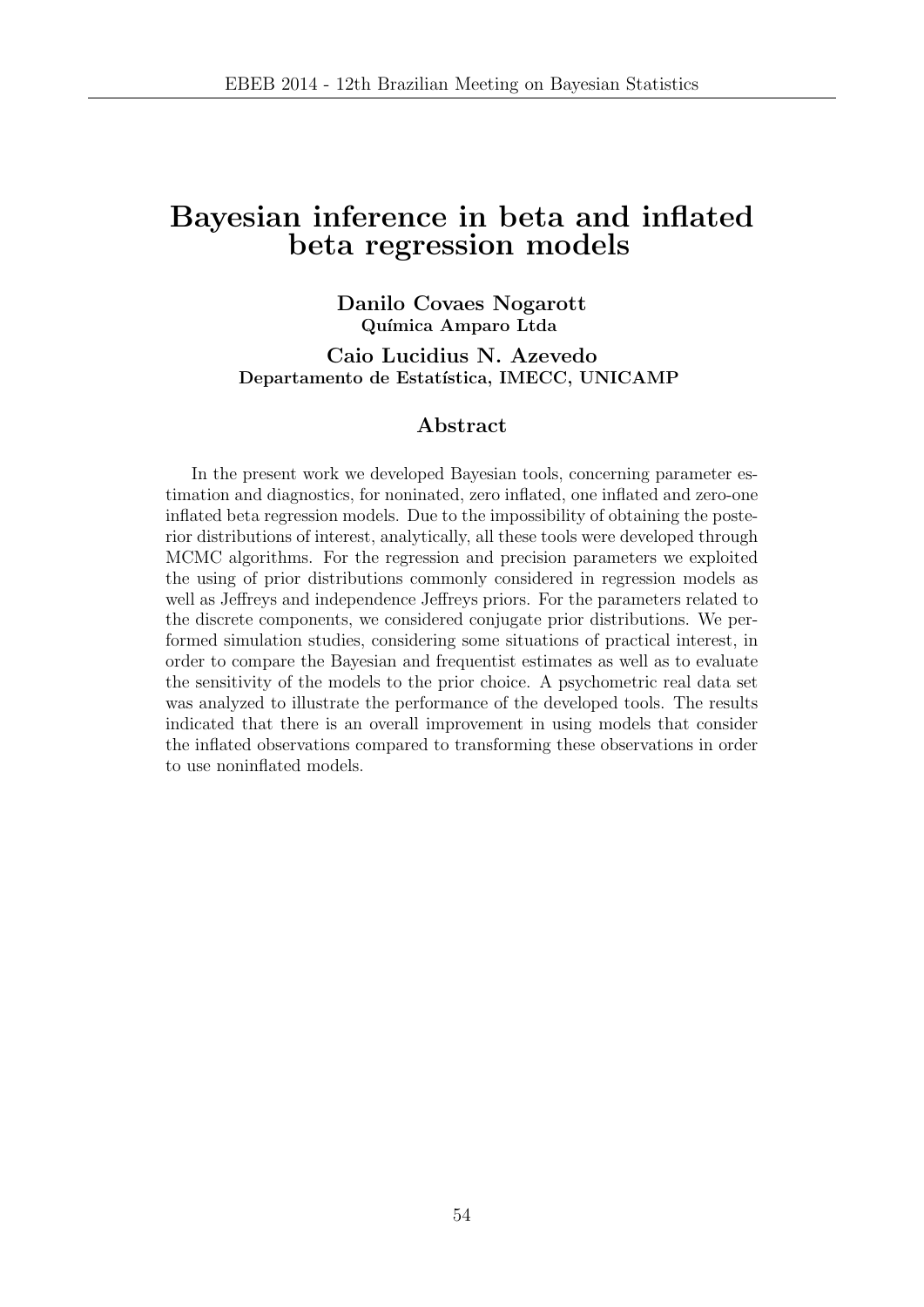# Bayesian inference in beta and inflated beta regression models

**Danilo Covaes Nogarott**
**Química Amparo Ltda**

**Caio Lucidius N. Azevedo**
**Departamento de Estatística, IMECC, UNICAMP**

## Abstract

In the present work we developed Bayesian tools, concerning parameter estimation and diagnostics, for noninated, zero inflated, one inflated and zero-one inflated beta regression models. Due to the impossibility of obtaining the posterior distributions of interest, analytically, all these tools were developed through MCMC algorithms. For the regression and precision parameters we exploited the using of prior distributions commonly considered in regression models as well as Jeffreys and independence Jeffreys priors. For the parameters related to the discrete components, we considered conjugate prior distributions. We performed simulation studies, considering some situations of practical interest, in order to compare the Bayesian and frequentist estimates as well as to evaluate the sensitivity of the models to the prior choice. A psychometric real data set was analyzed to illustrate the performance of the developed tools. The results indicated that there is an overall improvement in using models that consider the inflated observations compared to transforming these observations in order to use noninflated models.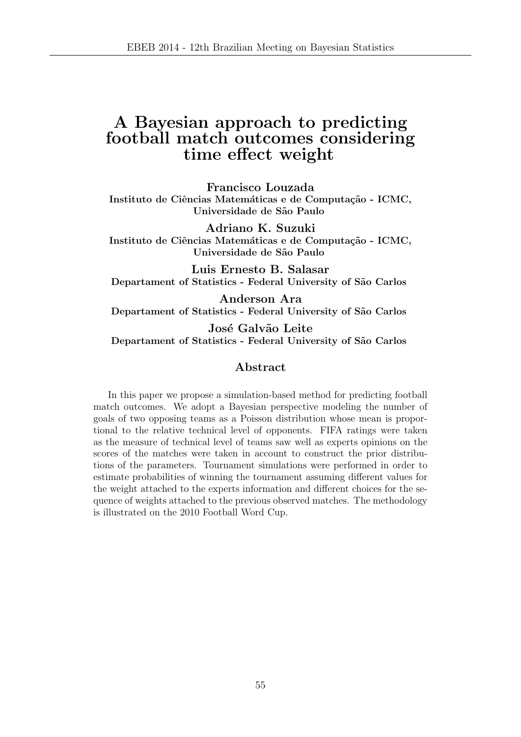# A Bayesian approach to predicting football match outcomes considering time effect weight

**Francisco Louzada**
**Instituto de Ciências Matemáticas e de Computação - ICMC, Universidade de São Paulo**

**Adriano K. Suzuki**
**Instituto de Ciências Matemáticas e de Computação - ICMC, Universidade de São Paulo**

**Luis Ernesto B. Salasar**
**Departament of Statistics - Federal University of São Carlos**

**Anderson Ara**
**Departament of Statistics - Federal University of São Carlos**

**José Galvão Leite**
**Departament of Statistics - Federal University of São Carlos**

## Abstract

In this paper we propose a simulation-based method for predicting football match outcomes. We adopt a Bayesian perspective modeling the number of goals of two opposing teams as a Poisson distribution whose mean is proportional to the relative technical level of opponents. FIFA ratings were taken as the measure of technical level of teams saw well as experts opinions on the scores of the matches were taken in account to construct the prior distributions of the parameters. Tournament simulations were performed in order to estimate probabilities of winning the tournament assuming different values for the weight attached to the experts information and different choices for the sequence of weights attached to the previous observed matches. The methodology is illustrated on the 2010 Football Word Cup.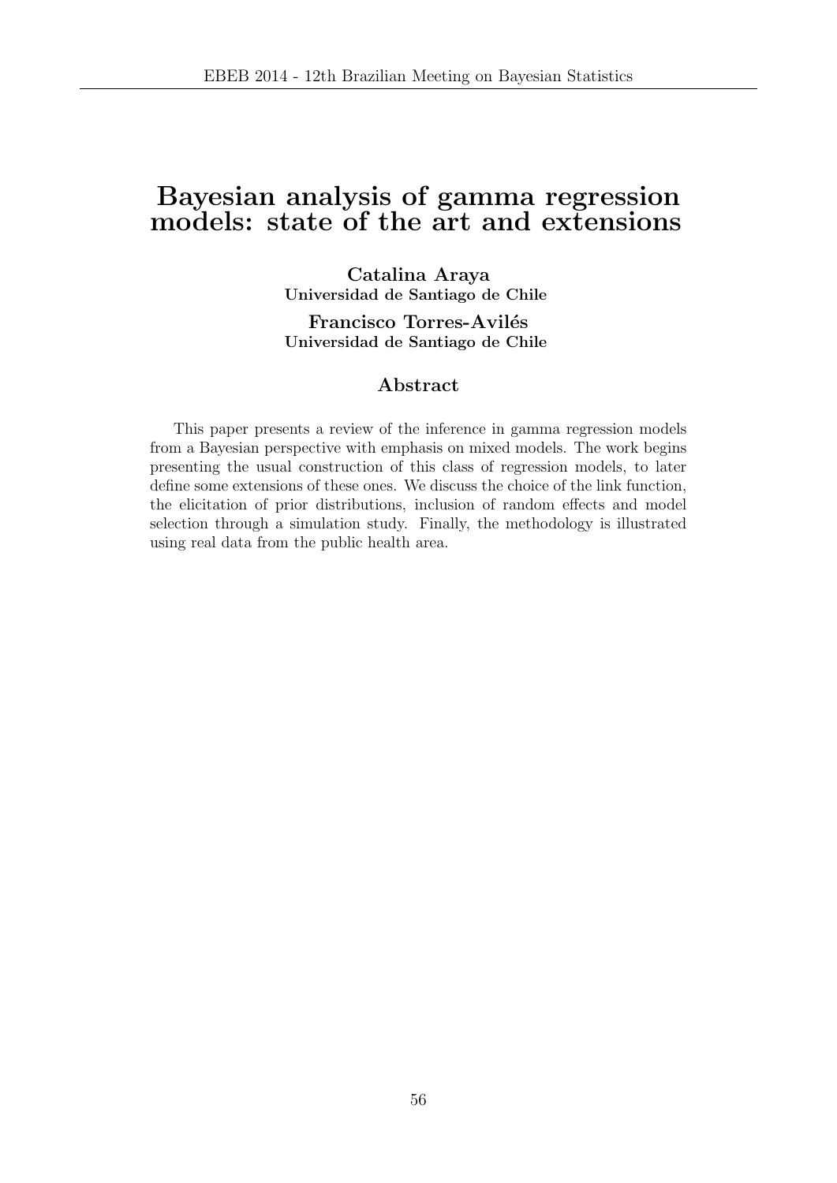# Bayesian analysis of gamma regression models: state of the art and extensions

**Catalina Araya**
**Universidad de Santiago de Chile**

**Francisco Torres-Avilés**
**Universidad de Santiago de Chile**

## Abstract

This paper presents a review of the inference in gamma regression models from a Bayesian perspective with emphasis on mixed models. The work begins presenting the usual construction of this class of regression models, to later define some extensions of these ones. We discuss the choice of the link function, the elicitation of prior distributions, inclusion of random effects and model selection through a simulation study. Finally, the methodology is illustrated using real data from the public health area.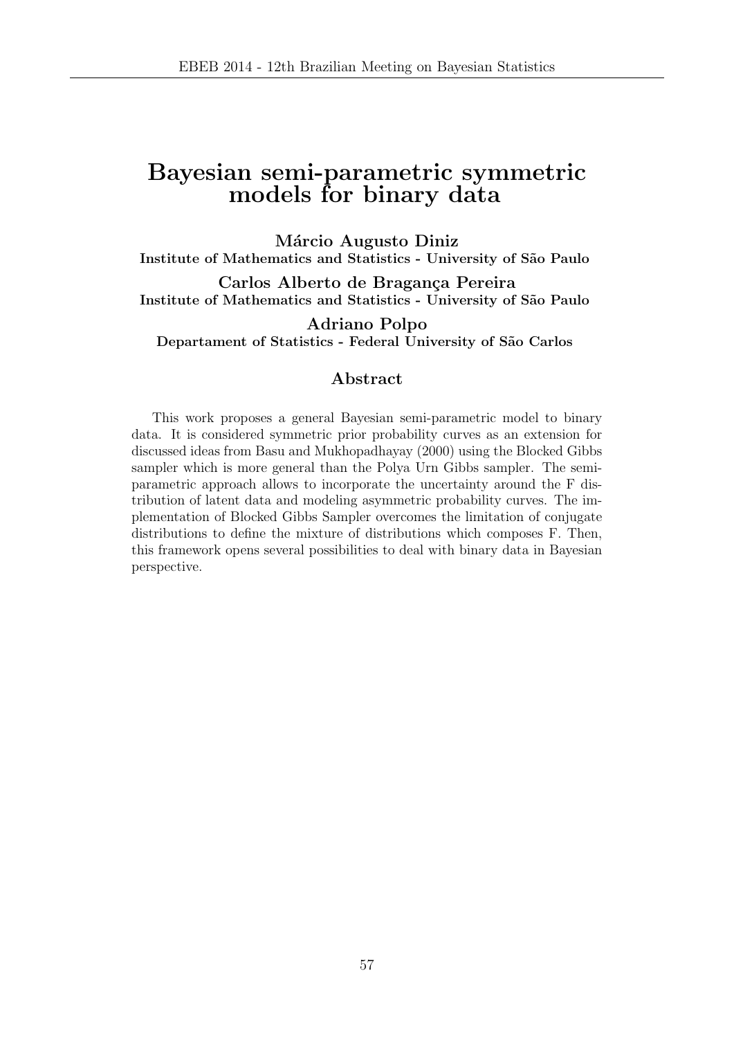# Bayesian semi-parametric symmetric models for binary data

**Márcio Augusto Diniz**
**Institute of Mathematics and Statistics - University of São Paulo**

**Carlos Alberto de Bragança Pereira**
**Institute of Mathematics and Statistics - University of São Paulo**

**Adriano Polpo**
**Departament of Statistics - Federal University of São Carlos**

## Abstract

This work proposes a general Bayesian semi-parametric model to binary data. It is considered symmetric prior probability curves as an extension for discussed ideas from Basu and Mukhopadhayay (2000) using the Blocked Gibbs sampler which is more general than the Polya Urn Gibbs sampler. The semi-parametric approach allows to incorporate the uncertainty around the F distribution of latent data and modeling asymmetric probability curves. The implementation of Blocked Gibbs Sampler overcomes the limitation of conjugate distributions to define the mixture of distributions which composes F. Then, this framework opens several possibilities to deal with binary data in Bayesian perspective.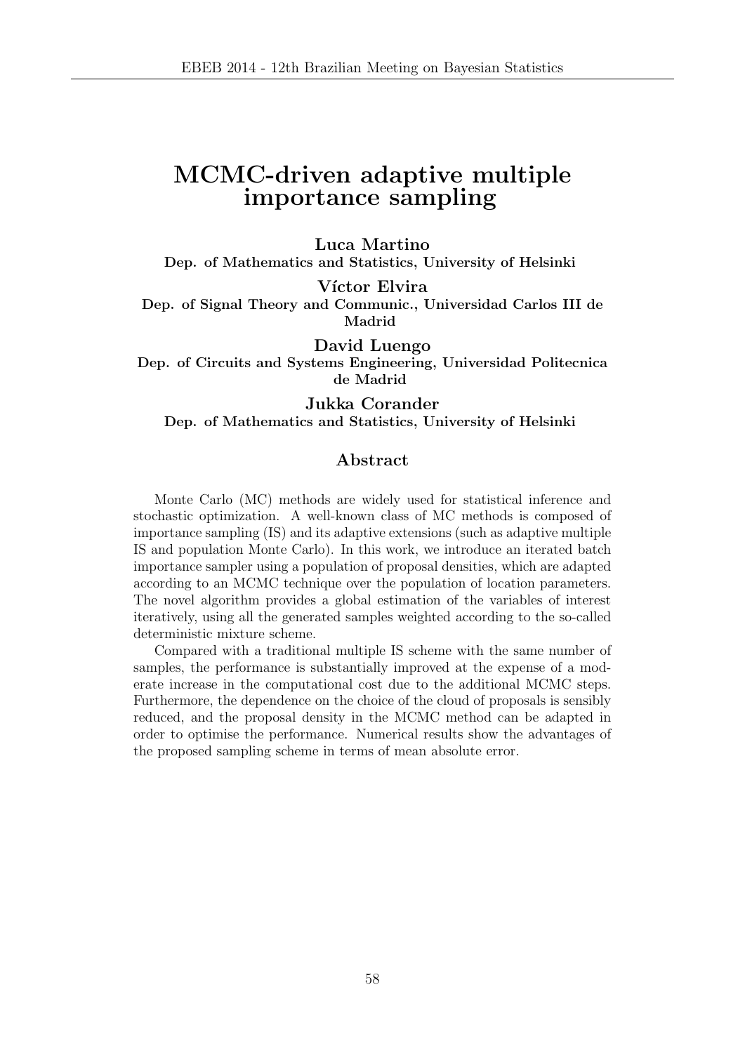# MCMC-driven adaptive multiple importance sampling

**Luca Martino**
**Dep. of Mathematics and Statistics, University of Helsinki**

**Víctor Elvira**
**Dep. of Signal Theory and Communic., Universidad Carlos III de Madrid**

**David Luengo**
**Dep. of Circuits and Systems Engineering, Universidad Politecnica de Madrid**

**Jukka Corander**
**Dep. of Mathematics and Statistics, University of Helsinki**

## Abstract

Monte Carlo (MC) methods are widely used for statistical inference and stochastic optimization. A well-known class of MC methods is composed of importance sampling (IS) and its adaptive extensions (such as adaptive multiple IS and population Monte Carlo). In this work, we introduce an iterated batch importance sampler using a population of proposal densities, which are adapted according to an MCMC technique over the population of location parameters. The novel algorithm provides a global estimation of the variables of interest iteratively, using all the generated samples weighted according to the so-called deterministic mixture scheme.

Compared with a traditional multiple IS scheme with the same number of samples, the performance is substantially improved at the expense of a moderate increase in the computational cost due to the additional MCMC steps. Furthermore, the dependence on the choice of the cloud of proposals is sensibly reduced, and the proposal density in the MCMC method can be adapted in order to optimise the performance. Numerical results show the advantages of the proposed sampling scheme in terms of mean absolute error.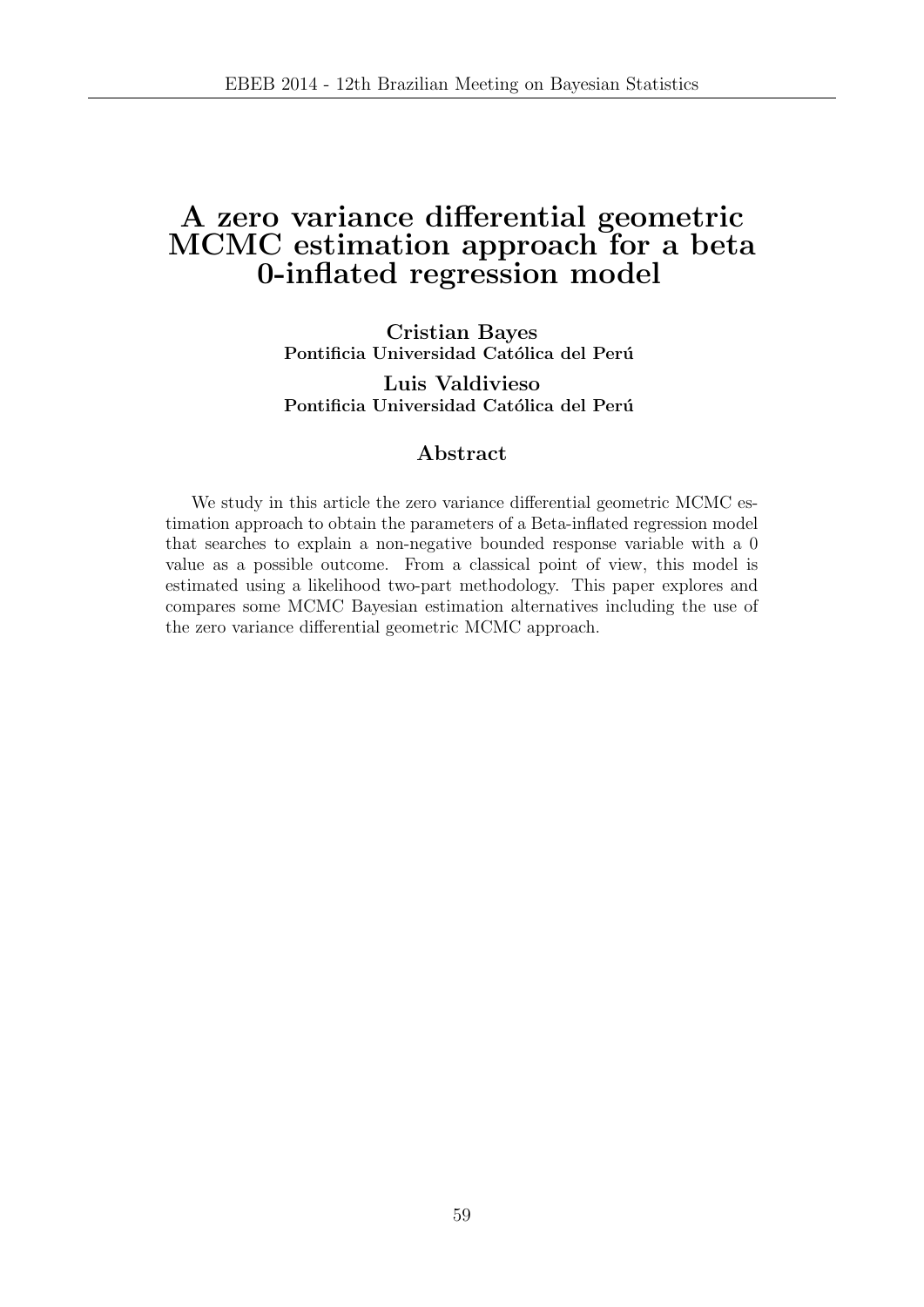# A zero variance differential geometric MCMC estimation approach for a beta 0-inflated regression model

**Cristian Bayes**
**Pontificia Universidad Católica del Perú**

**Luis Valdivieso**
**Pontificia Universidad Católica del Perú**

## Abstract

We study in this article the zero variance differential geometric MCMC estimation approach to obtain the parameters of a Beta-inflated regression model that searches to explain a non-negative bounded response variable with a 0 value as a possible outcome. From a classical point of view, this model is estimated using a likelihood two-part methodology. This paper explores and compares some MCMC Bayesian estimation alternatives including the use of the zero variance differential geometric MCMC approach.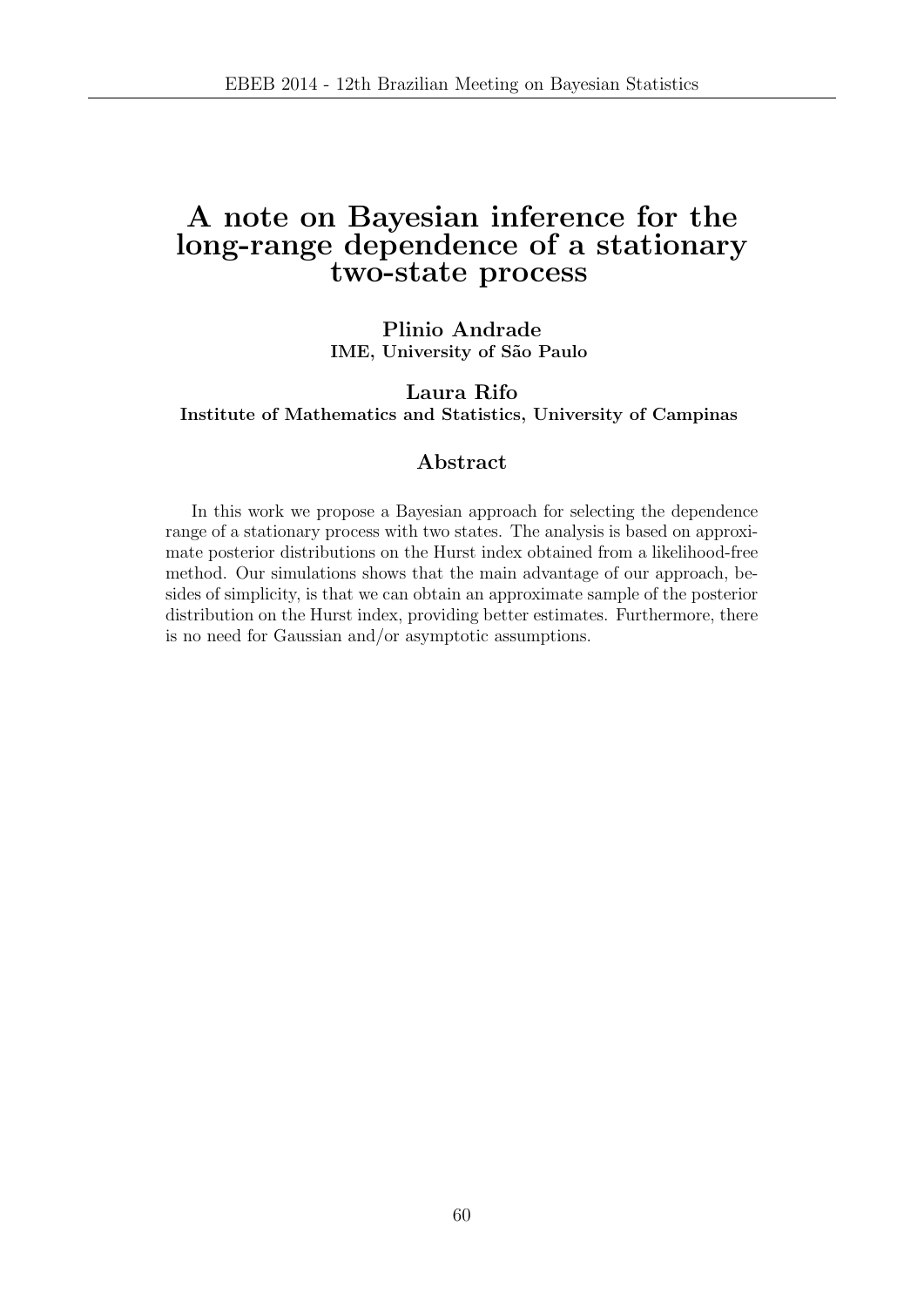# A note on Bayesian inference for the long-range dependence of a stationary two-state process

**Plinio Andrade**
**IME, University of São Paulo**

**Laura Rifo**
**Institute of Mathematics and Statistics, University of Campinas**

## Abstract

In this work we propose a Bayesian approach for selecting the dependence range of a stationary process with two states. The analysis is based on approximate posterior distributions on the Hurst index obtained from a likelihood-free method. Our simulations shows that the main advantage of our approach, besides of simplicity, is that we can obtain an approximate sample of the posterior distribution on the Hurst index, providing better estimates. Furthermore, there is no need for Gaussian and/or asymptotic assumptions.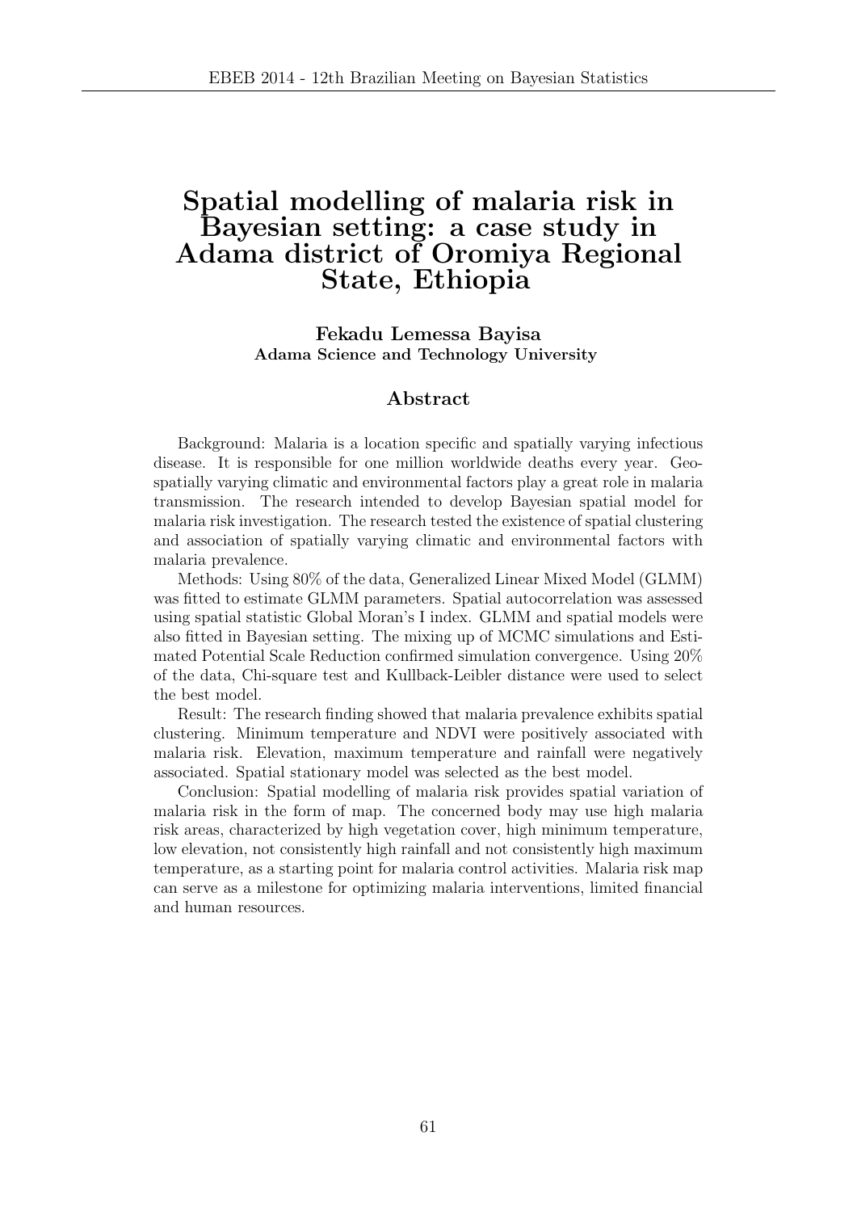# Spatial modelling of malaria risk in Bayesian setting: a case study in Adama district of Oromiya Regional State, Ethiopia

**Fekadu Lemessa Bayisa**
**Adama Science and Technology University**

## Abstract

Background: Malaria is a location specific and spatially varying infectious disease. It is responsible for one million worldwide deaths every year. Geospatially varying climatic and environmental factors play a great role in malaria transmission. The research intended to develop Bayesian spatial model for malaria risk investigation. The research tested the existence of spatial clustering and association of spatially varying climatic and environmental factors with malaria prevalence.

Methods: Using 80% of the data, Generalized Linear Mixed Model (GLMM) was fitted to estimate GLMM parameters. Spatial autocorrelation was assessed using spatial statistic Global Moran's I index. GLMM and spatial models were also fitted in Bayesian setting. The mixing up of MCMC simulations and Estimated Potential Scale Reduction confirmed simulation convergence. Using 20% of the data, Chi-square test and Kullback-Leibler distance were used to select the best model.

Result: The research finding showed that malaria prevalence exhibits spatial clustering. Minimum temperature and NDVI were positively associated with malaria risk. Elevation, maximum temperature and rainfall were negatively associated. Spatial stationary model was selected as the best model.

Conclusion: Spatial modelling of malaria risk provides spatial variation of malaria risk in the form of map. The concerned body may use high malaria risk areas, characterized by high vegetation cover, high minimum temperature, low elevation, not consistently high rainfall and not consistently high maximum temperature, as a starting point for malaria control activities. Malaria risk map can serve as a milestone for optimizing malaria interventions, limited financial and human resources.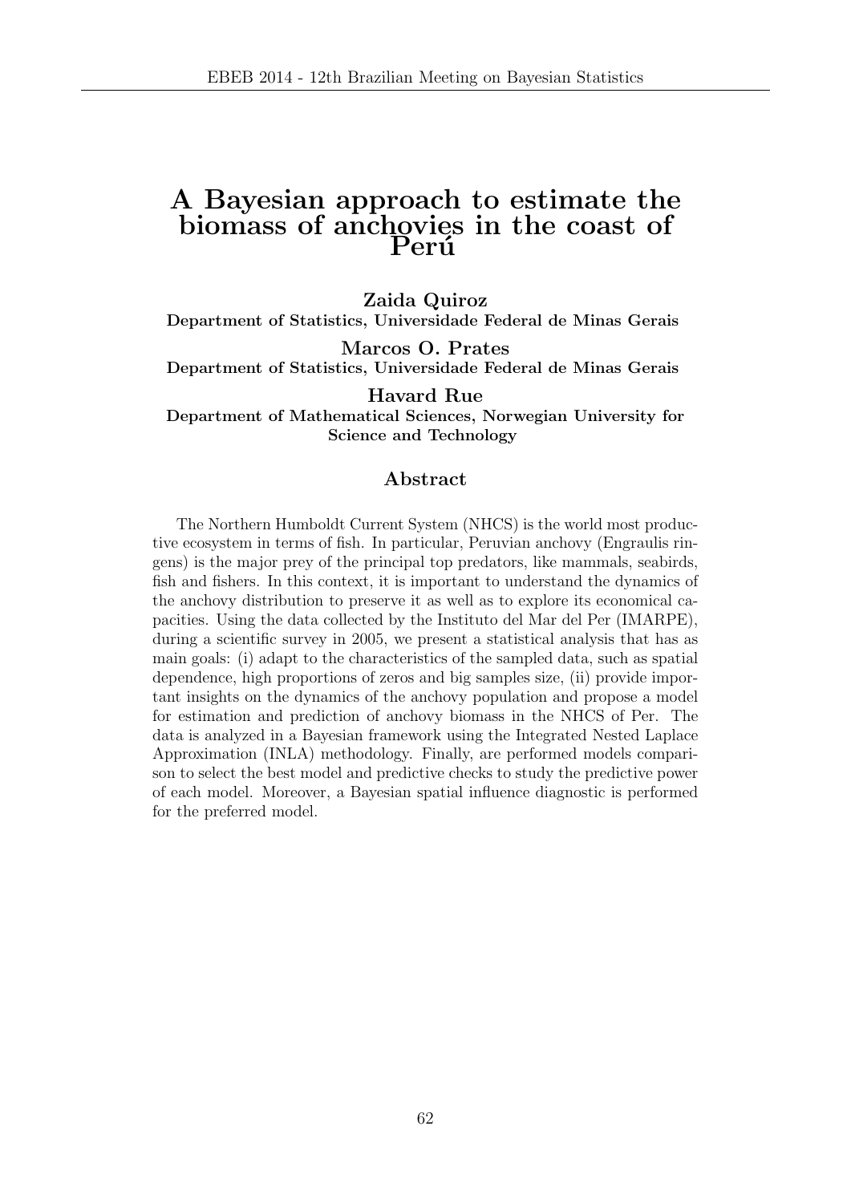# A Bayesian approach to estimate the biomass of anchovies in the coast of Perú

**Zaida Quiroz**
**Department of Statistics, Universidade Federal de Minas Gerais**

**Marcos O. Prates**
**Department of Statistics, Universidade Federal de Minas Gerais**

**Havard Rue**
**Department of Mathematical Sciences, Norwegian University for Science and Technology**

## Abstract

The Northern Humboldt Current System (NHCS) is the world most productive ecosystem in terms of fish. In particular, Peruvian anchovy (Engraulis ringens) is the major prey of the principal top predators, like mammals, seabirds, fish and fishers. In this context, it is important to understand the dynamics of the anchovy distribution to preserve it as well as to explore its economical capacities. Using the data collected by the Instituto del Mar del Per (IMARPE), during a scientific survey in 2005, we present a statistical analysis that has as main goals: (i) adapt to the characteristics of the sampled data, such as spatial dependence, high proportions of zeros and big samples size, (ii) provide important insights on the dynamics of the anchovy population and propose a model for estimation and prediction of anchovy biomass in the NHCS of Per. The data is analyzed in a Bayesian framework using the Integrated Nested Laplace Approximation (INLA) methodology. Finally, are performed models comparison to select the best model and predictive checks to study the predictive power of each model. Moreover, a Bayesian spatial influence diagnostic is performed for the preferred model.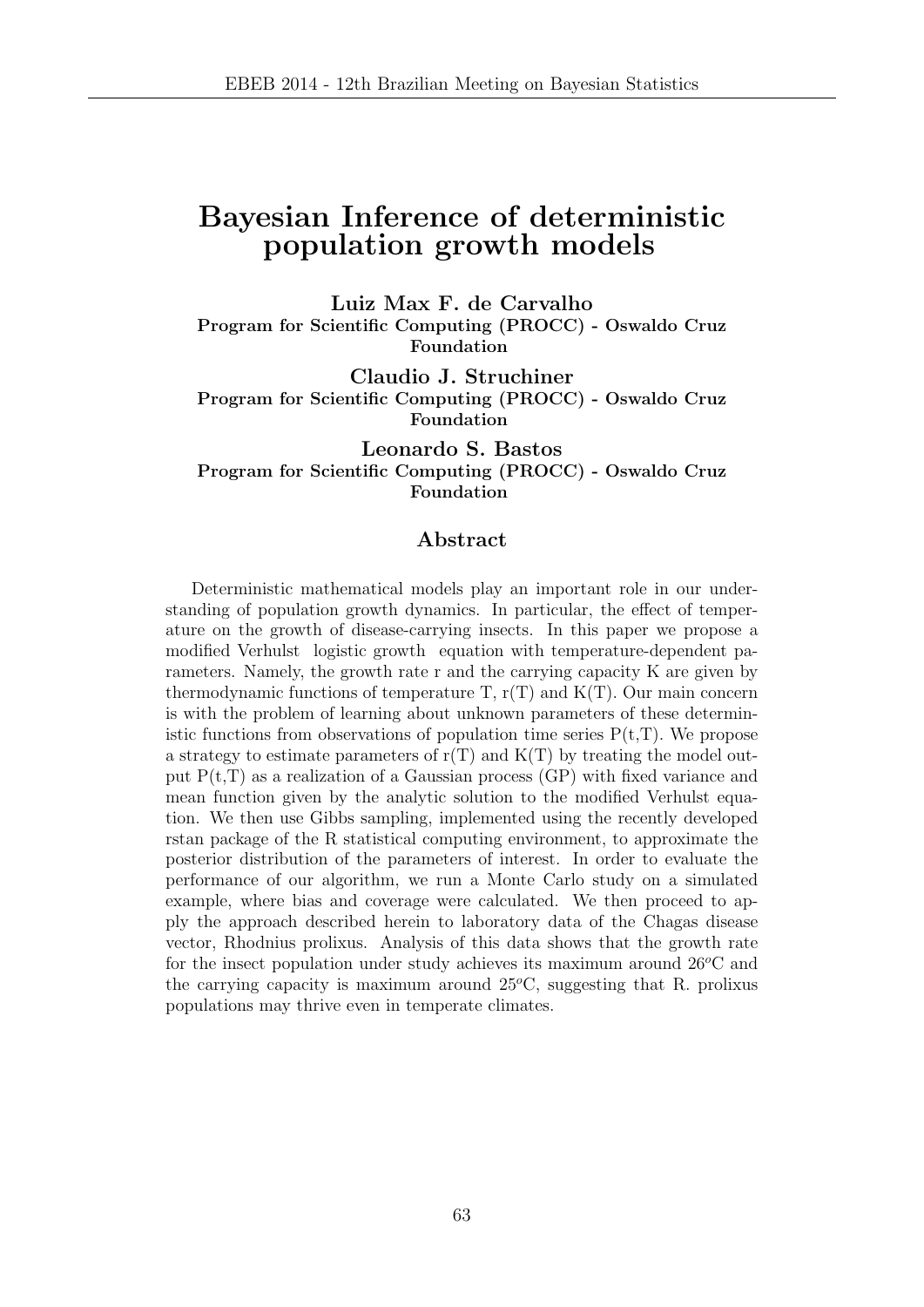# Bayesian Inference of deterministic population growth models

**Luiz Max F. de Carvalho**
**Program for Scientific Computing (PROCC) - Oswaldo Cruz Foundation**

**Claudio J. Struchiner**
**Program for Scientific Computing (PROCC) - Oswaldo Cruz Foundation**

**Leonardo S. Bastos**
**Program for Scientific Computing (PROCC) - Oswaldo Cruz Foundation**

## Abstract

Deterministic mathematical models play an important role in our understanding of population growth dynamics. In particular, the effect of temperature on the growth of disease-carrying insects. In this paper we propose a modified Verhulst logistic growth equation with temperature-dependent parameters. Namely, the growth rate r and the carrying capacity K are given by thermodynamic functions of temperature T, r(T) and K(T). Our main concern is with the problem of learning about unknown parameters of these deterministic functions from observations of population time series P(t,T). We propose a strategy to estimate parameters of r(T) and K(T) by treating the model output P(t,T) as a realization of a Gaussian process (GP) with fixed variance and mean function given by the analytic solution to the modified Verhulst equation. We then use Gibbs sampling, implemented using the recently developed rstan package of the R statistical computing environment, to approximate the posterior distribution of the parameters of interest. In order to evaluate the performance of our algorithm, we run a Monte Carlo study on a simulated example, where bias and coverage were calculated. We then proceed to apply the approach described herein to laboratory data of the Chagas disease vector, Rhodnius prolixus. Analysis of this data shows that the growth rate for the insect population under study achieves its maximum around $26^o$C and the carrying capacity is maximum around $25^o$C, suggesting that R. prolixus populations may thrive even in temperate climates.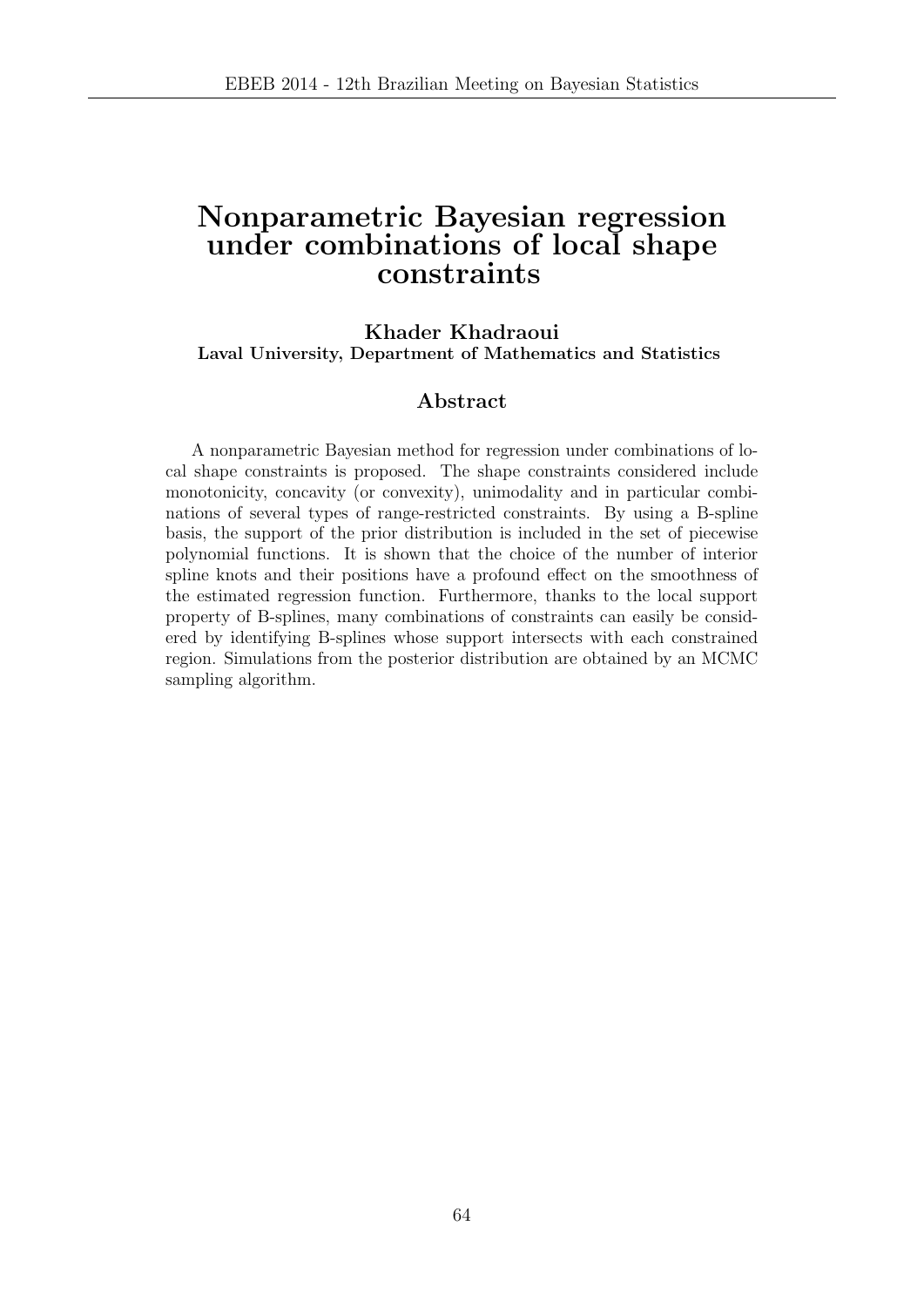# Nonparametric Bayesian regression under combinations of local shape constraints

**Khader Khadraoui**
**Laval University, Department of Mathematics and Statistics**

## Abstract

A nonparametric Bayesian method for regression under combinations of local shape constraints is proposed. The shape constraints considered include monotonicity, concavity (or convexity), unimodality and in particular combinations of several types of range-restricted constraints. By using a B-spline basis, the support of the prior distribution is included in the set of piecewise polynomial functions. It is shown that the choice of the number of interior spline knots and their positions have a profound effect on the smoothness of the estimated regression function. Furthermore, thanks to the local support property of B-splines, many combinations of constraints can easily be considered by identifying B-splines whose support intersects with each constrained region. Simulations from the posterior distribution are obtained by an MCMC sampling algorithm.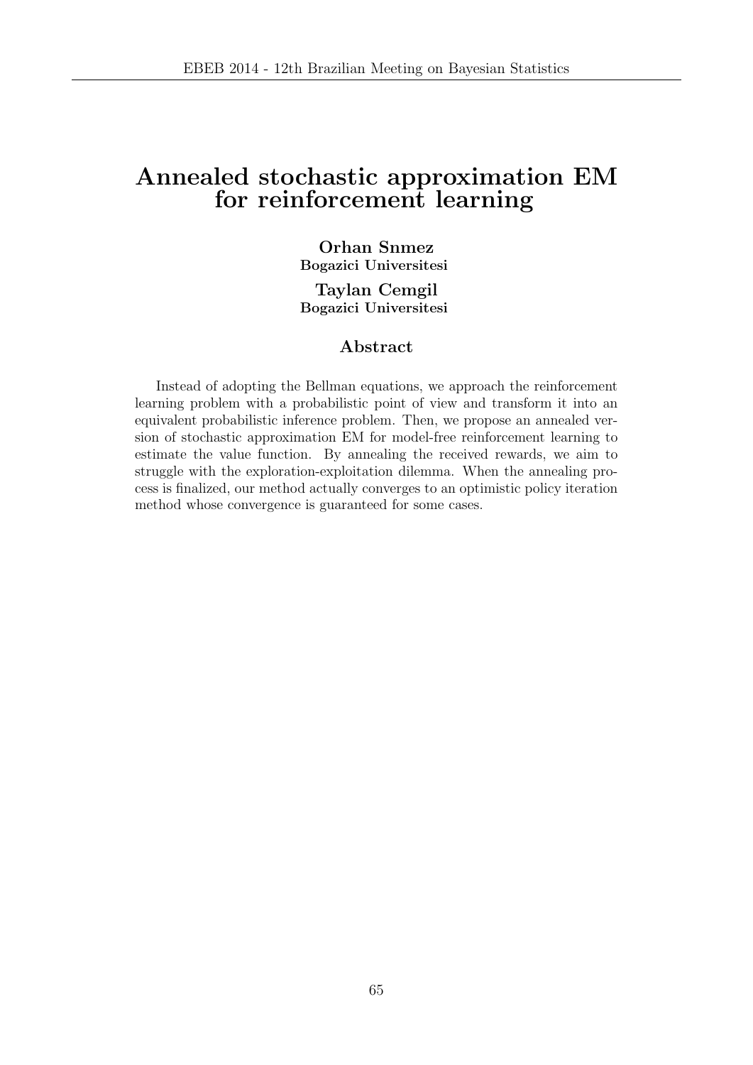# Annealed stochastic approximation EM for reinforcement learning

**Orhan Snmez**
**Bogazici Universitesi**

**Taylan Cemgil**
**Bogazici Universitesi**

## Abstract

Instead of adopting the Bellman equations, we approach the reinforcement learning problem with a probabilistic point of view and transform it into an equivalent probabilistic inference problem. Then, we propose an annealed version of stochastic approximation EM for model-free reinforcement learning to estimate the value function. By annealing the received rewards, we aim to struggle with the exploration-exploitation dilemma. When the annealing process is finalized, our method actually converges to an optimistic policy iteration method whose convergence is guaranteed for some cases.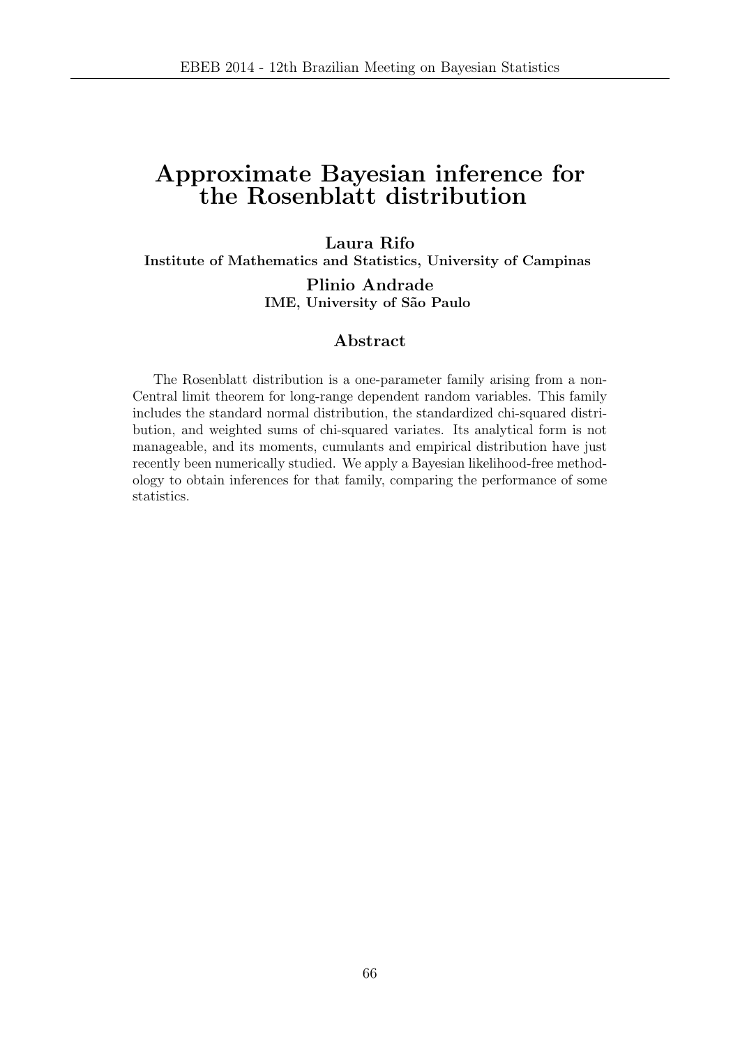# Approximate Bayesian inference for the Rosenblatt distribution

**Laura Rifo**
**Institute of Mathematics and Statistics, University of Campinas**

**Plinio Andrade**
**IME, University of São Paulo**

## Abstract

The Rosenblatt distribution is a one-parameter family arising from a non-Central limit theorem for long-range dependent random variables. This family includes the standard normal distribution, the standardized chi-squared distribution, and weighted sums of chi-squared variates. Its analytical form is not manageable, and its moments, cumulants and empirical distribution have just recently been numerically studied. We apply a Bayesian likelihood-free methodology to obtain inferences for that family, comparing the performance of some statistics.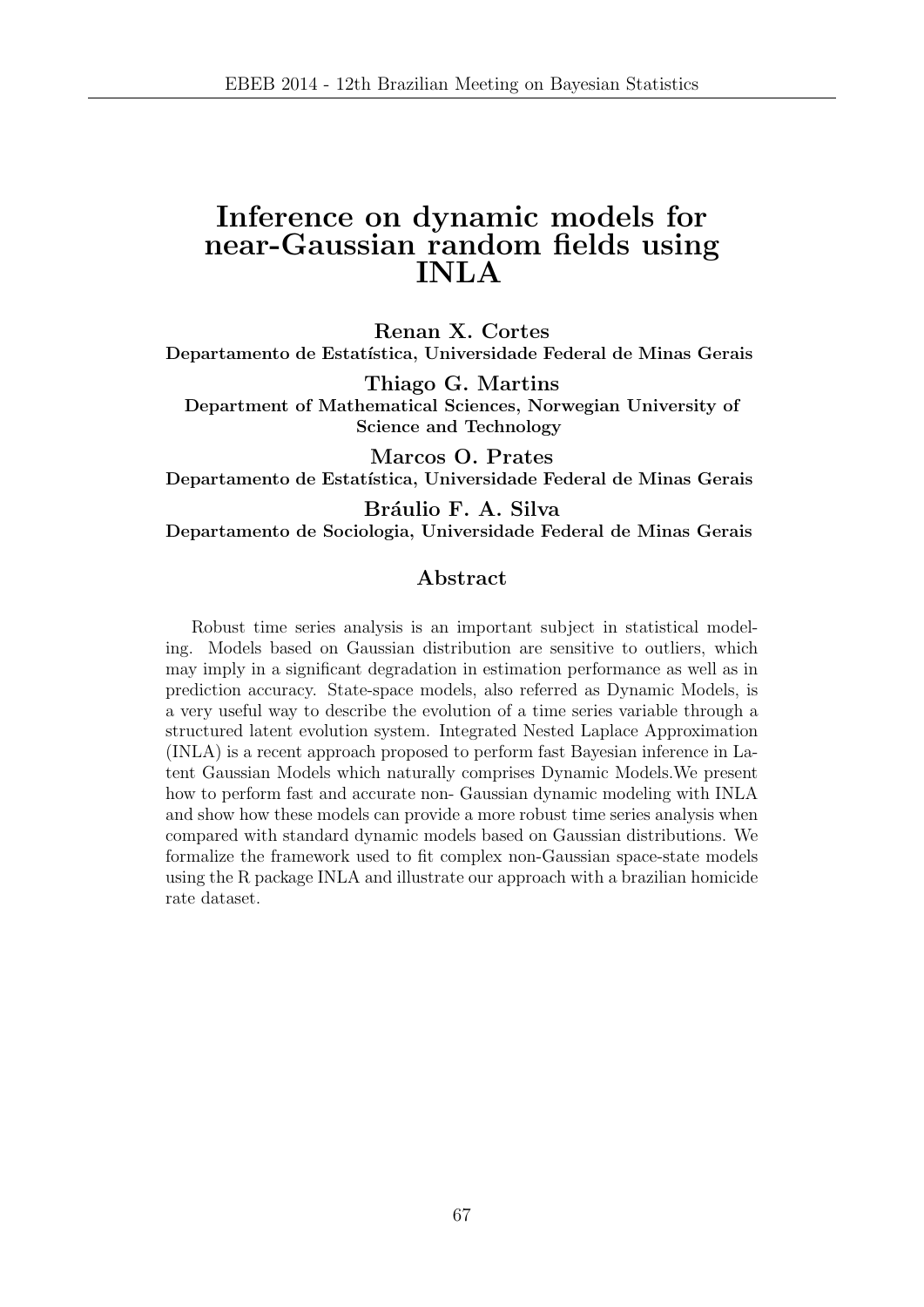# Inference on dynamic models for near-Gaussian random fields using INLA

**Renan X. Cortes**
**Departamento de Estatística, Universidade Federal de Minas Gerais**

**Thiago G. Martins**
**Department of Mathematical Sciences, Norwegian University of Science and Technology**

**Marcos O. Prates**
**Departamento de Estatística, Universidade Federal de Minas Gerais**

**Bráulio F. A. Silva**
**Departamento de Sociologia, Universidade Federal de Minas Gerais**

## Abstract

Robust time series analysis is an important subject in statistical modeling. Models based on Gaussian distribution are sensitive to outliers, which may imply in a significant degradation in estimation performance as well as in prediction accuracy. State-space models, also referred as Dynamic Models, is a very useful way to describe the evolution of a time series variable through a structured latent evolution system. Integrated Nested Laplace Approximation (INLA) is a recent approach proposed to perform fast Bayesian inference in Latent Gaussian Models which naturally comprises Dynamic Models.We present how to perform fast and accurate non- Gaussian dynamic modeling with INLA and show how these models can provide a more robust time series analysis when compared with standard dynamic models based on Gaussian distributions. We formalize the framework used to fit complex non-Gaussian space-state models using the R package INLA and illustrate our approach with a brazilian homicide rate dataset.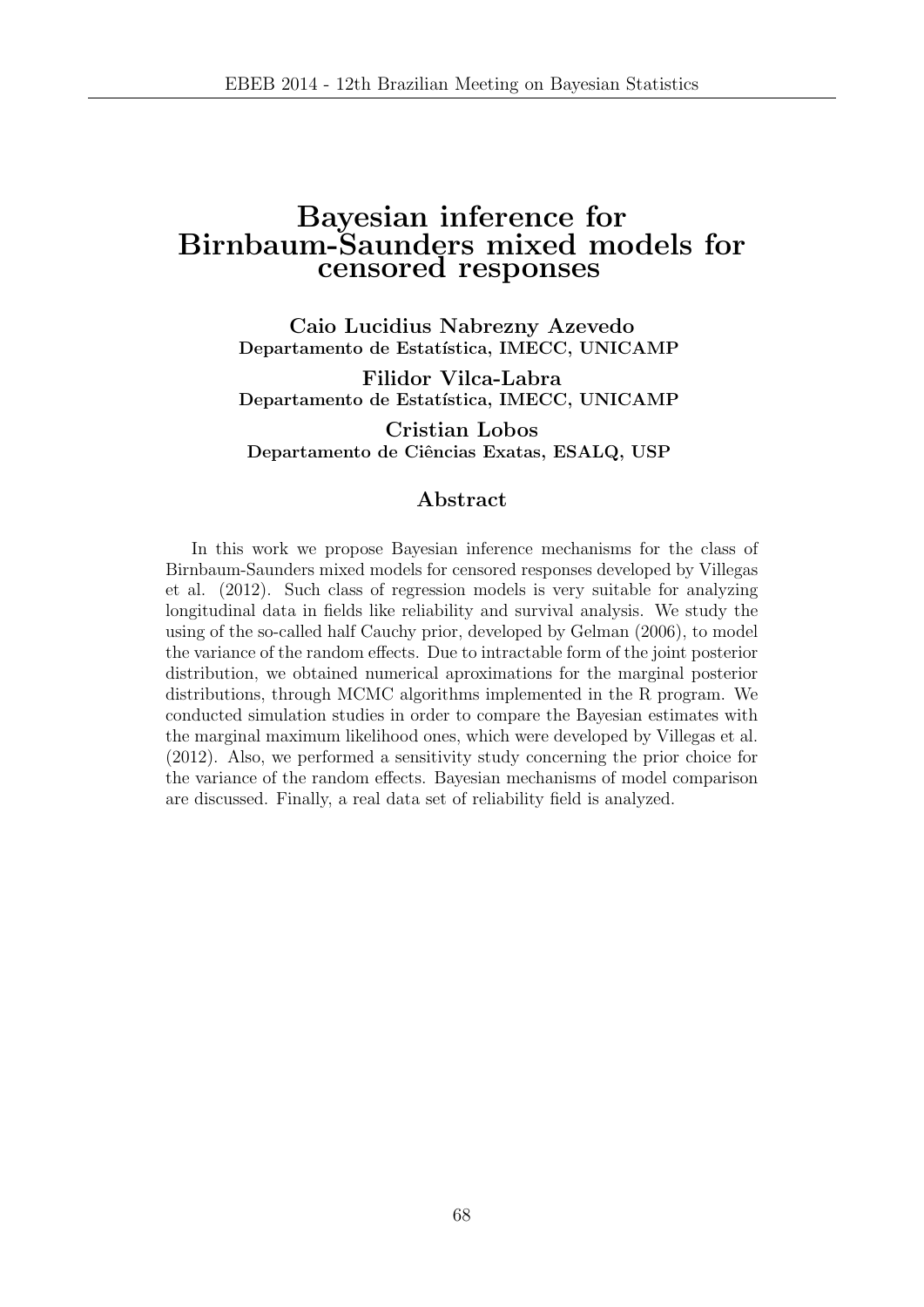# Bayesian inference for Birnbaum-Saunders mixed models for censored responses

**Caio Lucidius Nabrezny Azevedo**
**Departamento de Estatística, IMECC, UNICAMP**

**Filidor Vilca-Labra**
**Departamento de Estatística, IMECC, UNICAMP**

**Cristian Lobos**
**Departamento de Ciências Exatas, ESALQ, USP**

## Abstract

In this work we propose Bayesian inference mechanisms for the class of Birnbaum-Saunders mixed models for censored responses developed by Villegas et al. (2012). Such class of regression models is very suitable for analyzing longitudinal data in fields like reliability and survival analysis. We study the using of the so-called half Cauchy prior, developed by Gelman (2006), to model the variance of the random effects. Due to intractable form of the joint posterior distribution, we obtained numerical aproximations for the marginal posterior distributions, through MCMC algorithms implemented in the R program. We conducted simulation studies in order to compare the Bayesian estimates with the marginal maximum likelihood ones, which were developed by Villegas et al. (2012). Also, we performed a sensitivity study concerning the prior choice for the variance of the random effects. Bayesian mechanisms of model comparison are discussed. Finally, a real data set of reliability field is analyzed.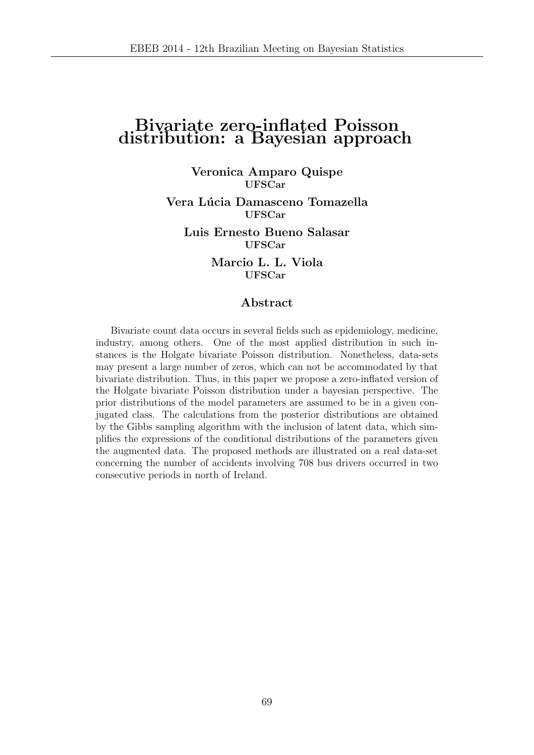# Bivariate zero-inflated Poisson distribution: a Bayesian approach

**Veronica Amparo Quispe**
**UFSCar**

**Vera Lúcia Damasceno Tomazella**
**UFSCar**

**Luis Ernesto Bueno Salasar**
**UFSCar**

**Marcio L. L. Viola**
**UFSCar**

## Abstract

Bivariate count data occurs in several fields such as epidemiology, medicine, industry, among others. One of the most applied distribution in such instances is the Holgate bivariate Poisson distribution. Nonetheless, data-sets may present a large number of zeros, which can not be accommodated by that bivariate distribution. Thus, in this paper we propose a zero-inflated version of the Holgate bivariate Poisson distribution under a bayesian perspective. The prior distributions of the model parameters are assumed to be in a given conjugated class. The calculations from the posterior distributions are obtained by the Gibbs sampling algorithm with the inclusion of latent data, which simplifies the expressions of the conditional distributions of the parameters given the augmented data. The proposed methods are illustrated on a real data-set concerning the number of accidents involving 708 bus drivers occurred in two consecutive periods in north of Ireland.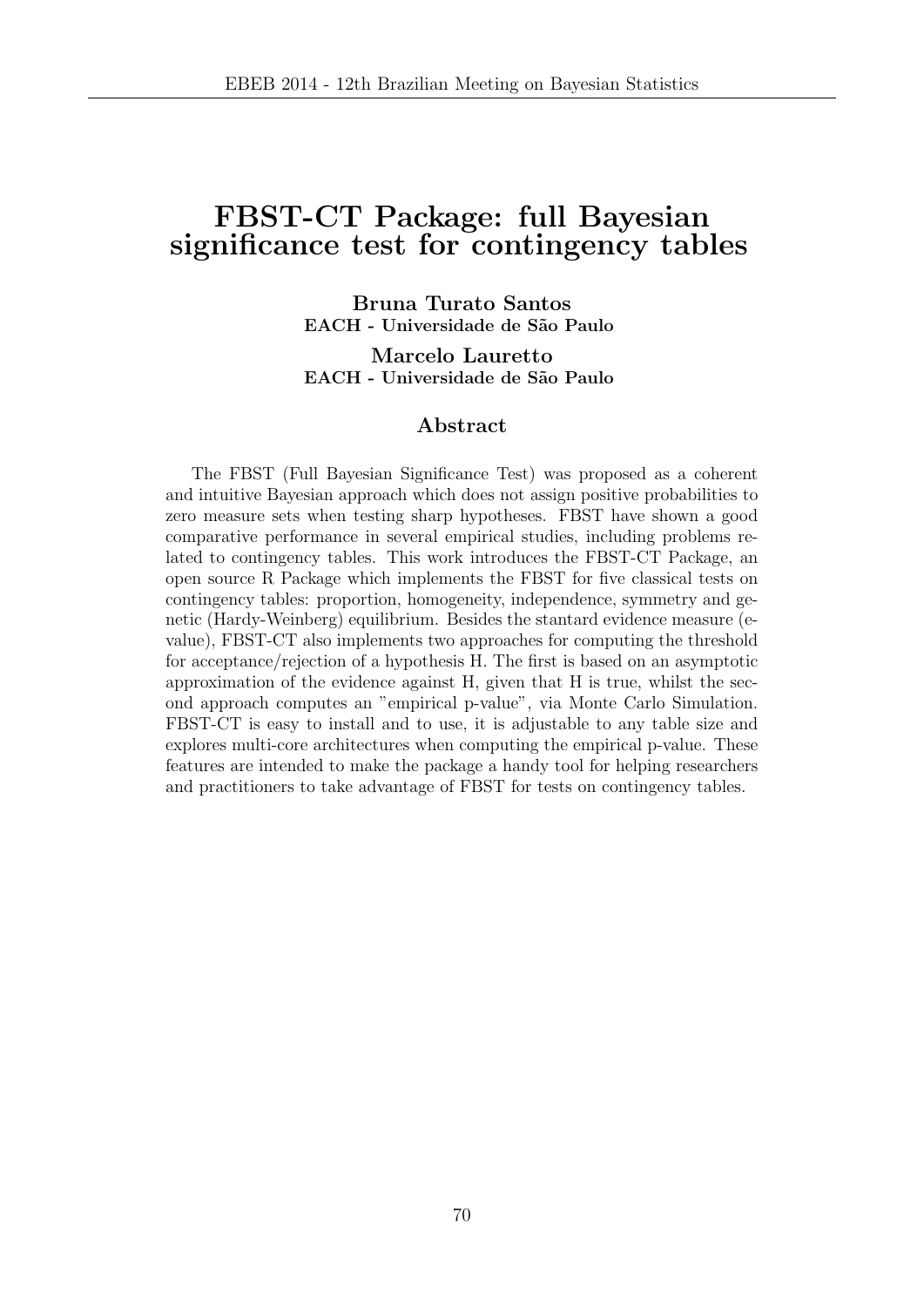# FBST-CT Package: full Bayesian significance test for contingency tables

**Bruna Turato Santos**
**EACH - Universidade de São Paulo**

**Marcelo Lauretto**
**EACH - Universidade de São Paulo**

## Abstract

The FBST (Full Bayesian Significance Test) was proposed as a coherent and intuitive Bayesian approach which does not assign positive probabilities to zero measure sets when testing sharp hypotheses. FBST have shown a good comparative performance in several empirical studies, including problems related to contingency tables. This work introduces the FBST-CT Package, an open source R Package which implements the FBST for five classical tests on contingency tables: proportion, homogeneity, independence, symmetry and genetic (Hardy-Weinberg) equilibrium. Besides the stantard evidence measure (e-value), FBST-CT also implements two approaches for computing the threshold for acceptance/rejection of a hypothesis H. The first is based on an asymptotic approximation of the evidence against H, given that H is true, whilst the second approach computes an "empirical p-value", via Monte Carlo Simulation. FBST-CT is easy to install and to use, it is adjustable to any table size and explores multi-core architectures when computing the empirical p-value. These features are intended to make the package a handy tool for helping researchers and practitioners to take advantage of FBST for tests on contingency tables.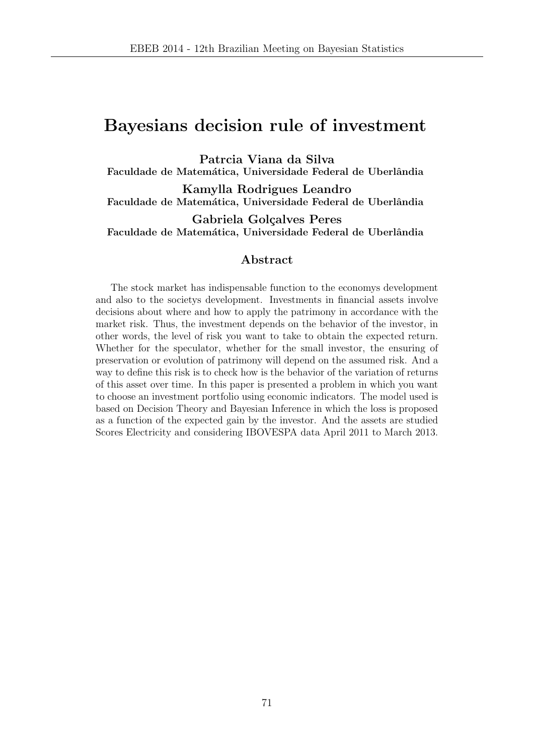# Bayesians decision rule of investment

**Patrcia Viana da Silva**
**Faculdade de Matemática, Universidade Federal de Uberlândia**

**Kamylla Rodrigues Leandro**
**Faculdade de Matemática, Universidade Federal de Uberlândia**

**Gabriela Golçalves Peres**
**Faculdade de Matemática, Universidade Federal de Uberlândia**

## Abstract

The stock market has indispensable function to the economys development and also to the societys development. Investments in financial assets involve decisions about where and how to apply the patrimony in accordance with the market risk. Thus, the investment depends on the behavior of the investor, in other words, the level of risk you want to take to obtain the expected return. Whether for the speculator, whether for the small investor, the ensuring of preservation or evolution of patrimony will depend on the assumed risk. And a way to define this risk is to check how is the behavior of the variation of returns of this asset over time. In this paper is presented a problem in which you want to choose an investment portfolio using economic indicators. The model used is based on Decision Theory and Bayesian Inference in which the loss is proposed as a function of the expected gain by the investor. And the assets are studied Scores Electricity and considering IBOVESPA data April 2011 to March 2013.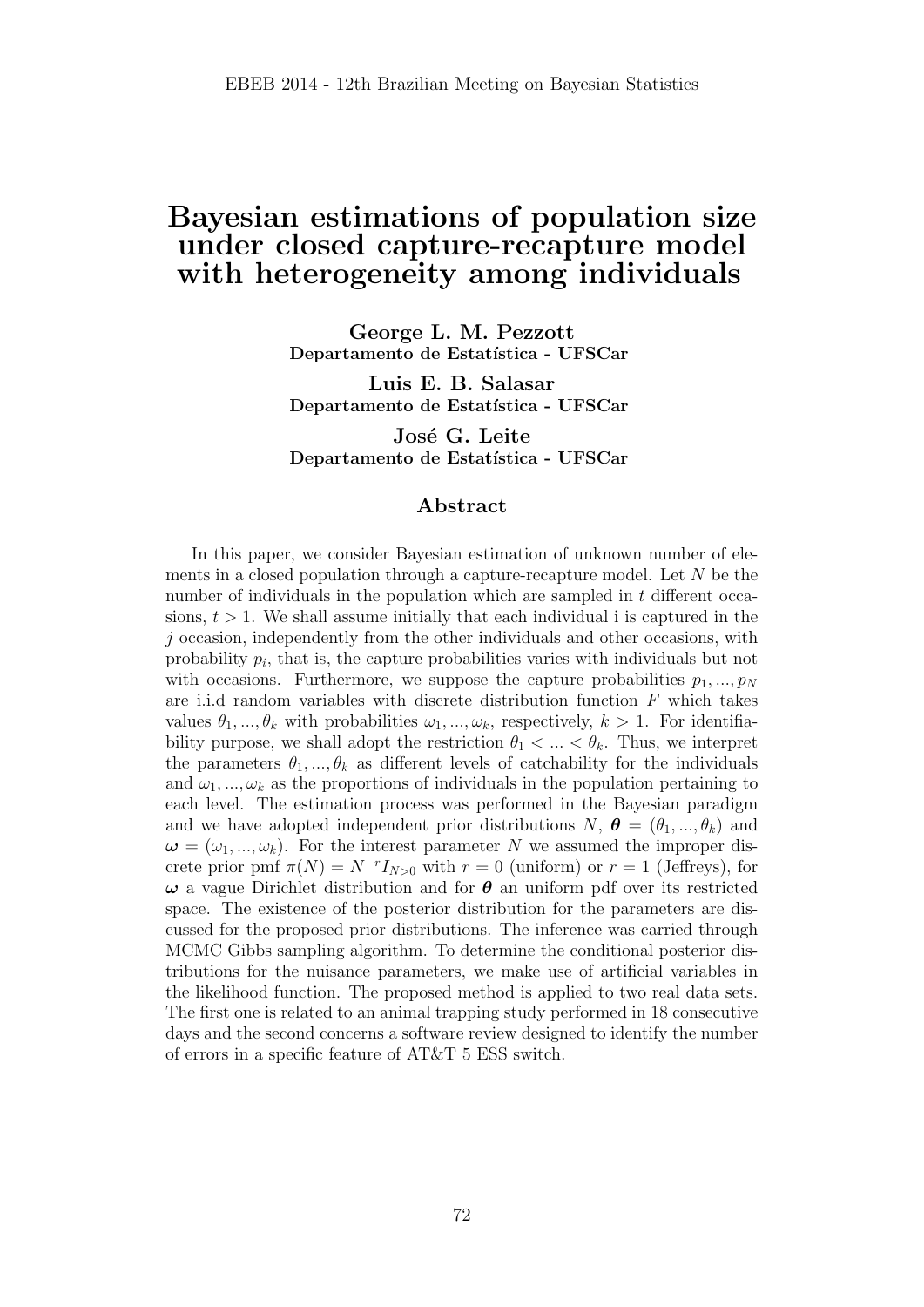# Bayesian estimations of population size under closed capture-recapture model with heterogeneity among individuals

**George L. M. Pezzott**
**Departamento de Estatística - UFSCar**

**Luis E. B. Salasar**
**Departamento de Estatística - UFSCar**

**José G. Leite**
**Departamento de Estatística - UFSCar**

## Abstract

In this paper, we consider Bayesian estimation of unknown number of elements in a closed population through a capture-recapture model. Let $N$ be the number of individuals in the population which are sampled in $t$ different occasions, $t > 1$. We shall assume initially that each individual i is captured in the $j$ occasion, independently from the other individuals and other occasions, with probability $p_i$, that is, the capture probabilities varies with individuals but not with occasions. Furthermore, we suppose the capture probabilities $p_1, ..., p_N$ are i.i.d random variables with discrete distribution function $F$ which takes values $\theta_1, ..., \theta_k$ with probabilities $\omega_1, ..., \omega_k$, respectively, $k > 1$. For identifiability purpose, we shall adopt the restriction $\theta_1 < ... < \theta_k$. Thus, we interpret the parameters $\theta_1, ..., \theta_k$ as different levels of catchability for the individuals and $\omega_1, ..., \omega_k$ as the proportions of individuals in the population pertaining to each level. The estimation process was performed in the Bayesian paradigm and we have adopted independent prior distributions $N$, $\boldsymbol{\theta} = (\theta_1, ..., \theta_k)$ and $\boldsymbol{\omega} = (\omega_1, ..., \omega_k)$. For the interest parameter $N$ we assumed the improper discrete prior pmf $\pi(N) = N^{-r} I_{N>0}$ with $r = 0$ (uniform) or $r = 1$ (Jeffreys), for $\boldsymbol{\omega}$ a vague Dirichlet distribution and for $\boldsymbol{\theta}$ an uniform pdf over its restricted space. The existence of the posterior distribution for the parameters are discussed for the proposed prior distributions. The inference was carried through MCMC Gibbs sampling algorithm. To determine the conditional posterior distributions for the nuisance parameters, we make use of artificial variables in the likelihood function. The proposed method is applied to two real data sets. The first one is related to an animal trapping study performed in 18 consecutive days and the second concerns a software review designed to identify the number of errors in a specific feature of AT&T 5 ESS switch.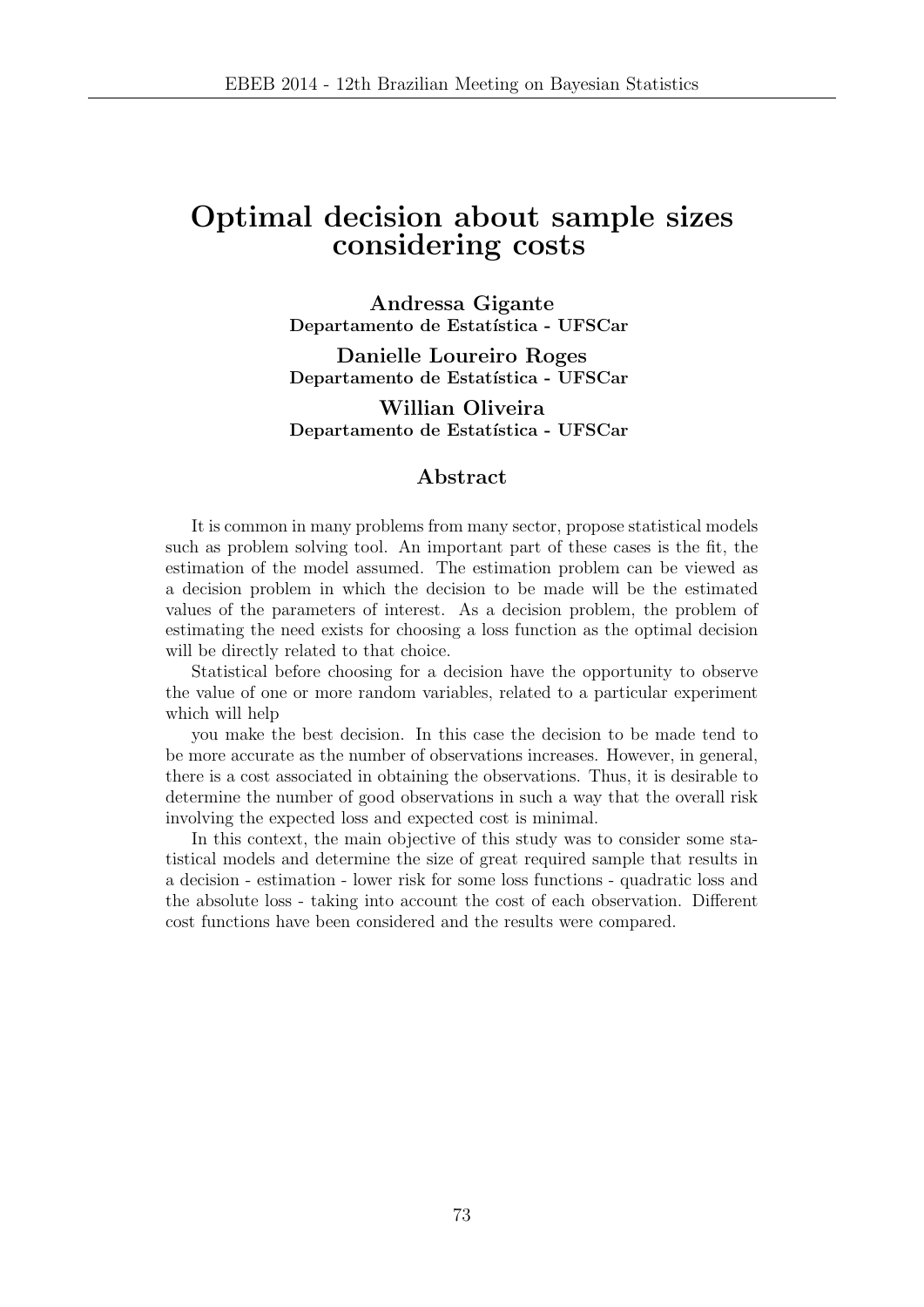# Optimal decision about sample sizes considering costs

**Andressa Gigante**
**Departamento de Estatística - UFSCar**

**Danielle Loureiro Roges**
**Departamento de Estatística - UFSCar**

**Willian Oliveira**
**Departamento de Estatística - UFSCar**

## Abstract

It is common in many problems from many sector, propose statistical models such as problem solving tool. An important part of these cases is the fit, the estimation of the model assumed. The estimation problem can be viewed as a decision problem in which the decision to be made will be the estimated values of the parameters of interest. As a decision problem, the problem of estimating the need exists for choosing a loss function as the optimal decision will be directly related to that choice.

Statistical before choosing for a decision have the opportunity to observe the value of one or more random variables, related to a particular experiment which will help

you make the best decision. In this case the decision to be made tend to be more accurate as the number of observations increases. However, in general, there is a cost associated in obtaining the observations. Thus, it is desirable to determine the number of good observations in such a way that the overall risk involving the expected loss and expected cost is minimal.

In this context, the main objective of this study was to consider some statistical models and determine the size of great required sample that results in a decision - estimation - lower risk for some loss functions - quadratic loss and the absolute loss - taking into account the cost of each observation. Different cost functions have been considered and the results were compared.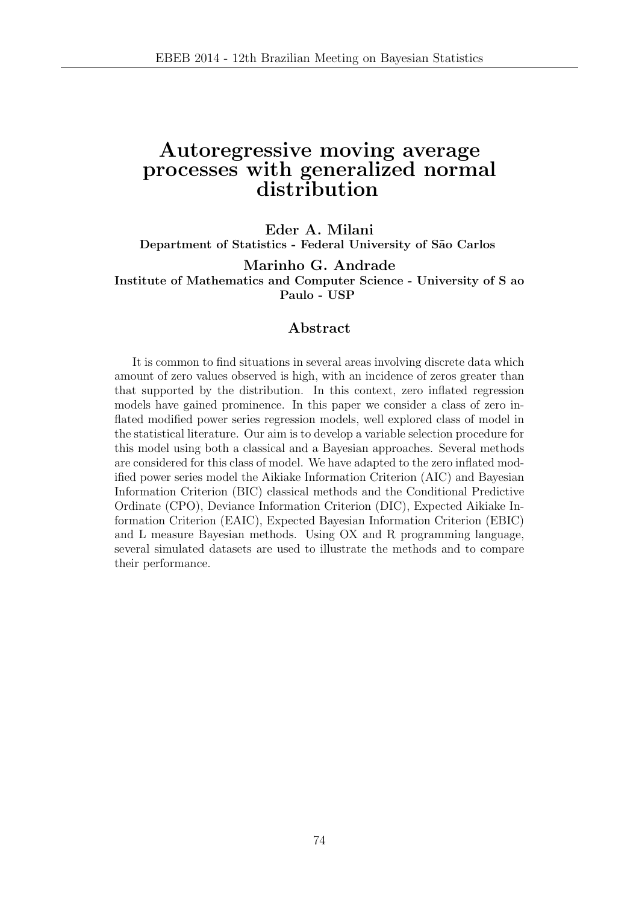# Autoregressive moving average processes with generalized normal distribution

**Eder A. Milani**
**Department of Statistics - Federal University of São Carlos**

**Marinho G. Andrade**
**Institute of Mathematics and Computer Science - University of S ao Paulo - USP**

## Abstract

It is common to find situations in several areas involving discrete data which amount of zero values observed is high, with an incidence of zeros greater than that supported by the distribution. In this context, zero inflated regression models have gained prominence. In this paper we consider a class of zero inflated modified power series regression models, well explored class of model in the statistical literature. Our aim is to develop a variable selection procedure for this model using both a classical and a Bayesian approaches. Several methods are considered for this class of model. We have adapted to the zero inflated modified power series model the Aikiake Information Criterion (AIC) and Bayesian Information Criterion (BIC) classical methods and the Conditional Predictive Ordinate (CPO), Deviance Information Criterion (DIC), Expected Aikiake Information Criterion (EAIC), Expected Bayesian Information Criterion (EBIC) and L measure Bayesian methods. Using OX and R programming language, several simulated datasets are used to illustrate the methods and to compare their performance.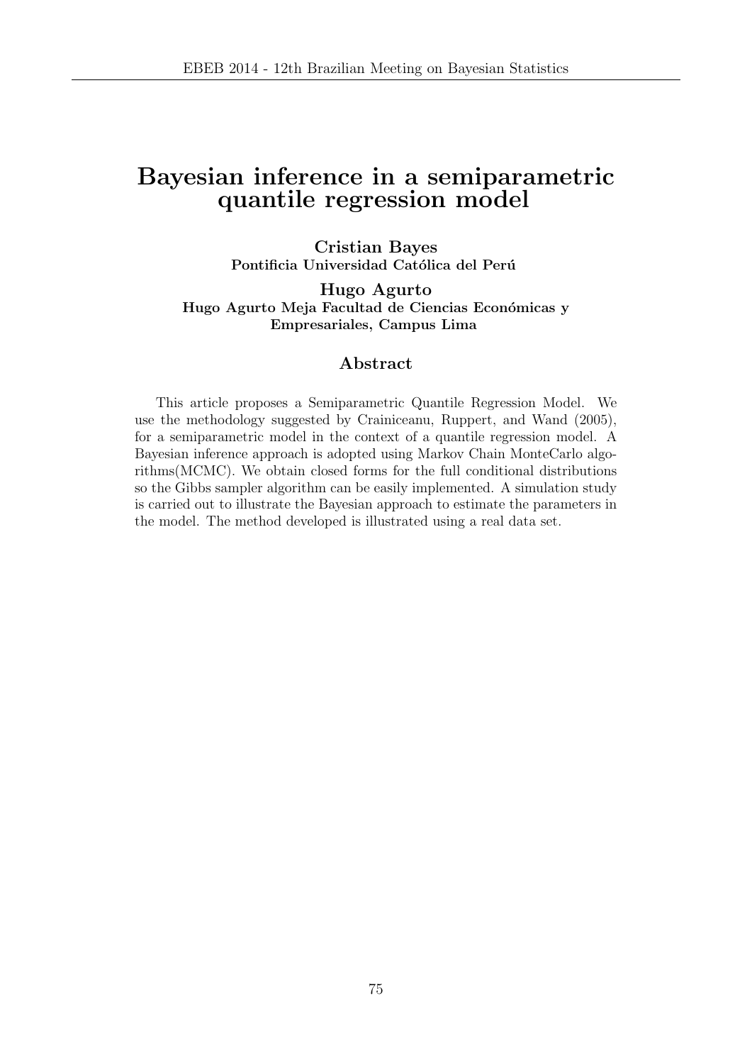# Bayesian inference in a semiparametric quantile regression model

**Cristian Bayes**
**Pontificia Universidad Católica del Perú**

**Hugo Agurto**
**Hugo Agurto Meja Facultad de Ciencias Económicas y Empresariales, Campus Lima**

## Abstract

This article proposes a Semiparametric Quantile Regression Model. We use the methodology suggested by Crainiceanu, Ruppert, and Wand (2005), for a semiparametric model in the context of a quantile regression model. A Bayesian inference approach is adopted using Markov Chain MonteCarlo algorithms(MCMC). We obtain closed forms for the full conditional distributions so the Gibbs sampler algorithm can be easily implemented. A simulation study is carried out to illustrate the Bayesian approach to estimate the parameters in the model. The method developed is illustrated using a real data set.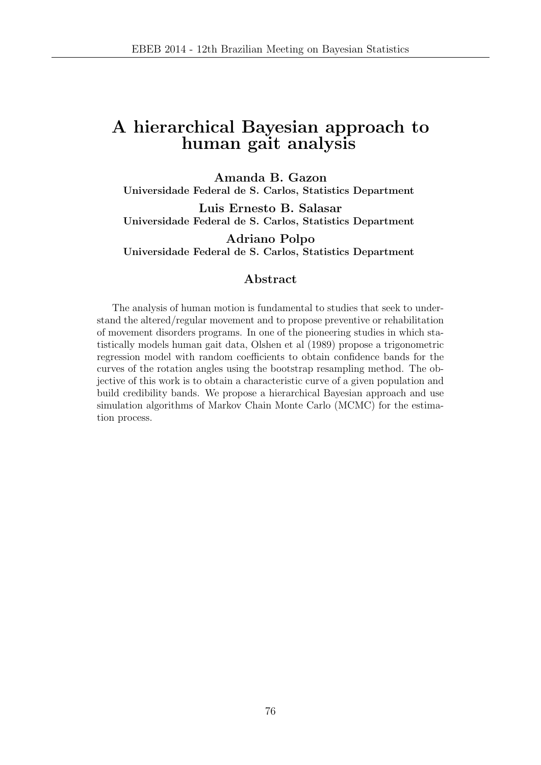# A hierarchical Bayesian approach to human gait analysis

**Amanda B. Gazon**
**Universidade Federal de S. Carlos, Statistics Department**

**Luis Ernesto B. Salasar**
**Universidade Federal de S. Carlos, Statistics Department**

**Adriano Polpo**
**Universidade Federal de S. Carlos, Statistics Department**

## Abstract

The analysis of human motion is fundamental to studies that seek to understand the altered/regular movement and to propose preventive or rehabilitation of movement disorders programs. In one of the pioneering studies in which statistically models human gait data, Olshen et al (1989) propose a trigonometric regression model with random coefficients to obtain confidence bands for the curves of the rotation angles using the bootstrap resampling method. The objective of this work is to obtain a characteristic curve of a given population and build credibility bands. We propose a hierarchical Bayesian approach and use simulation algorithms of Markov Chain Monte Carlo (MCMC) for the estimation process.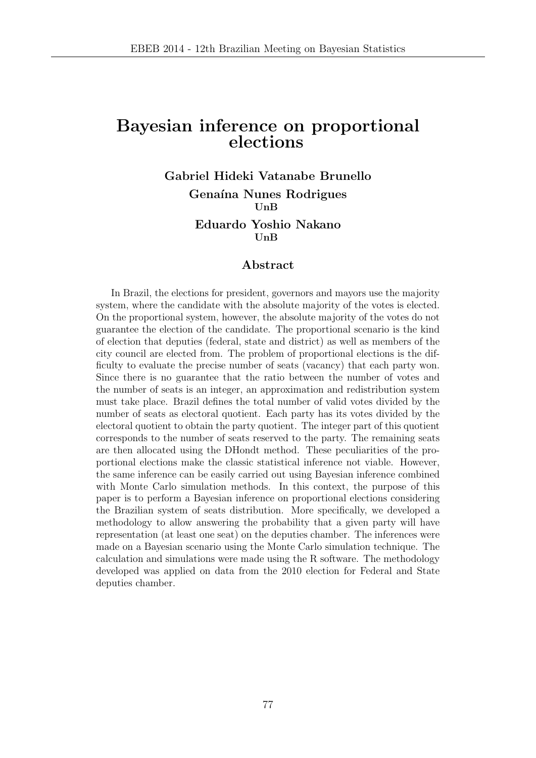# Bayesian inference on proportional elections

**Gabriel Hideki Vatanabe Brunello**

**Genaína Nunes Rodrigues**
**UnB**

**Eduardo Yoshio Nakano**
**UnB**

## Abstract

In Brazil, the elections for president, governors and mayors use the majority system, where the candidate with the absolute majority of the votes is elected. On the proportional system, however, the absolute majority of the votes do not guarantee the election of the candidate. The proportional scenario is the kind of election that deputies (federal, state and district) as well as members of the city council are elected from. The problem of proportional elections is the difficulty to evaluate the precise number of seats (vacancy) that each party won. Since there is no guarantee that the ratio between the number of votes and the number of seats is an integer, an approximation and redistribution system must take place. Brazil defines the total number of valid votes divided by the number of seats as electoral quotient. Each party has its votes divided by the electoral quotient to obtain the party quotient. The integer part of this quotient corresponds to the number of seats reserved to the party. The remaining seats are then allocated using the DHondt method. These peculiarities of the proportional elections make the classic statistical inference not viable. However, the same inference can be easily carried out using Bayesian inference combined with Monte Carlo simulation methods. In this context, the purpose of this paper is to perform a Bayesian inference on proportional elections considering the Brazilian system of seats distribution. More specifically, we developed a methodology to allow answering the probability that a given party will have representation (at least one seat) on the deputies chamber. The inferences were made on a Bayesian scenario using the Monte Carlo simulation technique. The calculation and simulations were made using the R software. The methodology developed was applied on data from the 2010 election for Federal and State deputies chamber.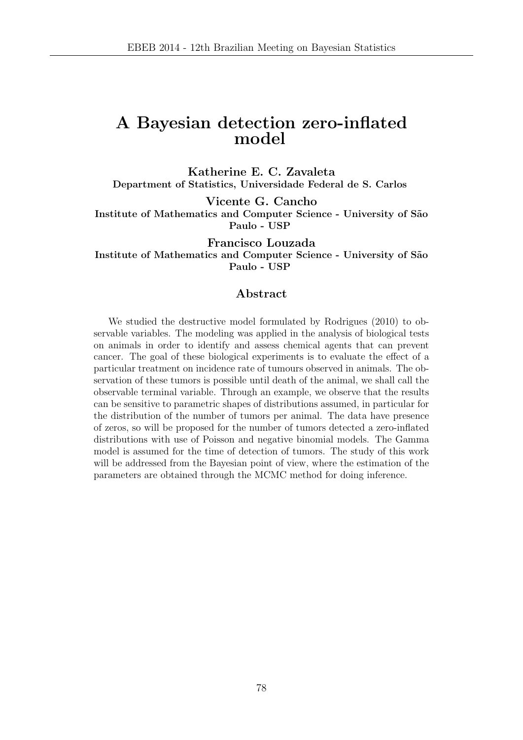# A Bayesian detection zero-inflated model

**Katherine E. C. Zavaleta**
**Department of Statistics, Universidade Federal de S. Carlos**

**Vicente G. Cancho**
**Institute of Mathematics and Computer Science - University of São Paulo - USP**

**Francisco Louzada**
**Institute of Mathematics and Computer Science - University of São Paulo - USP**

## Abstract

We studied the destructive model formulated by Rodrigues (2010) to observable variables. The modeling was applied in the analysis of biological tests on animals in order to identify and assess chemical agents that can prevent cancer. The goal of these biological experiments is to evaluate the effect of a particular treatment on incidence rate of tumours observed in animals. The observation of these tumors is possible until death of the animal, we shall call the observable terminal variable. Through an example, we observe that the results can be sensitive to parametric shapes of distributions assumed, in particular for the distribution of the number of tumors per animal. The data have presence of zeros, so will be proposed for the number of tumors detected a zero-inflated distributions with use of Poisson and negative binomial models. The Gamma model is assumed for the time of detection of tumors. The study of this work will be addressed from the Bayesian point of view, where the estimation of the parameters are obtained through the MCMC method for doing inference.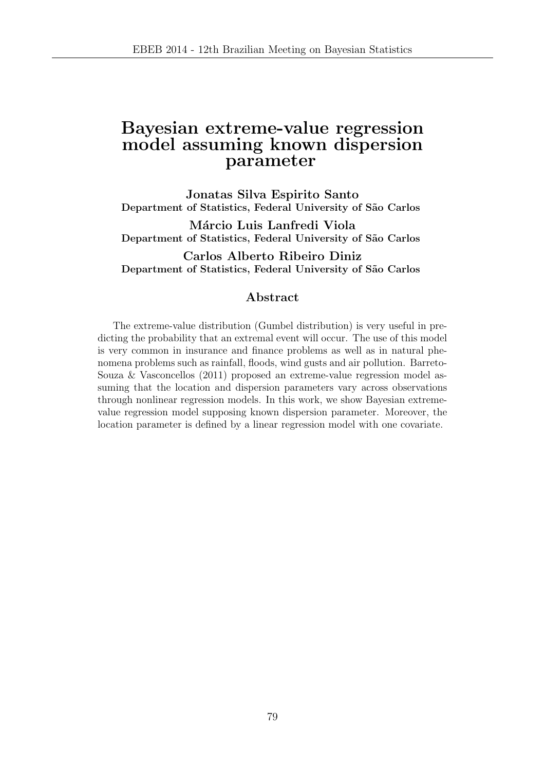# Bayesian extreme-value regression model assuming known dispersion parameter

**Jonatas Silva Espirito Santo**
**Department of Statistics, Federal University of São Carlos**

**Márcio Luis Lanfredi Viola**
**Department of Statistics, Federal University of São Carlos**

**Carlos Alberto Ribeiro Diniz**
**Department of Statistics, Federal University of São Carlos**

## Abstract

The extreme-value distribution (Gumbel distribution) is very useful in predicting the probability that an extremal event will occur. The use of this model is very common in insurance and finance problems as well as in natural phenomena problems such as rainfall, floods, wind gusts and air pollution. Barreto-Souza & Vasconcellos (2011) proposed an extreme-value regression model assuming that the location and dispersion parameters vary across observations through nonlinear regression models. In this work, we show Bayesian extreme-value regression model supposing known dispersion parameter. Moreover, the location parameter is defined by a linear regression model with one covariate.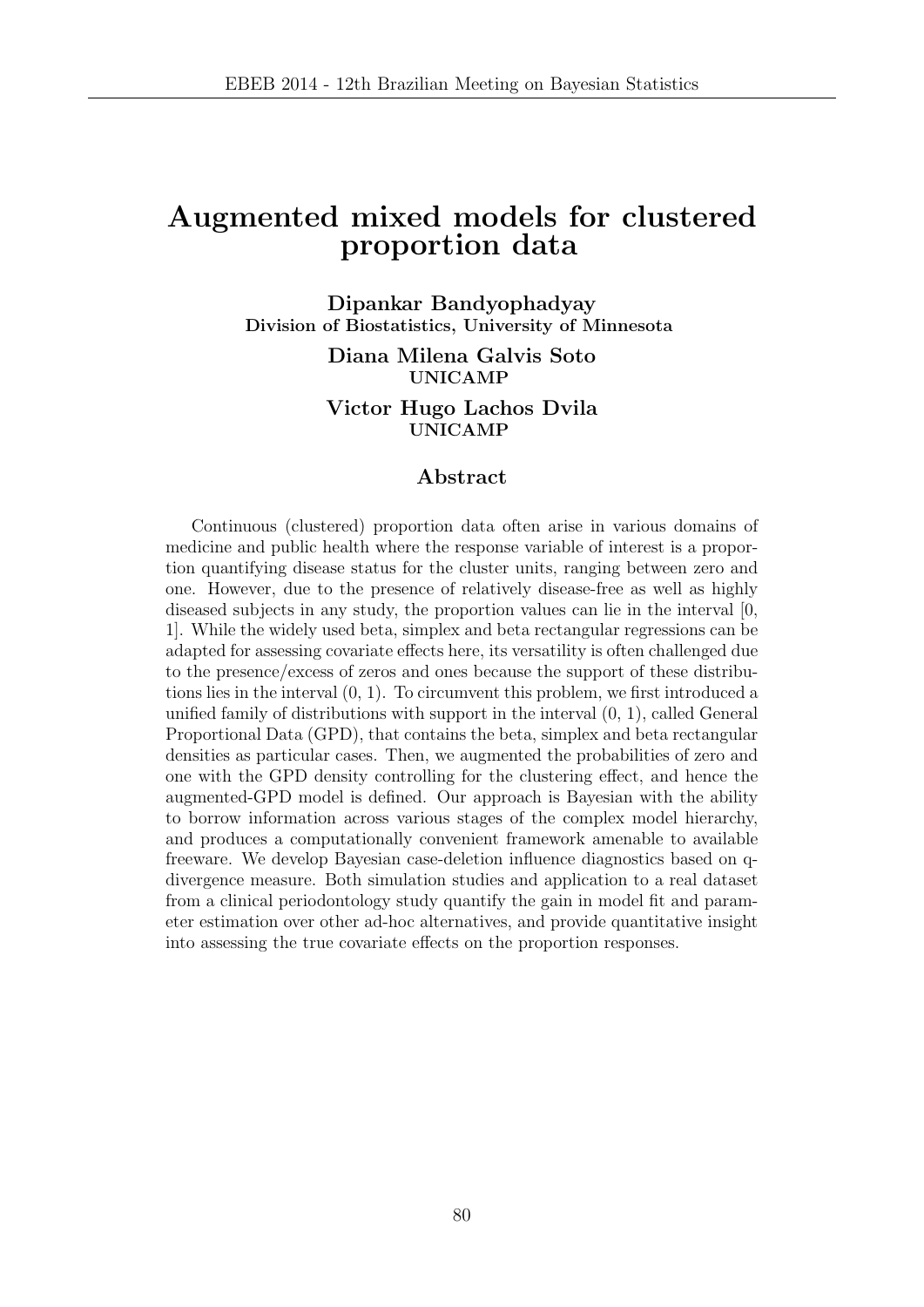# Augmented mixed models for clustered proportion data

**Dipankar Bandyophadyay**
**Division of Biostatistics, University of Minnesota**

**Diana Milena Galvis Soto**
**UNICAMP**

**Victor Hugo Lachos Dvila**
**UNICAMP**

## Abstract

Continuous (clustered) proportion data often arise in various domains of medicine and public health where the response variable of interest is a proportion quantifying disease status for the cluster units, ranging between zero and one. However, due to the presence of relatively disease-free as well as highly diseased subjects in any study, the proportion values can lie in the interval [0, 1]. While the widely used beta, simplex and beta rectangular regressions can be adapted for assessing covariate effects here, its versatility is often challenged due to the presence/excess of zeros and ones because the support of these distributions lies in the interval (0, 1). To circumvent this problem, we first introduced a unified family of distributions with support in the interval (0, 1), called General Proportional Data (GPD), that contains the beta, simplex and beta rectangular densities as particular cases. Then, we augmented the probabilities of zero and one with the GPD density controlling for the clustering effect, and hence the augmented-GPD model is defined. Our approach is Bayesian with the ability to borrow information across various stages of the complex model hierarchy, and produces a computationally convenient framework amenable to available freeware. We develop Bayesian case-deletion influence diagnostics based on q-divergence measure. Both simulation studies and application to a real dataset from a clinical periodontology study quantify the gain in model fit and parameter estimation over other ad-hoc alternatives, and provide quantitative insight into assessing the true covariate effects on the proportion responses.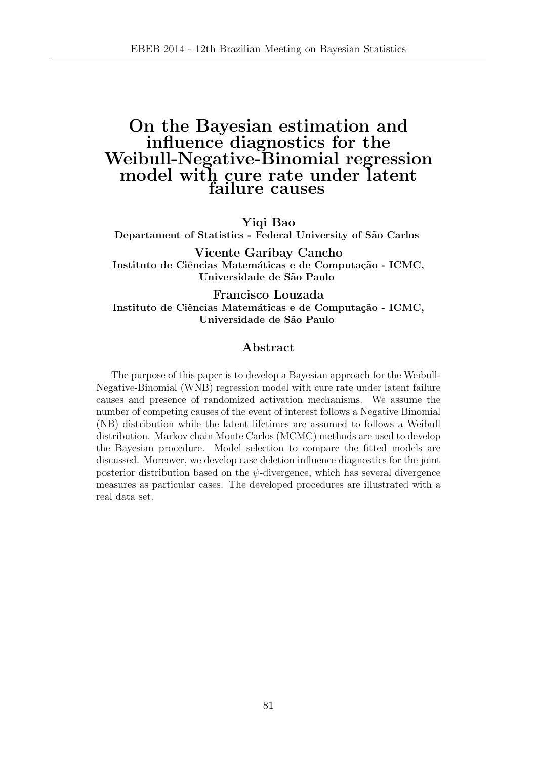# On the Bayesian estimation and influence diagnostics for the Weibull-Negative-Binomial regression model with cure rate under latent failure causes

**Yiqi Bao**
**Departament of Statistics - Federal University of São Carlos**

**Vicente Garibay Cancho**
**Instituto de Ciências Matemáticas e de Computação - ICMC, Universidade de São Paulo**

**Francisco Louzada**
**Instituto de Ciências Matemáticas e de Computação - ICMC, Universidade de São Paulo**

## Abstract

The purpose of this paper is to develop a Bayesian approach for the Weibull-Negative-Binomial (WNB) regression model with cure rate under latent failure causes and presence of randomized activation mechanisms. We assume the number of competing causes of the event of interest follows a Negative Binomial (NB) distribution while the latent lifetimes are assumed to follows a Weibull distribution. Markov chain Monte Carlos (MCMC) methods are used to develop the Bayesian procedure. Model selection to compare the fitted models are discussed. Moreover, we develop case deletion influence diagnostics for the joint posterior distribution based on the $\psi$-divergence, which has several divergence measures as particular cases. The developed procedures are illustrated with a real data set.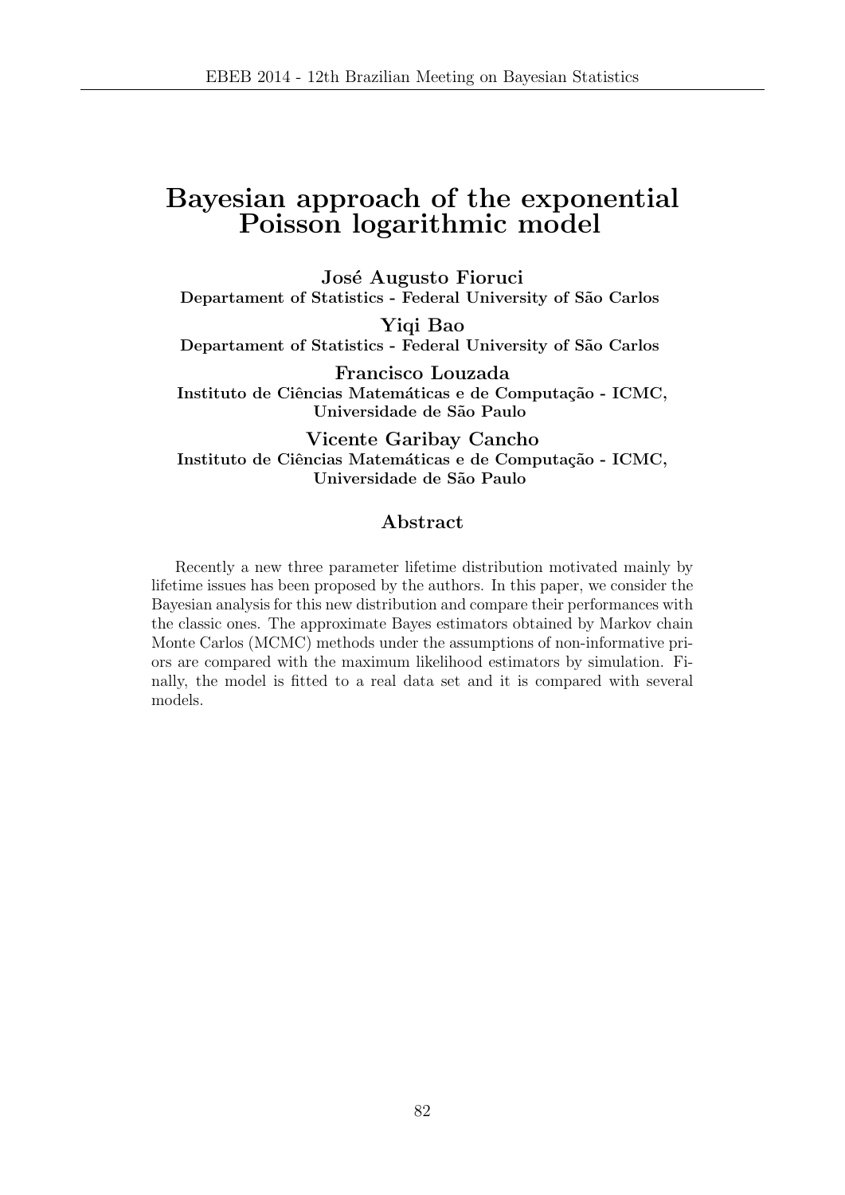# Bayesian approach of the exponential Poisson logarithmic model

**José Augusto Fioruci**
**Departament of Statistics - Federal University of São Carlos**

**Yiqi Bao**
**Departament of Statistics - Federal University of São Carlos**

**Francisco Louzada**
**Instituto de Ciências Matemáticas e de Computação - ICMC, Universidade de São Paulo**

**Vicente Garibay Cancho**
**Instituto de Ciências Matemáticas e de Computação - ICMC, Universidade de São Paulo**

## Abstract

Recently a new three parameter lifetime distribution motivated mainly by lifetime issues has been proposed by the authors. In this paper, we consider the Bayesian analysis for this new distribution and compare their performances with the classic ones. The approximate Bayes estimators obtained by Markov chain Monte Carlos (MCMC) methods under the assumptions of non-informative priors are compared with the maximum likelihood estimators by simulation. Finally, the model is fitted to a real data set and it is compared with several models.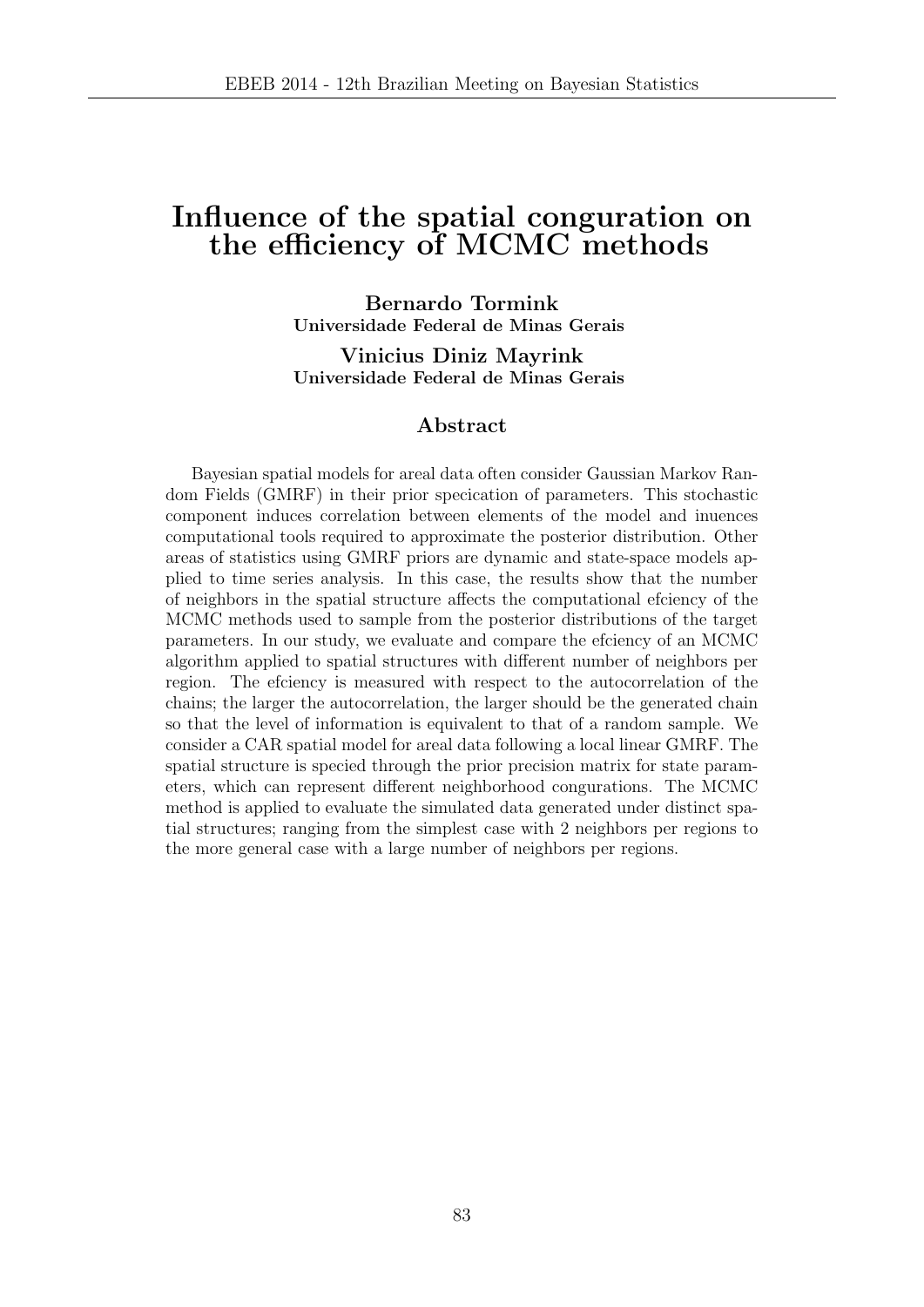# Influence of the spatial conguration on the efficiency of MCMC methods

**Bernardo Tormink**
**Universidade Federal de Minas Gerais**

**Vinicius Diniz Mayrink**
**Universidade Federal de Minas Gerais**

## Abstract

Bayesian spatial models for areal data often consider Gaussian Markov Random Fields (GMRF) in their prior specication of parameters. This stochastic component induces correlation between elements of the model and inuences computational tools required to approximate the posterior distribution. Other areas of statistics using GMRF priors are dynamic and state-space models applied to time series analysis. In this case, the results show that the number of neighbors in the spatial structure affects the computational efciency of the MCMC methods used to sample from the posterior distributions of the target parameters. In our study, we evaluate and compare the efciency of an MCMC algorithm applied to spatial structures with different number of neighbors per region. The efciency is measured with respect to the autocorrelation of the chains; the larger the autocorrelation, the larger should be the generated chain so that the level of information is equivalent to that of a random sample. We consider a CAR spatial model for areal data following a local linear GMRF. The spatial structure is specied through the prior precision matrix for state parameters, which can represent different neighborhood congurations. The MCMC method is applied to evaluate the simulated data generated under distinct spatial structures; ranging from the simplest case with 2 neighbors per regions to the more general case with a large number of neighbors per regions.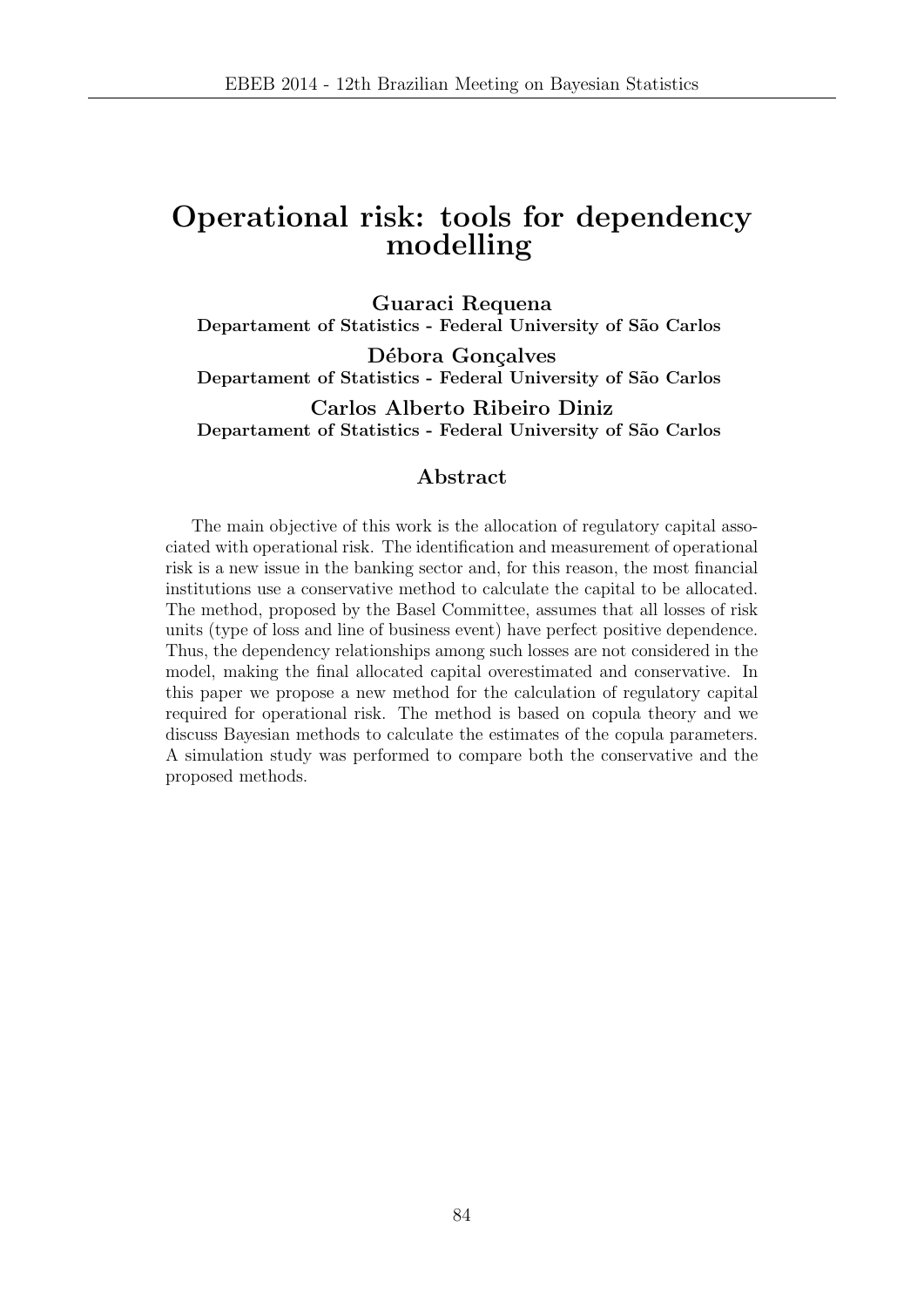# Operational risk: tools for dependency modelling

**Guaraci Requena**
**Departament of Statistics - Federal University of São Carlos**

**Débora Gonçalves**
**Departament of Statistics - Federal University of São Carlos**

**Carlos Alberto Ribeiro Diniz**
**Departament of Statistics - Federal University of São Carlos**

## Abstract

The main objective of this work is the allocation of regulatory capital associated with operational risk. The identification and measurement of operational risk is a new issue in the banking sector and, for this reason, the most financial institutions use a conservative method to calculate the capital to be allocated. The method, proposed by the Basel Committee, assumes that all losses of risk units (type of loss and line of business event) have perfect positive dependence. Thus, the dependency relationships among such losses are not considered in the model, making the final allocated capital overestimated and conservative. In this paper we propose a new method for the calculation of regulatory capital required for operational risk. The method is based on copula theory and we discuss Bayesian methods to calculate the estimates of the copula parameters. A simulation study was performed to compare both the conservative and the proposed methods.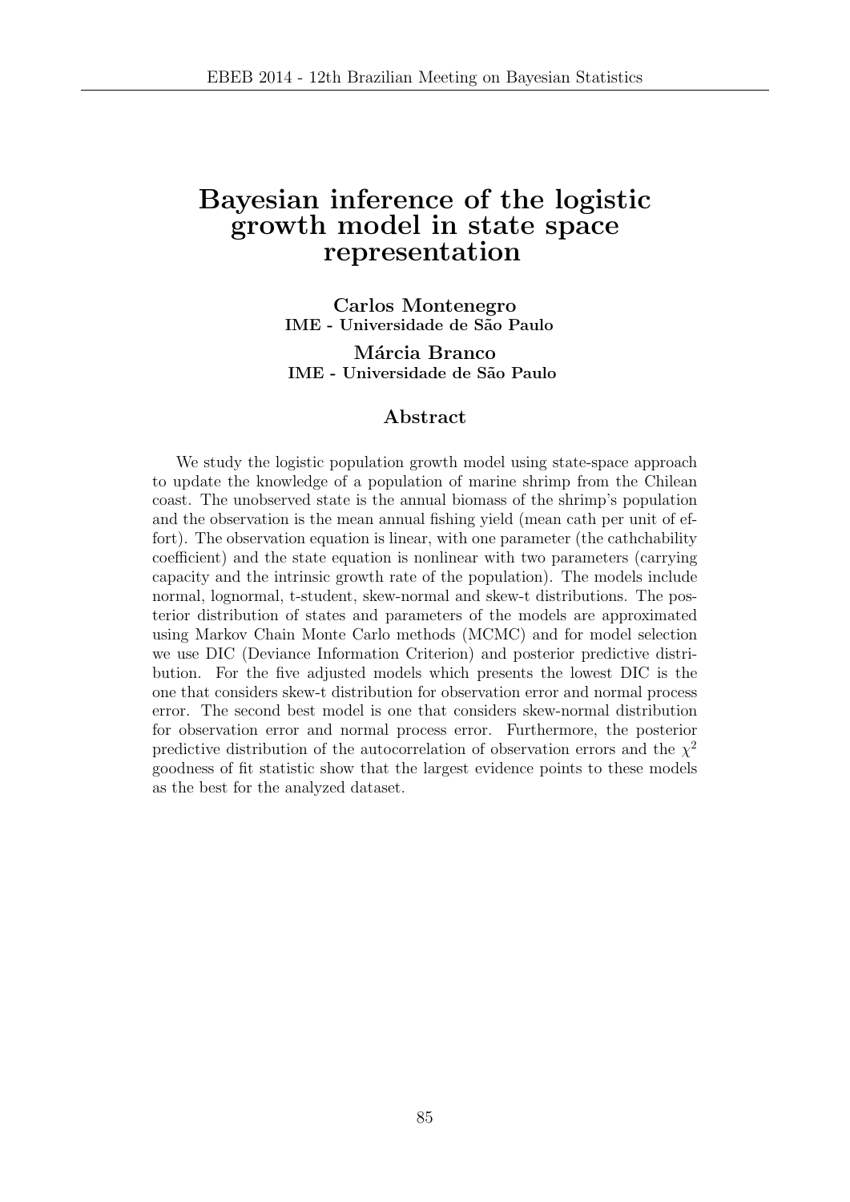# Bayesian inference of the logistic growth model in state space representation

**Carlos Montenegro**
**IME - Universidade de São Paulo**

**Márcia Branco**
**IME - Universidade de São Paulo**

## Abstract

We study the logistic population growth model using state-space approach to update the knowledge of a population of marine shrimp from the Chilean coast. The unobserved state is the annual biomass of the shrimp's population and the observation is the mean annual fishing yield (mean cath per unit of effort). The observation equation is linear, with one parameter (the cathchability coefficient) and the state equation is nonlinear with two parameters (carrying capacity and the intrinsic growth rate of the population). The models include normal, lognormal, t-student, skew-normal and skew-t distributions. The posterior distribution of states and parameters of the models are approximated using Markov Chain Monte Carlo methods (MCMC) and for model selection we use DIC (Deviance Information Criterion) and posterior predictive distribution. For the five adjusted models which presents the lowest DIC is the one that considers skew-t distribution for observation error and normal process error. The second best model is one that considers skew-normal distribution for observation error and normal process error. Furthermore, the posterior predictive distribution of the autocorrelation of observation errors and the $\chi^2$ goodness of fit statistic show that the largest evidence points to these models as the best for the analyzed dataset.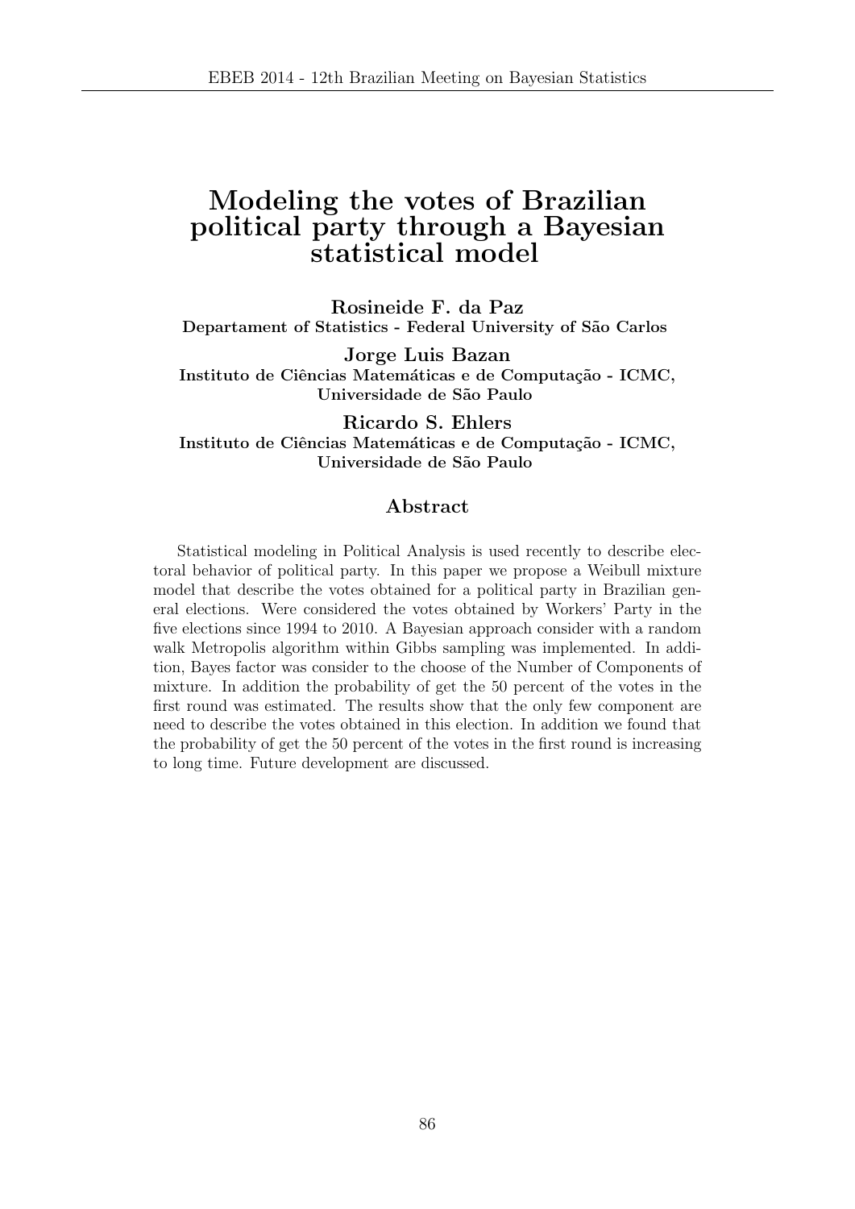# Modeling the votes of Brazilian political party through a Bayesian statistical model

**Rosineide F. da Paz**
**Departament of Statistics - Federal University of São Carlos**

**Jorge Luis Bazan**
**Instituto de Ciências Matemáticas e de Computação - ICMC, Universidade de São Paulo**

**Ricardo S. Ehlers**
**Instituto de Ciências Matemáticas e de Computação - ICMC, Universidade de São Paulo**

## Abstract

Statistical modeling in Political Analysis is used recently to describe electoral behavior of political party. In this paper we propose a Weibull mixture model that describe the votes obtained for a political party in Brazilian general elections. Were considered the votes obtained by Workers' Party in the five elections since 1994 to 2010. A Bayesian approach consider with a random walk Metropolis algorithm within Gibbs sampling was implemented. In addition, Bayes factor was consider to the choose of the Number of Components of mixture. In addition the probability of get the 50 percent of the votes in the first round was estimated. The results show that the only few component are need to describe the votes obtained in this election. In addition we found that the probability of get the 50 percent of the votes in the first round is increasing to long time. Future development are discussed.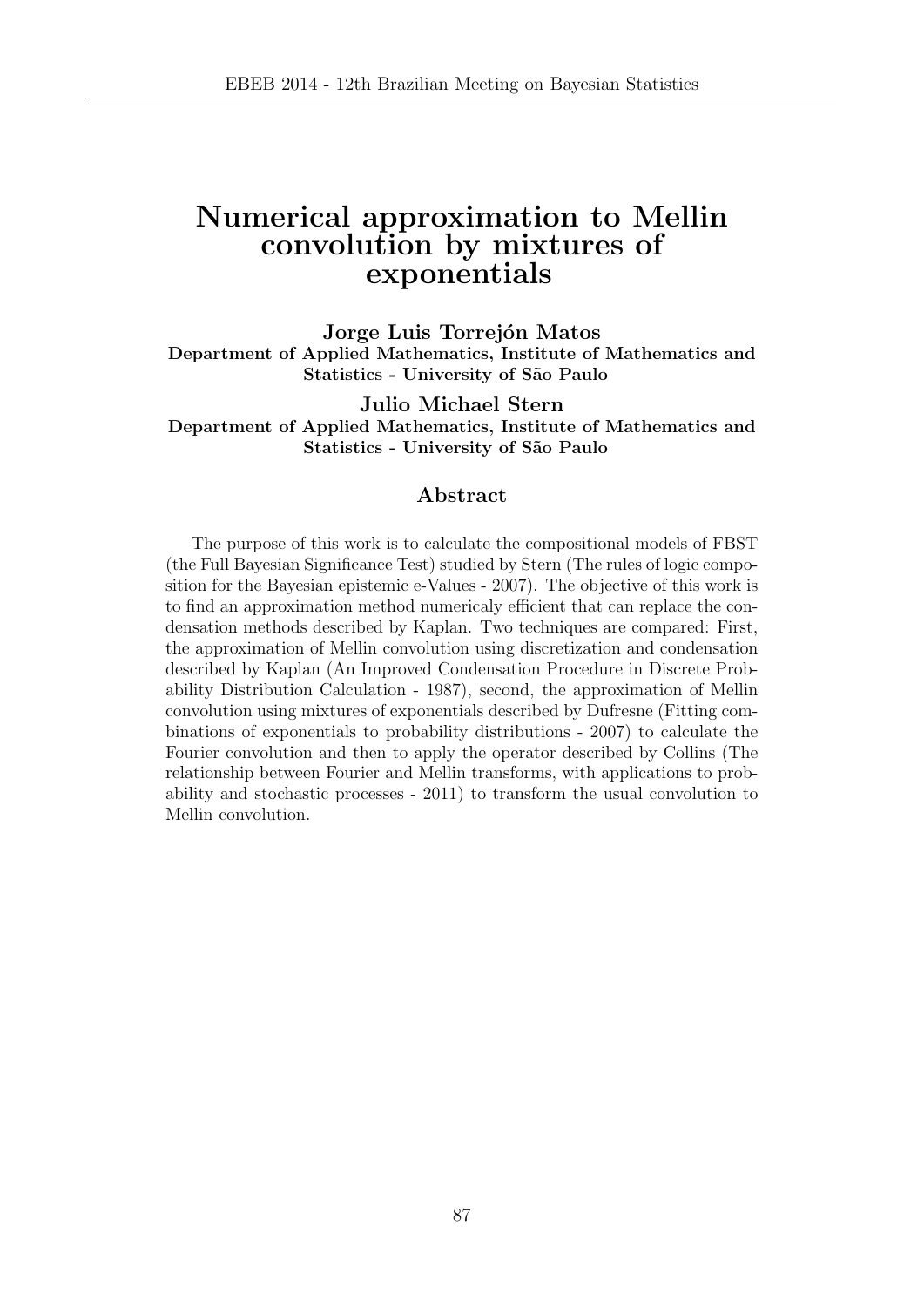# Numerical approximation to Mellin convolution by mixtures of exponentials

**Jorge Luis Torrejón Matos**
**Department of Applied Mathematics, Institute of Mathematics and Statistics - University of São Paulo**

**Julio Michael Stern**
**Department of Applied Mathematics, Institute of Mathematics and Statistics - University of São Paulo**

## Abstract

The purpose of this work is to calculate the compositional models of FBST (the Full Bayesian Significance Test) studied by Stern (The rules of logic composition for the Bayesian epistemic e-Values - 2007). The objective of this work is to find an approximation method numericaly efficient that can replace the condensation methods described by Kaplan. Two techniques are compared: First, the approximation of Mellin convolution using discretization and condensation described by Kaplan (An Improved Condensation Procedure in Discrete Probability Distribution Calculation - 1987), second, the approximation of Mellin convolution using mixtures of exponentials described by Dufresne (Fitting combinations of exponentials to probability distributions - 2007) to calculate the Fourier convolution and then to apply the operator described by Collins (The relationship between Fourier and Mellin transforms, with applications to probability and stochastic processes - 2011) to transform the usual convolution to Mellin convolution.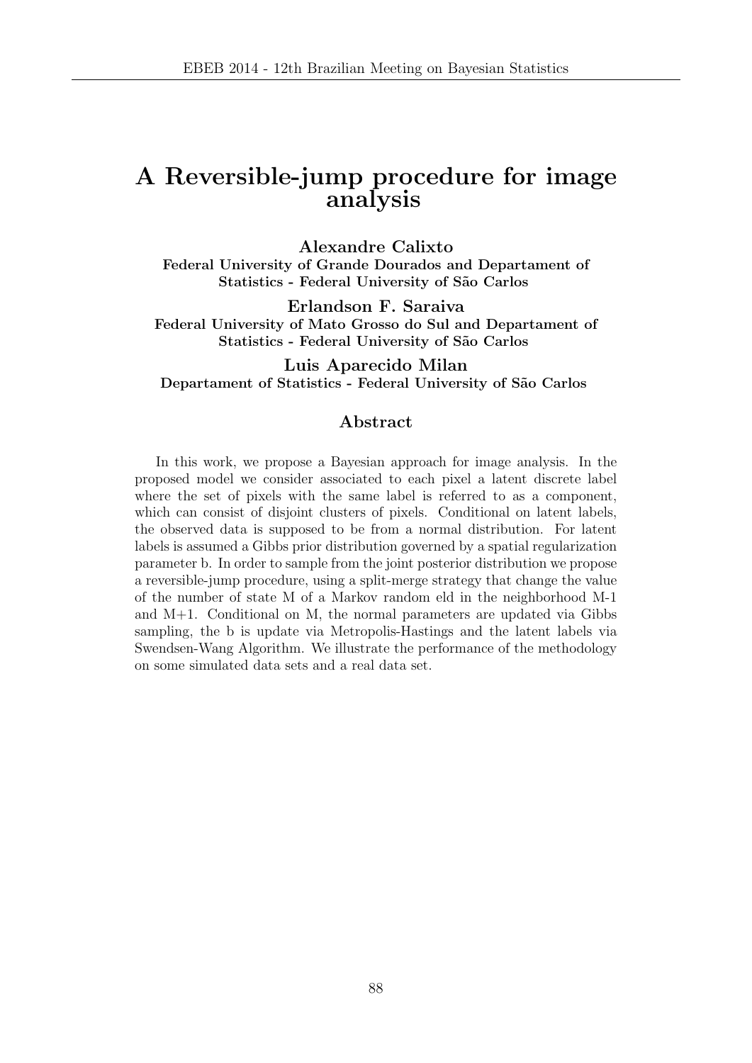# A Reversible-jump procedure for image analysis

**Alexandre Calixto**
**Federal University of Grande Dourados and Departament of Statistics - Federal University of São Carlos**

**Erlandson F. Saraiva**
**Federal University of Mato Grosso do Sul and Departament of Statistics - Federal University of São Carlos**

**Luis Aparecido Milan**
**Departament of Statistics - Federal University of São Carlos**

## Abstract

In this work, we propose a Bayesian approach for image analysis. In the proposed model we consider associated to each pixel a latent discrete label where the set of pixels with the same label is referred to as a component, which can consist of disjoint clusters of pixels. Conditional on latent labels, the observed data is supposed to be from a normal distribution. For latent labels is assumed a Gibbs prior distribution governed by a spatial regularization parameter b. In order to sample from the joint posterior distribution we propose a reversible-jump procedure, using a split-merge strategy that change the value of the number of state M of a Markov random eld in the neighborhood M-1 and M+1. Conditional on M, the normal parameters are updated via Gibbs sampling, the b is update via Metropolis-Hastings and the latent labels via Swendsen-Wang Algorithm. We illustrate the performance of the methodology on some simulated data sets and a real data set.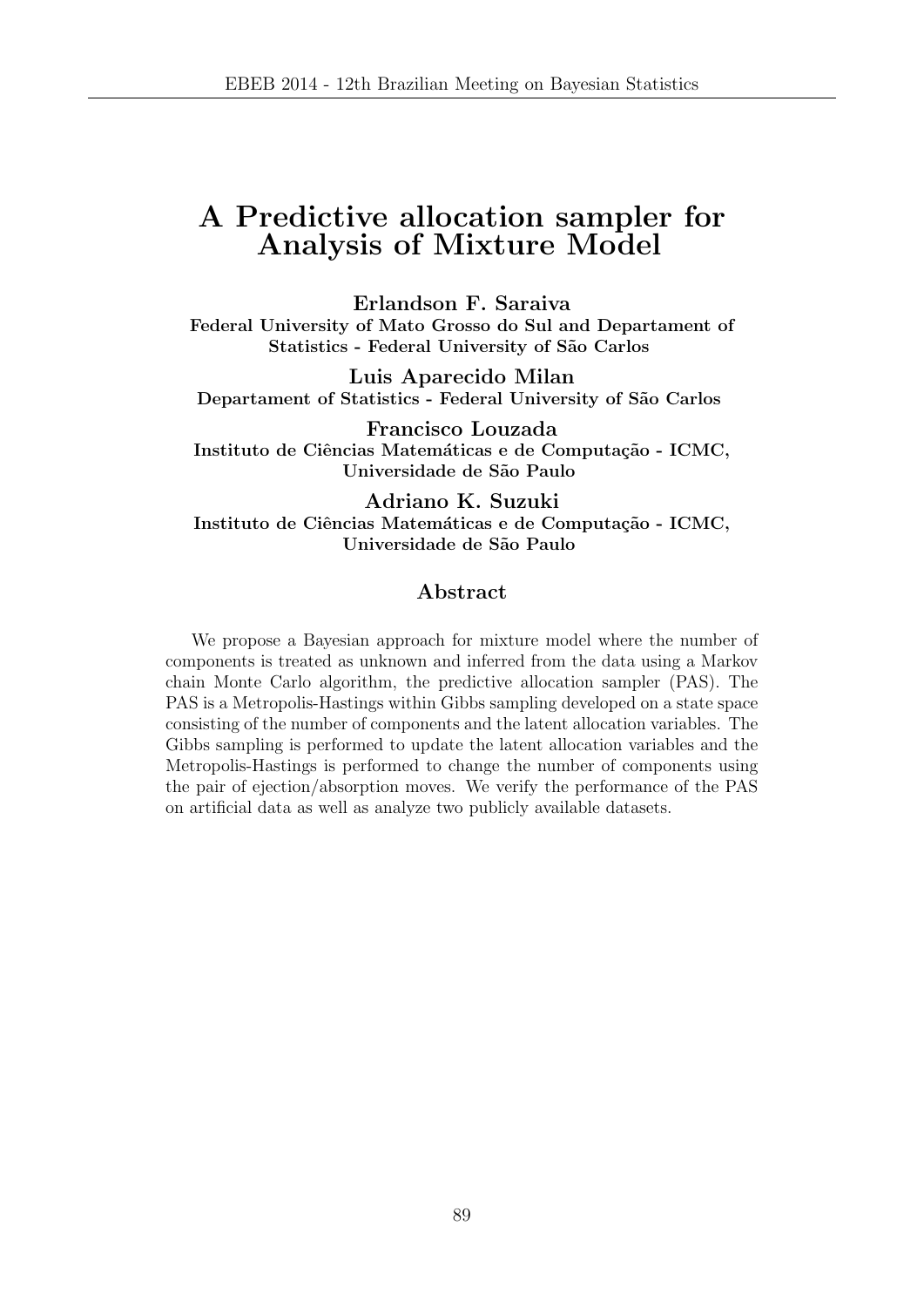# A Predictive allocation sampler for Analysis of Mixture Model

**Erlandson F. Saraiva**
**Federal University of Mato Grosso do Sul and Departament of Statistics - Federal University of São Carlos**

**Luis Aparecido Milan**
**Departament of Statistics - Federal University of São Carlos**

**Francisco Louzada**
**Instituto de Ciências Matemáticas e de Computação - ICMC, Universidade de São Paulo**

**Adriano K. Suzuki**
**Instituto de Ciências Matemáticas e de Computação - ICMC, Universidade de São Paulo**

## Abstract

We propose a Bayesian approach for mixture model where the number of components is treated as unknown and inferred from the data using a Markov chain Monte Carlo algorithm, the predictive allocation sampler (PAS). The PAS is a Metropolis-Hastings within Gibbs sampling developed on a state space consisting of the number of components and the latent allocation variables. The Gibbs sampling is performed to update the latent allocation variables and the Metropolis-Hastings is performed to change the number of components using the pair of ejection/absorption moves. We verify the performance of the PAS on artificial data as well as analyze two publicly available datasets.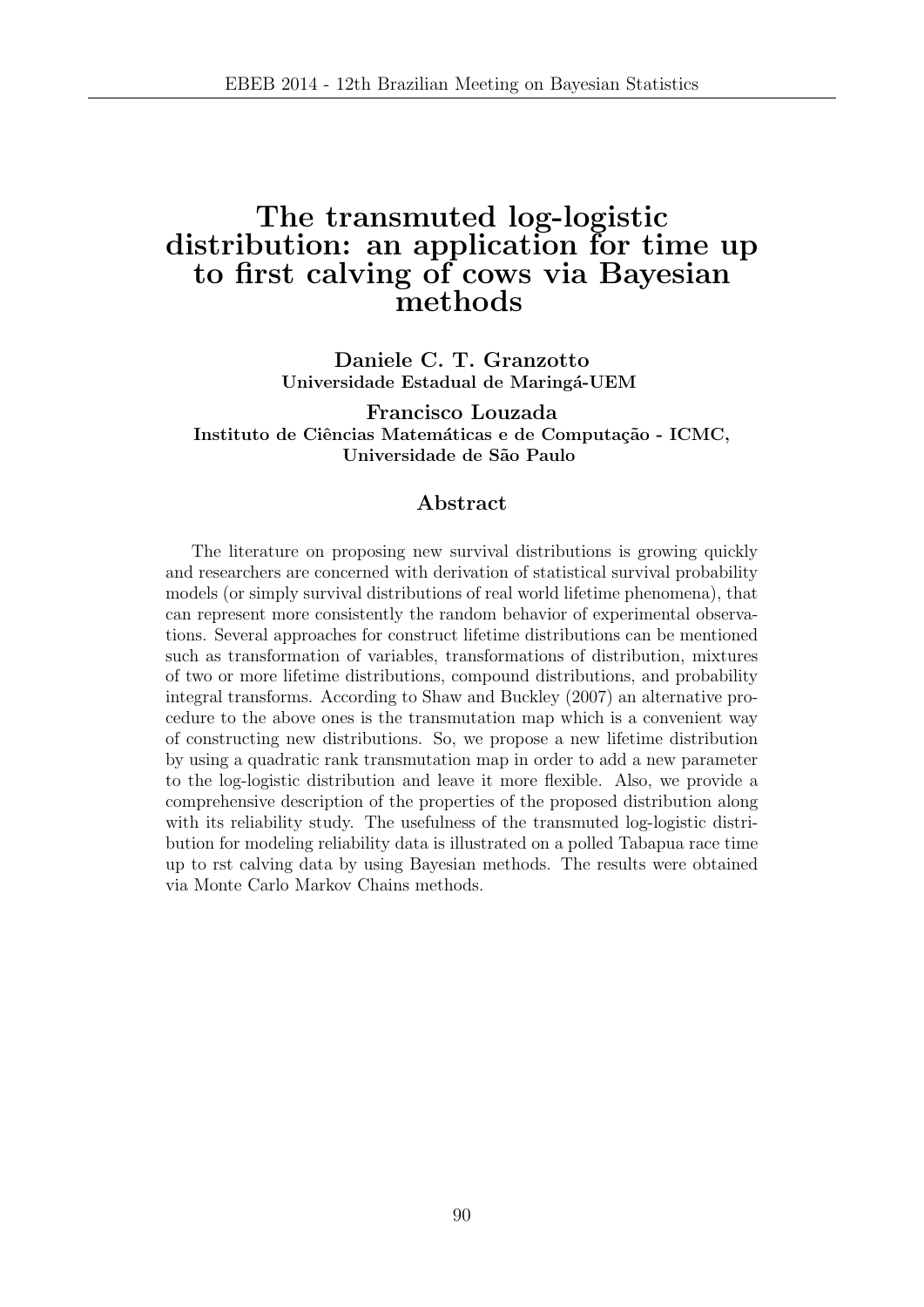# The transmuted log-logistic distribution: an application for time up to first calving of cows via Bayesian methods

**Daniele C. T. Granzotto**
**Universidade Estadual de Maringá-UEM**

**Francisco Louzada**
**Instituto de Ciências Matemáticas e de Computação - ICMC, Universidade de São Paulo**

## Abstract

The literature on proposing new survival distributions is growing quickly and researchers are concerned with derivation of statistical survival probability models (or simply survival distributions of real world lifetime phenomena), that can represent more consistently the random behavior of experimental observations. Several approaches for construct lifetime distributions can be mentioned such as transformation of variables, transformations of distribution, mixtures of two or more lifetime distributions, compound distributions, and probability integral transforms. According to Shaw and Buckley (2007) an alternative procedure to the above ones is the transmutation map which is a convenient way of constructing new distributions. So, we propose a new lifetime distribution by using a quadratic rank transmutation map in order to add a new parameter to the log-logistic distribution and leave it more flexible. Also, we provide a comprehensive description of the properties of the proposed distribution along with its reliability study. The usefulness of the transmuted log-logistic distribution for modeling reliability data is illustrated on a polled Tabapua race time up to rst calving data by using Bayesian methods. The results were obtained via Monte Carlo Markov Chains methods.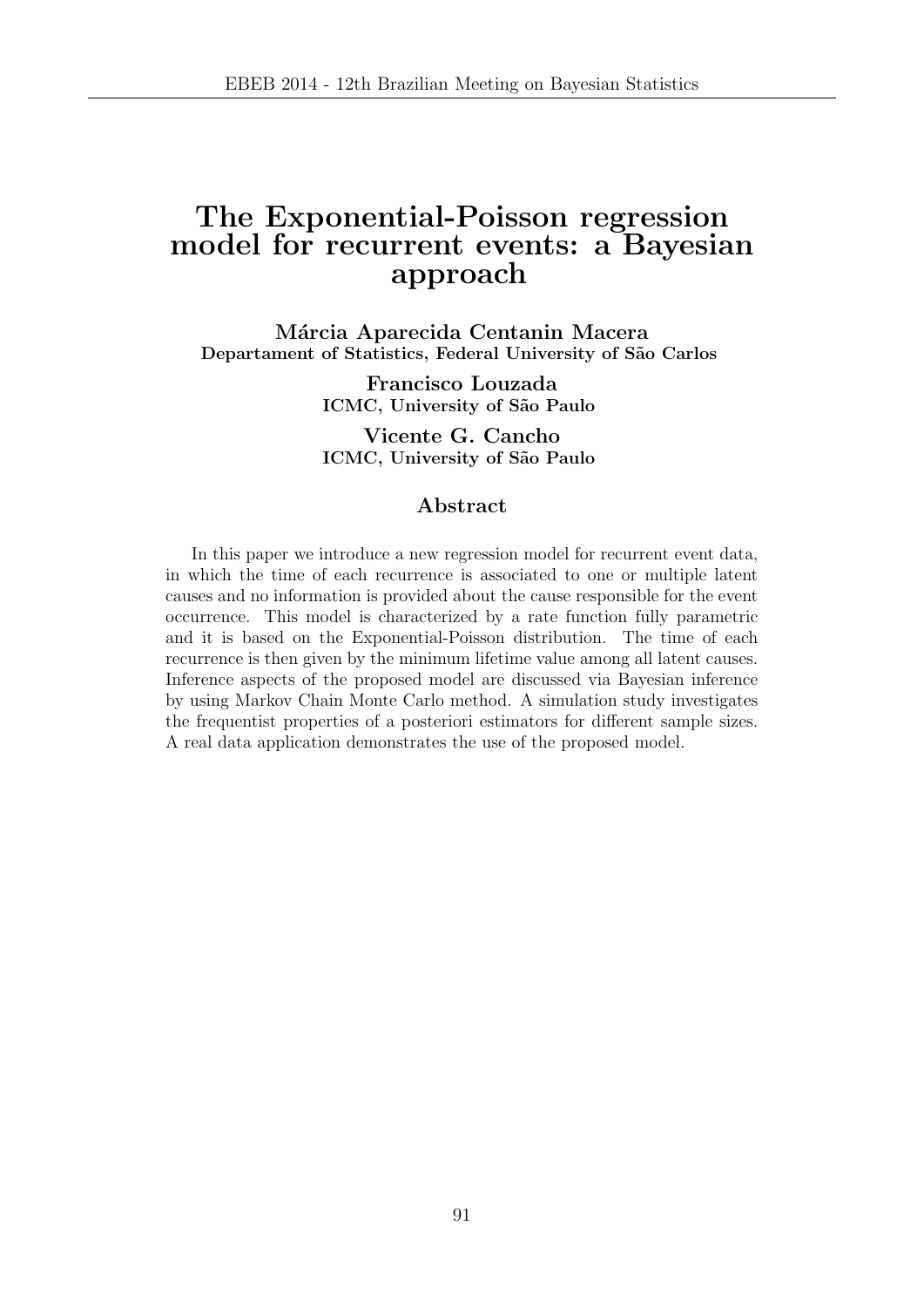# The Exponential-Poisson regression model for recurrent events: a Bayesian approach

**Márcia Aparecida Centanin Macera**
**Departament of Statistics, Federal University of São Carlos**

**Francisco Louzada**
**ICMC, University of São Paulo**

**Vicente G. Cancho**
**ICMC, University of São Paulo**

## Abstract

In this paper we introduce a new regression model for recurrent event data, in which the time of each recurrence is associated to one or multiple latent causes and no information is provided about the cause responsible for the event occurrence. This model is characterized by a rate function fully parametric and it is based on the Exponential-Poisson distribution. The time of each recurrence is then given by the minimum lifetime value among all latent causes. Inference aspects of the proposed model are discussed via Bayesian inference by using Markov Chain Monte Carlo method. A simulation study investigates the frequentist properties of a posteriori estimators for different sample sizes. A real data application demonstrates the use of the proposed model.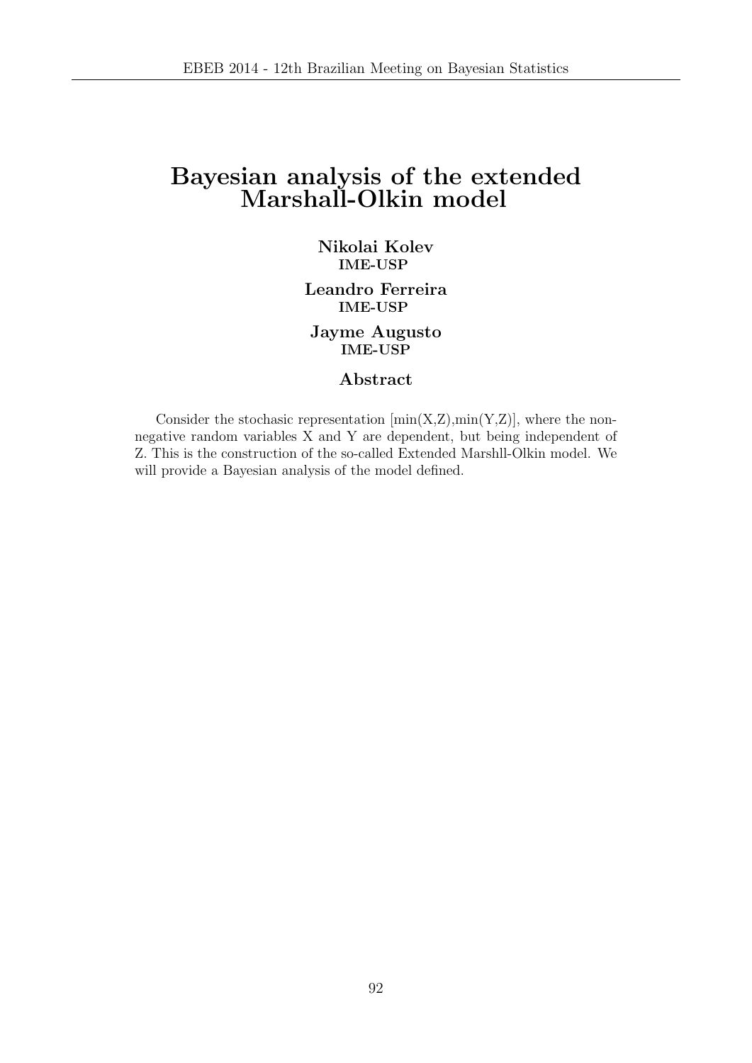# Bayesian analysis of the extended Marshall-Olkin model

**Nikolai Kolev**
**IME-USP**

**Leandro Ferreira**
**IME-USP**

**Jayme Augusto**
**IME-USP**

## Abstract

Consider the stochasic representation [min(X,Z),min(Y,Z)], where the non-negative random variables X and Y are dependent, but being independent of Z. This is the construction of the so-called Extended Marshll-Olkin model. We will provide a Bayesian analysis of the model defined.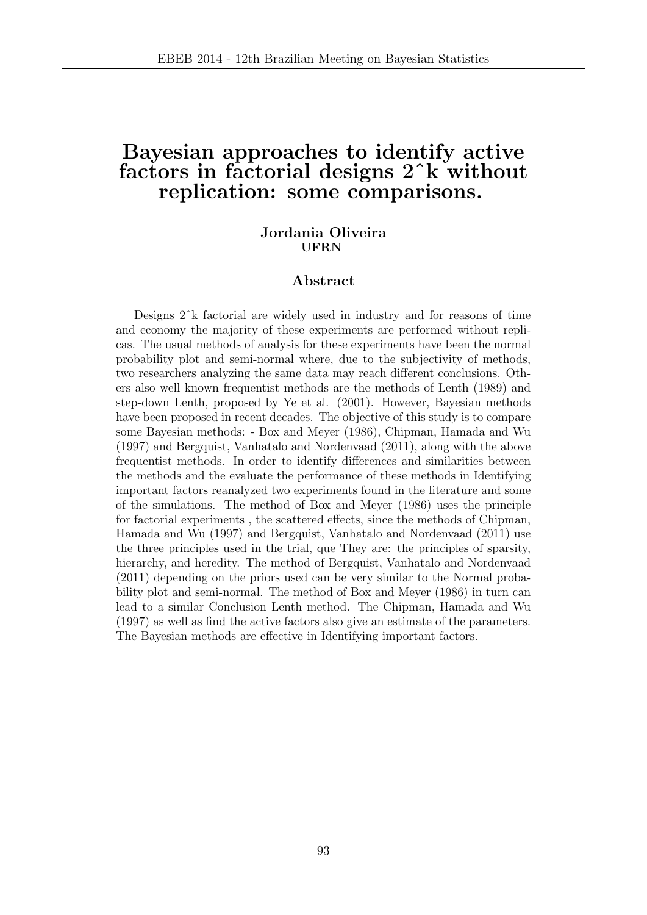# Bayesian approaches to identify active factors in factorial designs 2ˆk without replication: some comparisons.

**Jordania Oliveira**
**UFRN**

## Abstract

Designs 2ˆk factorial are widely used in industry and for reasons of time and economy the majority of these experiments are performed without replicas. The usual methods of analysis for these experiments have been the normal probability plot and semi-normal where, due to the subjectivity of methods, two researchers analyzing the same data may reach different conclusions. Others also well known frequentist methods are the methods of Lenth (1989) and step-down Lenth, proposed by Ye et al. (2001). However, Bayesian methods have been proposed in recent decades. The objective of this study is to compare some Bayesian methods: - Box and Meyer (1986), Chipman, Hamada and Wu (1997) and Bergquist, Vanhatalo and Nordenvaad (2011), along with the above frequentist methods. In order to identify differences and similarities between the methods and the evaluate the performance of these methods in Identifying important factors reanalyzed two experiments found in the literature and some of the simulations. The method of Box and Meyer (1986) uses the principle for factorial experiments , the scattered effects, since the methods of Chipman, Hamada and Wu (1997) and Bergquist, Vanhatalo and Nordenvaad (2011) use the three principles used in the trial, que They are: the principles of sparsity, hierarchy, and heredity. The method of Bergquist, Vanhatalo and Nordenvaad (2011) depending on the priors used can be very similar to the Normal probability plot and semi-normal. The method of Box and Meyer (1986) in turn can lead to a similar Conclusion Lenth method. The Chipman, Hamada and Wu (1997) as well as find the active factors also give an estimate of the parameters. The Bayesian methods are effective in Identifying important factors.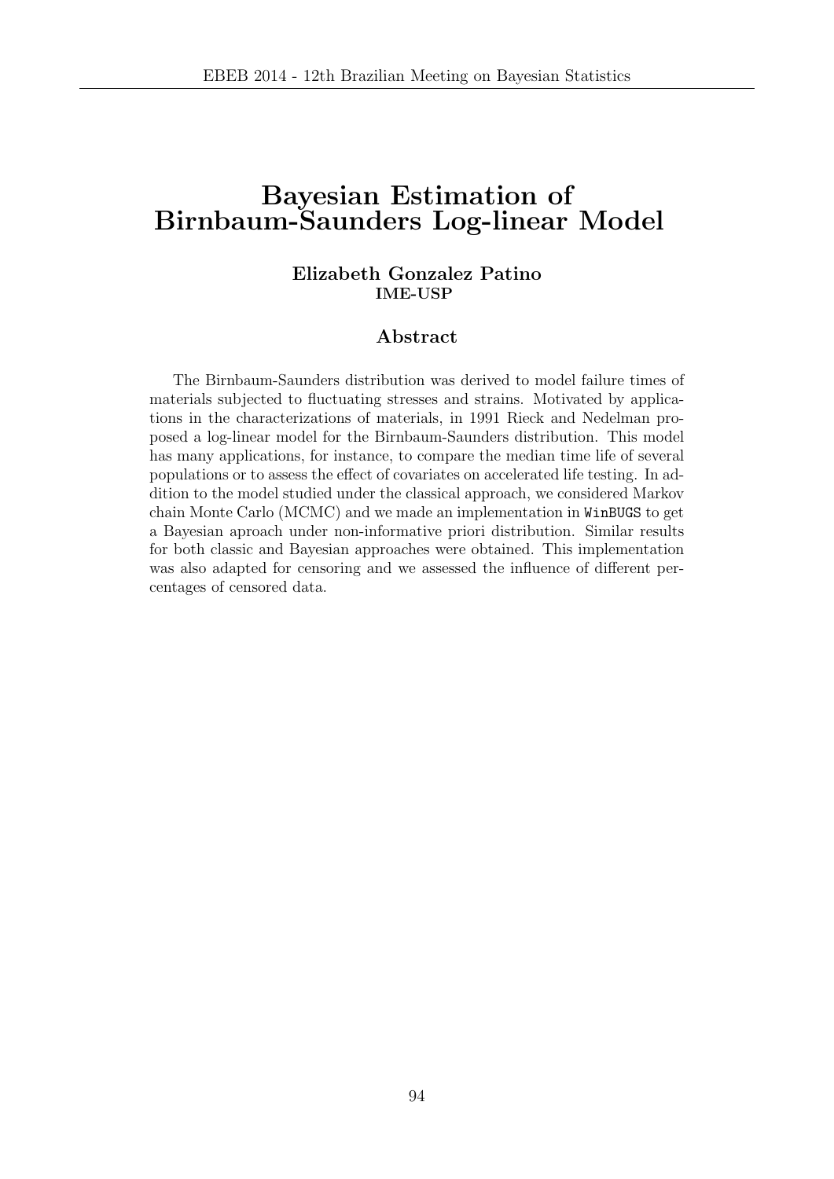# Bayesian Estimation of Birnbaum-Saunders Log-linear Model

**Elizabeth Gonzalez Patino**
**IME-USP**

## Abstract

The Birnbaum-Saunders distribution was derived to model failure times of materials subjected to fluctuating stresses and strains. Motivated by applications in the characterizations of materials, in 1991 Rieck and Nedelman proposed a log-linear model for the Birnbaum-Saunders distribution. This model has many applications, for instance, to compare the median time life of several populations or to assess the effect of covariates on accelerated life testing. In addition to the model studied under the classical approach, we considered Markov chain Monte Carlo (MCMC) and we made an implementation in `WinBUGS` to get a Bayesian aproach under non-informative priori distribution. Similar results for both classic and Bayesian approaches were obtained. This implementation was also adapted for censoring and we assessed the influence of different percentages of censored data.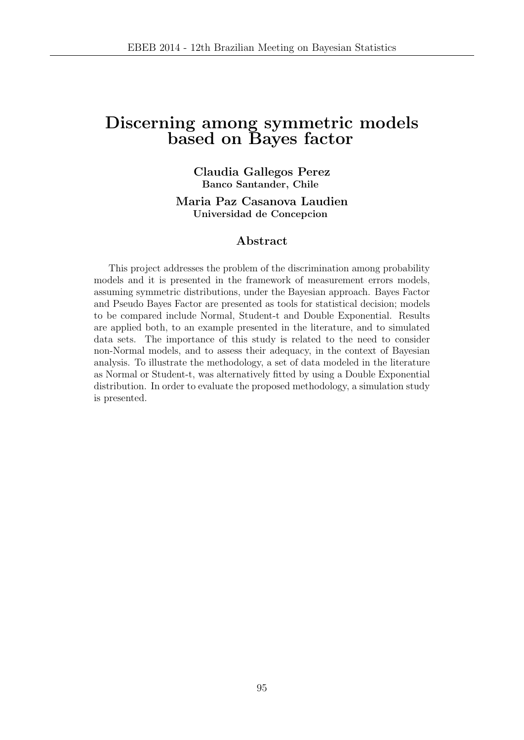# Discerning among symmetric models based on Bayes factor

**Claudia Gallegos Perez**
**Banco Santander, Chile**

**Maria Paz Casanova Laudien**
**Universidad de Concepcion**

## Abstract

This project addresses the problem of the discrimination among probability models and it is presented in the framework of measurement errors models, assuming symmetric distributions, under the Bayesian approach. Bayes Factor and Pseudo Bayes Factor are presented as tools for statistical decision; models to be compared include Normal, Student-t and Double Exponential. Results are applied both, to an example presented in the literature, and to simulated data sets. The importance of this study is related to the need to consider non-Normal models, and to assess their adequacy, in the context of Bayesian analysis. To illustrate the methodology, a set of data modeled in the literature as Normal or Student-t, was alternatively fitted by using a Double Exponential distribution. In order to evaluate the proposed methodology, a simulation study is presented.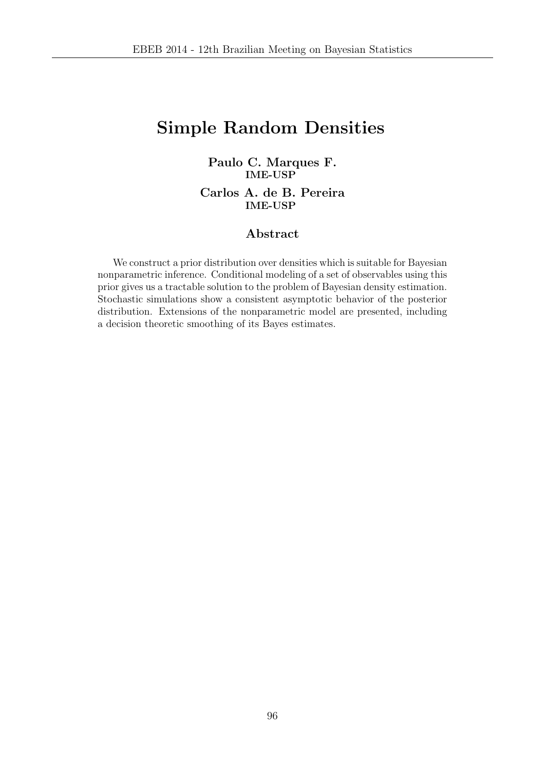# Simple Random Densities

**Paulo C. Marques F.**
**IME-USP**

**Carlos A. de B. Pereira**
**IME-USP**

### Abstract

We construct a prior distribution over densities which is suitable for Bayesian nonparametric inference. Conditional modeling of a set of observables using this prior gives us a tractable solution to the problem of Bayesian density estimation. Stochastic simulations show a consistent asymptotic behavior of the posterior distribution. Extensions of the nonparametric model are presented, including a decision theoretic smoothing of its Bayes estimates.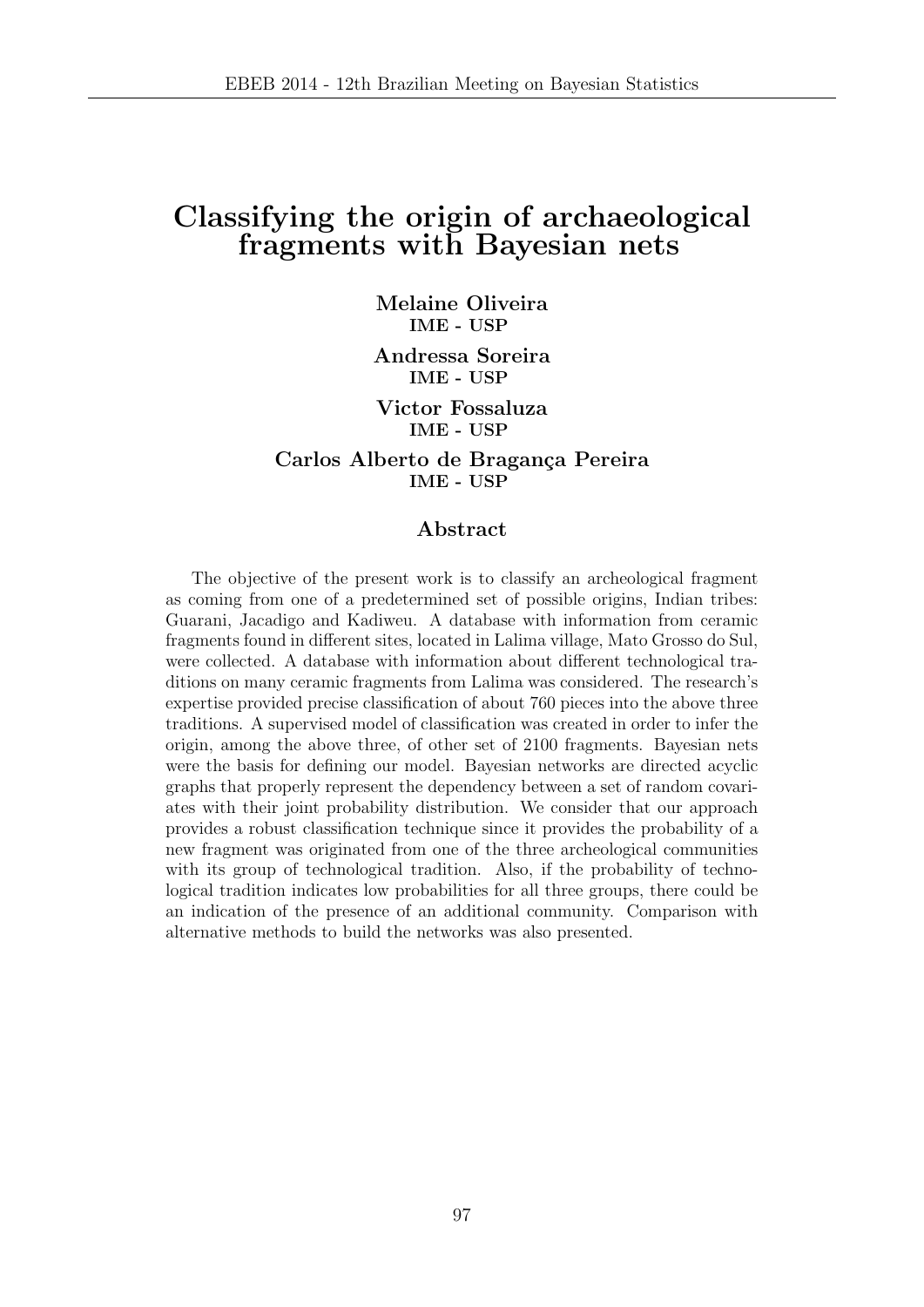# Classifying the origin of archaeological fragments with Bayesian nets

**Melaine Oliveira**
**IME - USP**

**Andressa Soreira**
**IME - USP**

**Victor Fossaluza**
**IME - USP**

**Carlos Alberto de Bragança Pereira**
**IME - USP**

## Abstract

The objective of the present work is to classify an archeological fragment as coming from one of a predetermined set of possible origins, Indian tribes: Guarani, Jacadigo and Kadiweu. A database with information from ceramic fragments found in different sites, located in Lalima village, Mato Grosso do Sul, were collected. A database with information about different technological traditions on many ceramic fragments from Lalima was considered. The research's expertise provided precise classification of about 760 pieces into the above three traditions. A supervised model of classification was created in order to infer the origin, among the above three, of other set of 2100 fragments. Bayesian nets were the basis for defining our model. Bayesian networks are directed acyclic graphs that properly represent the dependency between a set of random covariates with their joint probability distribution. We consider that our approach provides a robust classification technique since it provides the probability of a new fragment was originated from one of the three archeological communities with its group of technological tradition. Also, if the probability of technological tradition indicates low probabilities for all three groups, there could be an indication of the presence of an additional community. Comparison with alternative methods to build the networks was also presented.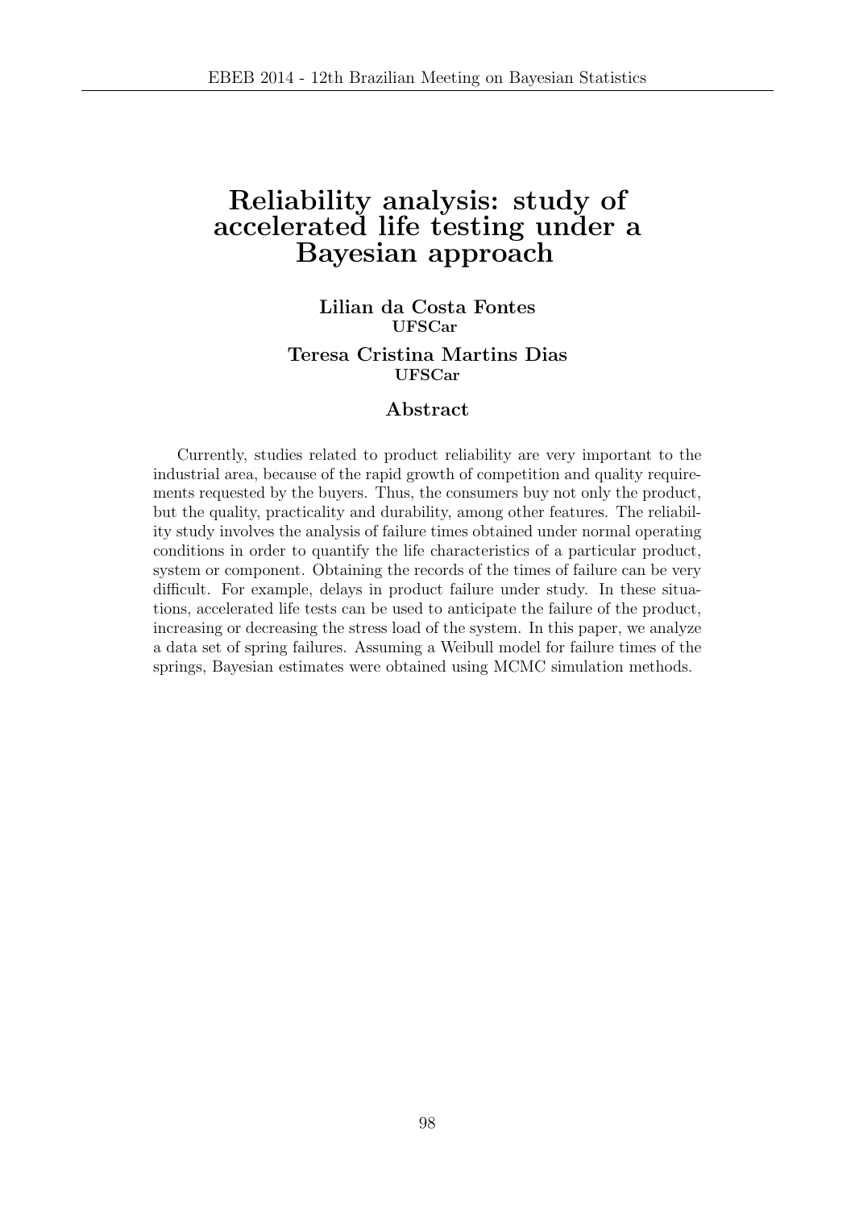# Reliability analysis: study of accelerated life testing under a Bayesian approach

**Lilian da Costa Fontes**
**UFSCar**

**Teresa Cristina Martins Dias**
**UFSCar**

## Abstract

Currently, studies related to product reliability are very important to the industrial area, because of the rapid growth of competition and quality requirements requested by the buyers. Thus, the consumers buy not only the product, but the quality, practicality and durability, among other features. The reliability study involves the analysis of failure times obtained under normal operating conditions in order to quantify the life characteristics of a particular product, system or component. Obtaining the records of the times of failure can be very difficult. For example, delays in product failure under study. In these situations, accelerated life tests can be used to anticipate the failure of the product, increasing or decreasing the stress load of the system. In this paper, we analyze a data set of spring failures. Assuming a Weibull model for failure times of the springs, Bayesian estimates were obtained using MCMC simulation methods.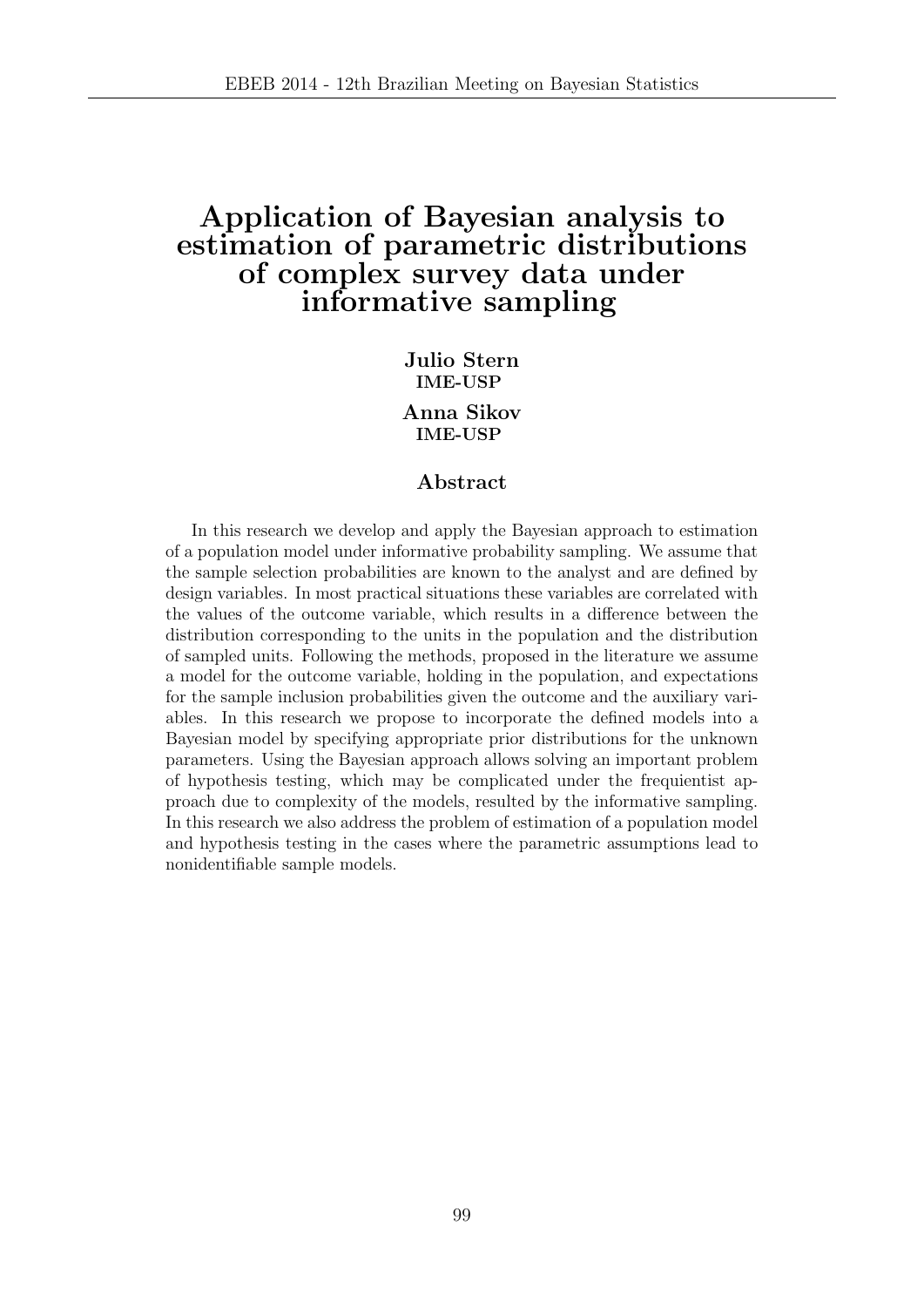# Application of Bayesian analysis to estimation of parametric distributions of complex survey data under informative sampling

**Julio Stern**
**IME-USP**

**Anna Sikov**
**IME-USP**

## Abstract

In this research we develop and apply the Bayesian approach to estimation of a population model under informative probability sampling. We assume that the sample selection probabilities are known to the analyst and are defined by design variables. In most practical situations these variables are correlated with the values of the outcome variable, which results in a difference between the distribution corresponding to the units in the population and the distribution of sampled units. Following the methods, proposed in the literature we assume a model for the outcome variable, holding in the population, and expectations for the sample inclusion probabilities given the outcome and the auxiliary variables. In this research we propose to incorporate the defined models into a Bayesian model by specifying appropriate prior distributions for the unknown parameters. Using the Bayesian approach allows solving an important problem of hypothesis testing, which may be complicated under the frequientist approach due to complexity of the models, resulted by the informative sampling. In this research we also address the problem of estimation of a population model and hypothesis testing in the cases where the parametric assumptions lead to nonidentifiable sample models.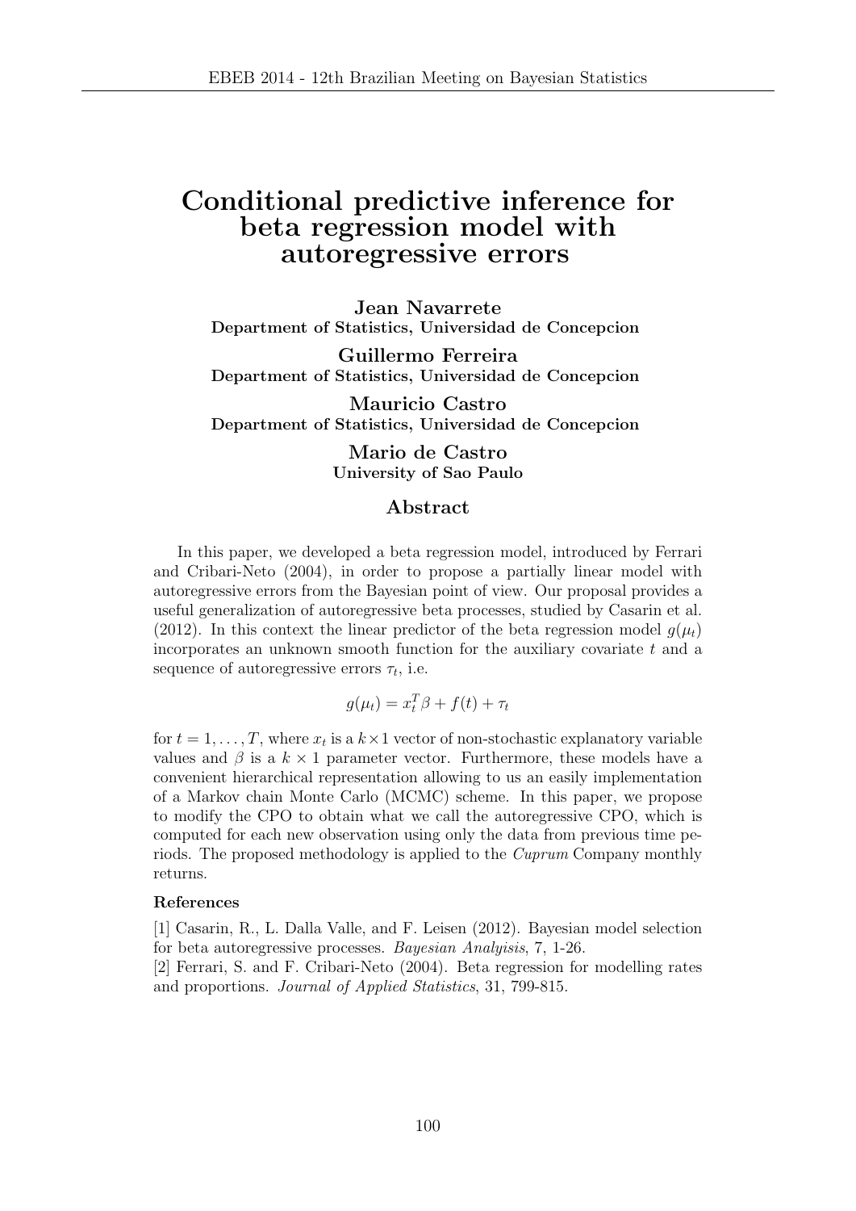# Conditional predictive inference for beta regression model with autoregressive errors

**Jean Navarrete**
**Department of Statistics, Universidad de Concepcion**

**Guillermo Ferreira**
**Department of Statistics, Universidad de Concepcion**

**Mauricio Castro**
**Department of Statistics, Universidad de Concepcion**

**Mario de Castro**
**University of Sao Paulo**

## Abstract

In this paper, we developed a beta regression model, introduced by Ferrari and Cribari-Neto (2004), in order to propose a partially linear model with autoregressive errors from the Bayesian point of view. Our proposal provides a useful generalization of autoregressive beta processes, studied by Casarin et al. (2012). In this context the linear predictor of the beta regression model $g(\mu_t)$ incorporates an unknown smooth function for the auxiliary covariate $t$ and a sequence of autoregressive errors $\tau_t$, i.e.

$$g(\mu_t) = x_t^T \beta + f(t) + \tau_t$$

for $t = 1, \ldots, T$, where $x_t$ is a $k \times 1$ vector of non-stochastic explanatory variable values and $\beta$ is a $k \times 1$ parameter vector. Furthermore, these models have a convenient hierarchical representation allowing to us an easily implementation of a Markov chain Monte Carlo (MCMC) scheme. In this paper, we propose to modify the CPO to obtain what we call the autoregressive CPO, which is computed for each new observation using only the data from previous time periods. The proposed methodology is applied to the *Cuprum* Company monthly returns.

**References**

[1] Casarin, R., L. Dalla Valle, and F. Leisen (2012). Bayesian model selection for beta autoregressive processes. *Bayesian Analyisis*, 7, 1-26.
[2] Ferrari, S. and F. Cribari-Neto (2004). Beta regression for modelling rates and proportions. *Journal of Applied Statistics*, 31, 799-815.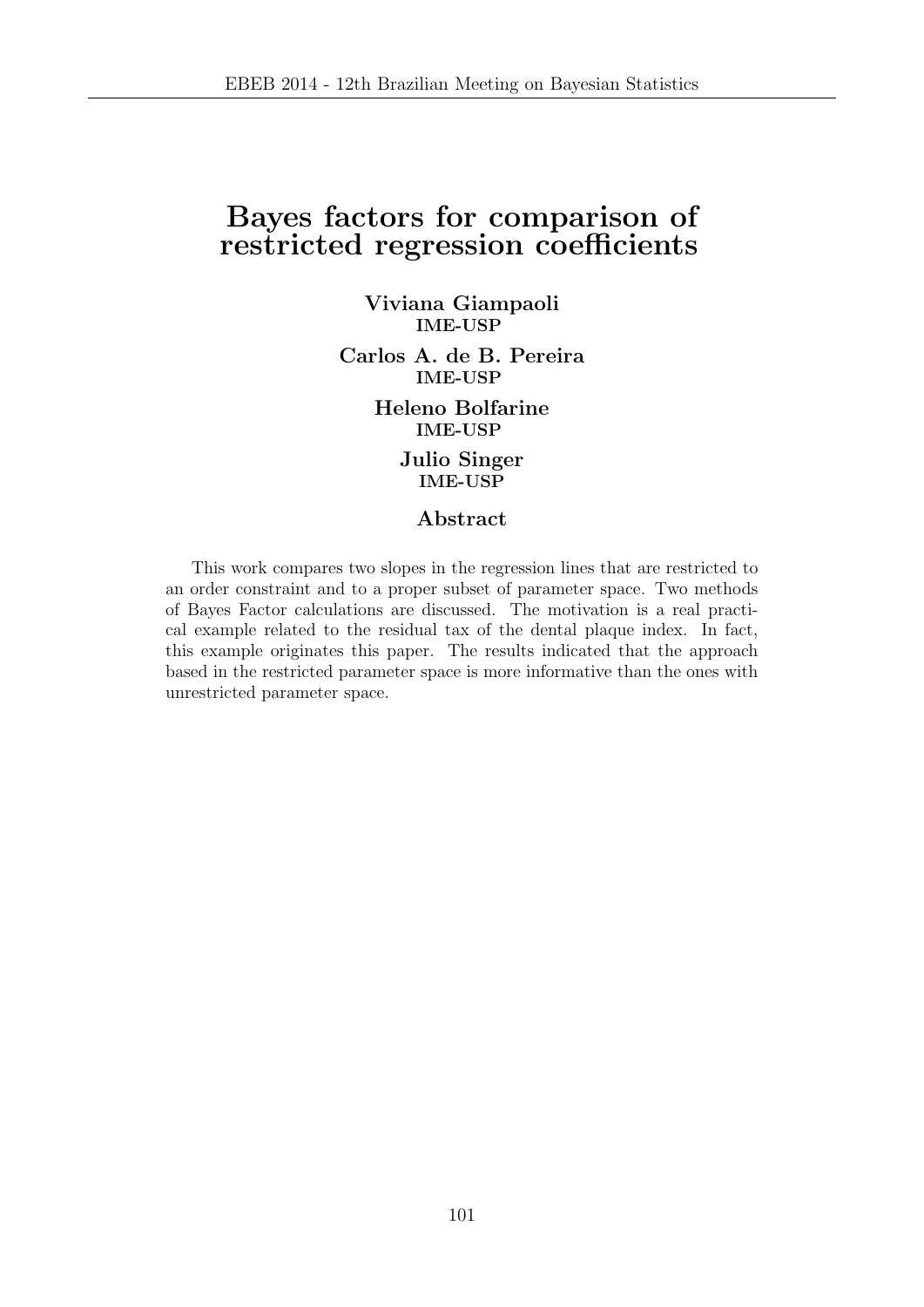# Bayes factors for comparison of restricted regression coefficients

**Viviana Giampaoli**
**IME-USP**

**Carlos A. de B. Pereira**
**IME-USP**

**Heleno Bolfarine**
**IME-USP**

**Julio Singer**
**IME-USP**

### Abstract

This work compares two slopes in the regression lines that are restricted to an order constraint and to a proper subset of parameter space. Two methods of Bayes Factor calculations are discussed. The motivation is a real practical example related to the residual tax of the dental plaque index. In fact, this example originates this paper. The results indicated that the approach based in the restricted parameter space is more informative than the ones with unrestricted parameter space.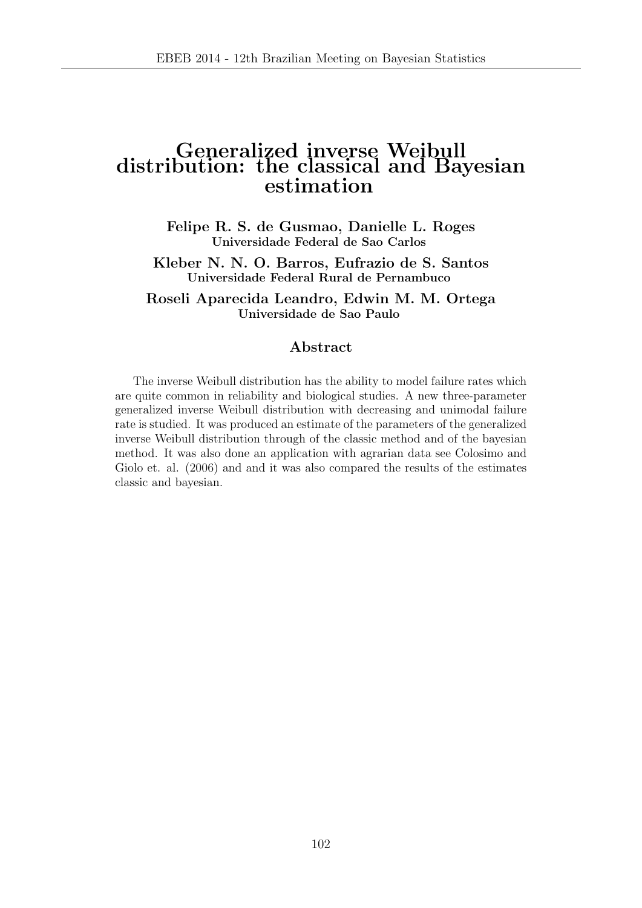# Generalized inverse Weibull distribution: the classical and Bayesian estimation

**Felipe R. S. de Gusmao, Danielle L. Roges**
**Universidade Federal de Sao Carlos**

**Kleber N. N. O. Barros, Eufrazio de S. Santos**
**Universidade Federal Rural de Pernambuco**

**Roseli Aparecida Leandro, Edwin M. M. Ortega**
**Universidade de Sao Paulo**

## Abstract

The inverse Weibull distribution has the ability to model failure rates which are quite common in reliability and biological studies. A new three-parameter generalized inverse Weibull distribution with decreasing and unimodal failure rate is studied. It was produced an estimate of the parameters of the generalized inverse Weibull distribution through of the classic method and of the bayesian method. It was also done an application with agrarian data see Colosimo and Giolo et. al. (2006) and and it was also compared the results of the estimates classic and bayesian.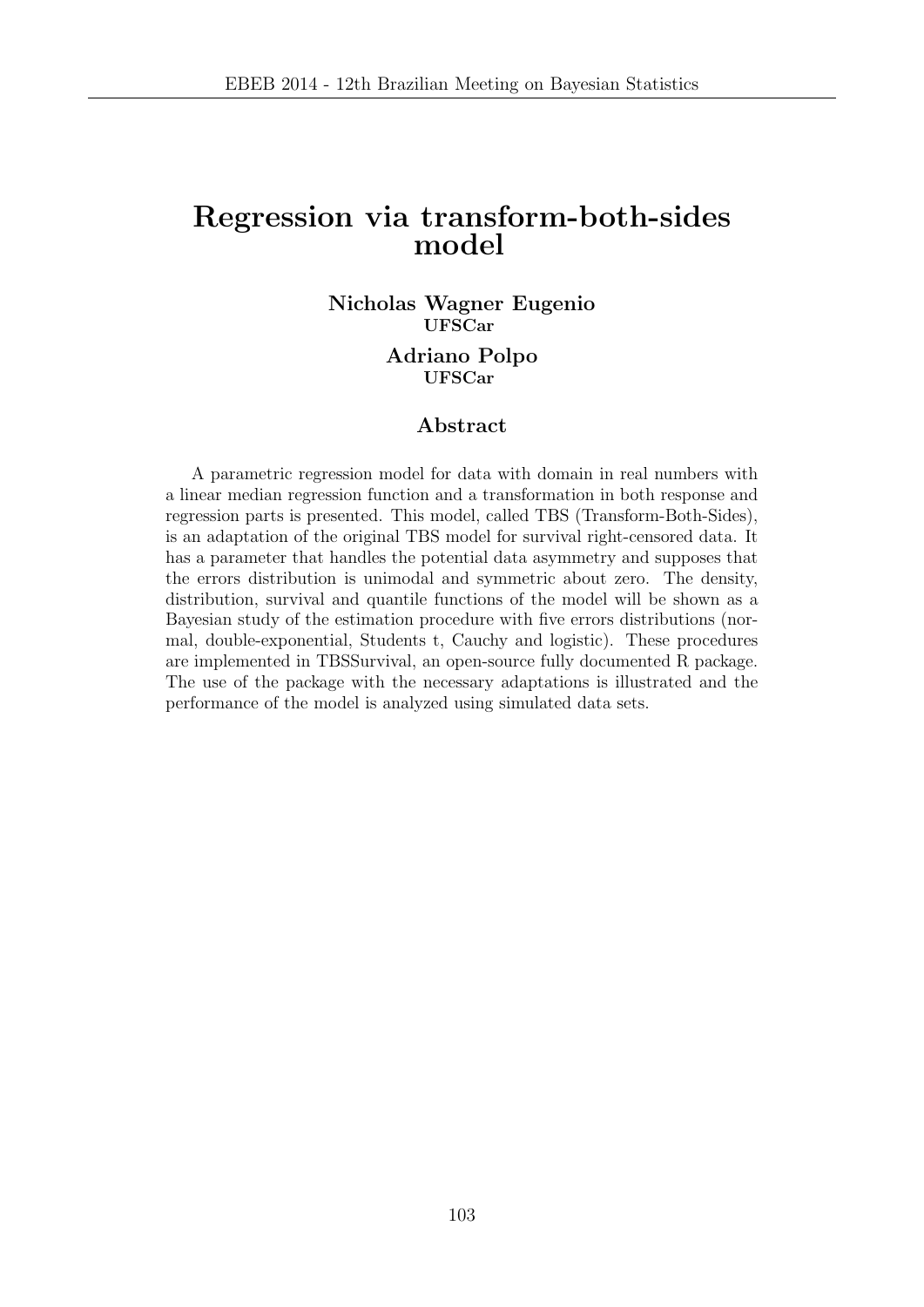# Regression via transform-both-sides model

**Nicholas Wagner Eugenio**
**UFSCar**

**Adriano Polpo**
**UFSCar**

## Abstract

A parametric regression model for data with domain in real numbers with a linear median regression function and a transformation in both response and regression parts is presented. This model, called TBS (Transform-Both-Sides), is an adaptation of the original TBS model for survival right-censored data. It has a parameter that handles the potential data asymmetry and supposes that the errors distribution is unimodal and symmetric about zero. The density, distribution, survival and quantile functions of the model will be shown as a Bayesian study of the estimation procedure with five errors distributions (normal, double-exponential, Students t, Cauchy and logistic). These procedures are implemented in TBSSurvival, an open-source fully documented R package. The use of the package with the necessary adaptations is illustrated and the performance of the model is analyzed using simulated data sets.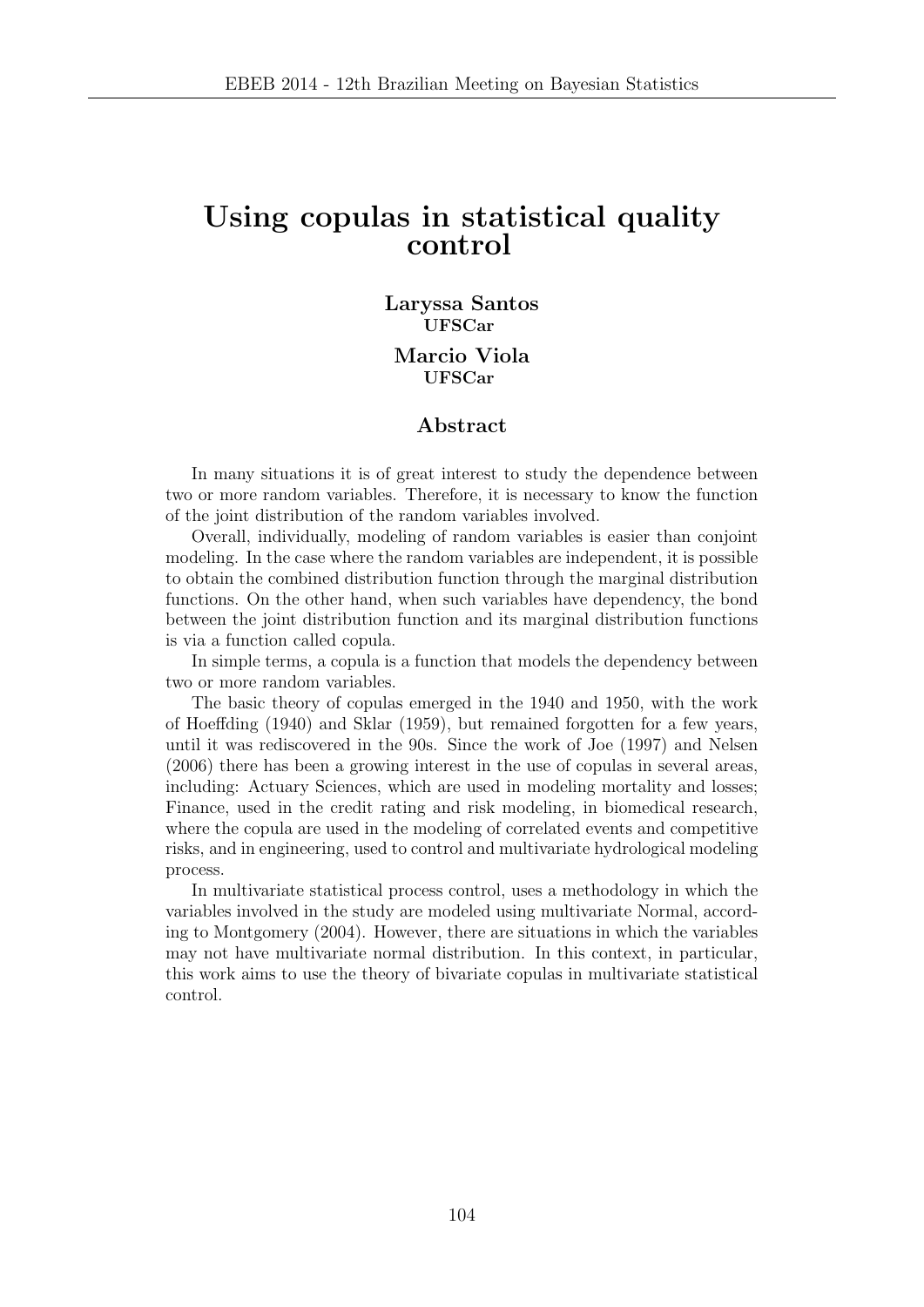# Using copulas in statistical quality control

**Laryssa Santos**
**UFSCar**

**Marcio Viola**
**UFSCar**

## Abstract

In many situations it is of great interest to study the dependence between two or more random variables. Therefore, it is necessary to know the function of the joint distribution of the random variables involved.

Overall, individually, modeling of random variables is easier than conjoint modeling. In the case where the random variables are independent, it is possible to obtain the combined distribution function through the marginal distribution functions. On the other hand, when such variables have dependency, the bond between the joint distribution function and its marginal distribution functions is via a function called copula.

In simple terms, a copula is a function that models the dependency between two or more random variables.

The basic theory of copulas emerged in the 1940 and 1950, with the work of Hoeffding (1940) and Sklar (1959), but remained forgotten for a few years, until it was rediscovered in the 90s. Since the work of Joe (1997) and Nelsen (2006) there has been a growing interest in the use of copulas in several areas, including: Actuary Sciences, which are used in modeling mortality and losses; Finance, used in the credit rating and risk modeling, in biomedical research, where the copula are used in the modeling of correlated events and competitive risks, and in engineering, used to control and multivariate hydrological modeling process.

In multivariate statistical process control, uses a methodology in which the variables involved in the study are modeled using multivariate Normal, according to Montgomery (2004). However, there are situations in which the variables may not have multivariate normal distribution. In this context, in particular, this work aims to use the theory of bivariate copulas in multivariate statistical control.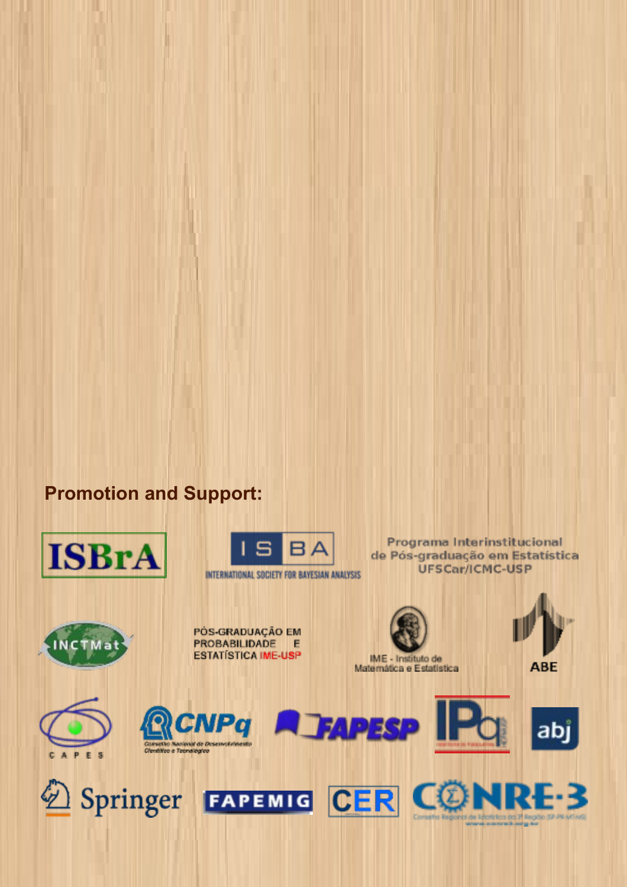**Promotion and Support:**

ISBrA

ISBA
INTERNATIONAL SOCIETY FOR BAYESIAN ANALYSIS

Programa Interinstitucional
de Pós-graduação em Estatística
UFSCar/ICMC-USP

INCTMat

PÓS-GRADUAÇÃO EM
PROBABILIDADE E
ESTATÍSTICA IME-USP

IME - Instituto de
Matemática e Estatística

ABE

CAPES

CNPq
Conselho Nacional de Desenvolvimento
Científico e Tecnológico

FAPESP

IPq

abj

Springer

FAPEMIG

CER

CONRE-3